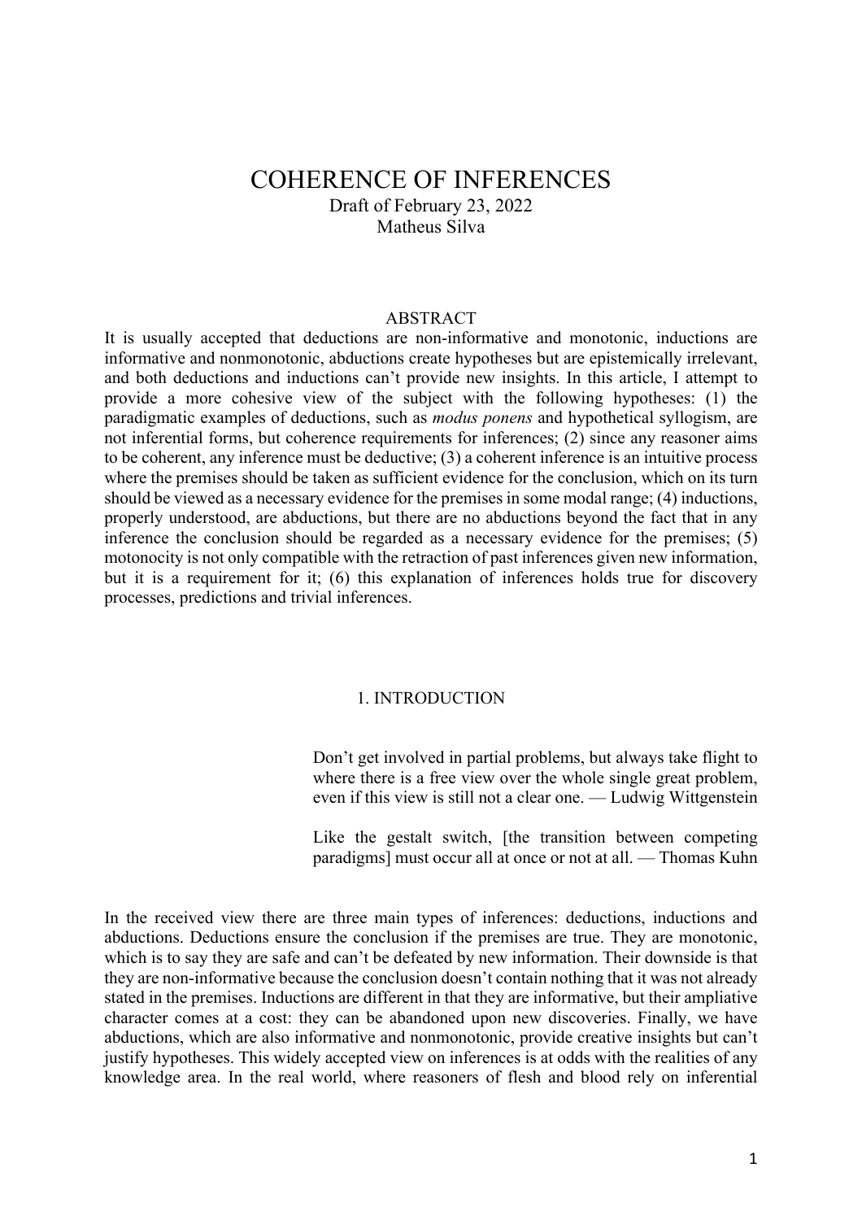# COHERENCE OF INFERENCES

Draft of February 23, 2022

Matheus Silva

## ABSTRACT

It is usually accepted that deductions are non-informative and monotonic, inductions are informative and nonmonotonic, abductions create hypotheses but are epistemically irrelevant, and both deductions and inductions can't provide new insights. In this article, I attempt to provide a more cohesive view of the subject with the following hypotheses: (1) the paradigmatic examples of deductions, such as *modus ponens* and hypothetical syllogism, are not inferential forms, but coherence requirements for inferences; (2) since any reasoner aims to be coherent, any inference must be deductive; (3) a coherent inference is an intuitive process where the premises should be taken as sufficient evidence for the conclusion, which on its turn should be viewed as a necessary evidence for the premises in some modal range; (4) inductions, properly understood, are abductions, but there are no abductions beyond the fact that in any inference the conclusion should be regarded as a necessary evidence for the premises; (5) motonocity is not only compatible with the retraction of past inferences given new information, but it is a requirement for it; (6) this explanation of inferences holds true for discovery processes, predictions and trivial inferences.

## 1. INTRODUCTION

> Don't get involved in partial problems, but always take flight to where there is a free view over the whole single great problem, even if this view is still not a clear one. — Ludwig Wittgenstein

> Like the gestalt switch, [the transition between competing paradigms] must occur all at once or not at all. — Thomas Kuhn

In the received view there are three main types of inferences: deductions, inductions and abductions. Deductions ensure the conclusion if the premises are true. They are monotonic, which is to say they are safe and can't be defeated by new information. Their downside is that they are non-informative because the conclusion doesn't contain nothing that it was not already stated in the premises. Inductions are different in that they are informative, but their ampliative character comes at a cost: they can be abandoned upon new discoveries. Finally, we have abductions, which are also informative and nonmonotonic, provide creative insights but can't justify hypotheses. This widely accepted view on inferences is at odds with the realities of any knowledge area. In the real world, where reasoners of flesh and blood rely on inferential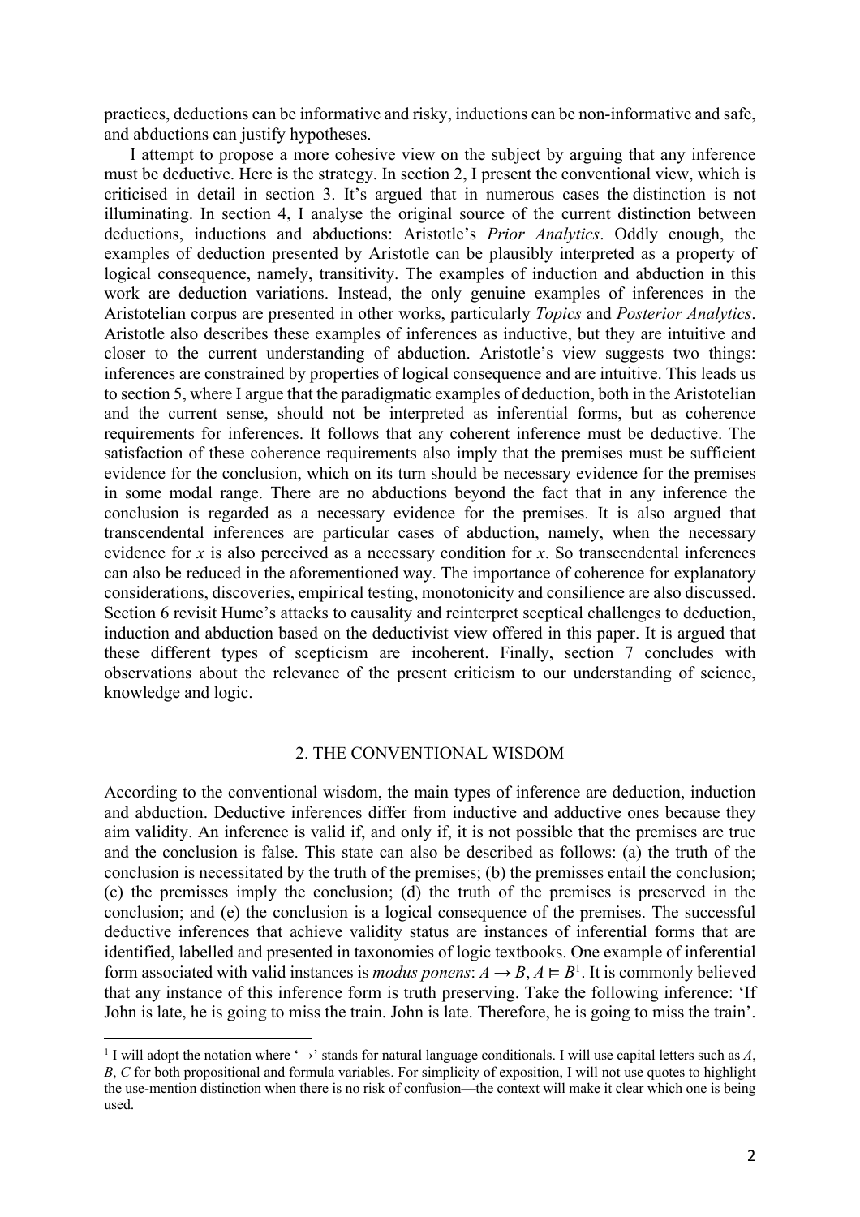practices, deductions can be informative and risky, inductions can be non-informative and safe, and abductions can justify hypotheses.

I attempt to propose a more cohesive view on the subject by arguing that any inference must be deductive. Here is the strategy. In section 2, I present the conventional view, which is criticised in detail in section 3. It's argued that in numerous cases the distinction is not illuminating. In section 4, I analyse the original source of the current distinction between deductions, inductions and abductions: Aristotle's *Prior Analytics*. Oddly enough, the examples of deduction presented by Aristotle can be plausibly interpreted as a property of logical consequence, namely, transitivity. The examples of induction and abduction in this work are deduction variations. Instead, the only genuine examples of inferences in the Aristotelian corpus are presented in other works, particularly *Topics* and *Posterior Analytics*. Aristotle also describes these examples of inferences as inductive, but they are intuitive and closer to the current understanding of abduction. Aristotle's view suggests two things: inferences are constrained by properties of logical consequence and are intuitive. This leads us to section 5, where I argue that the paradigmatic examples of deduction, both in the Aristotelian and the current sense, should not be interpreted as inferential forms, but as coherence requirements for inferences. It follows that any coherent inference must be deductive. The satisfaction of these coherence requirements also imply that the premises must be sufficient evidence for the conclusion, which on its turn should be necessary evidence for the premises in some modal range. There are no abductions beyond the fact that in any inference the conclusion is regarded as a necessary evidence for the premises. It is also argued that transcendental inferences are particular cases of abduction, namely, when the necessary evidence for *x* is also perceived as a necessary condition for *x*. So transcendental inferences can also be reduced in the aforementioned way. The importance of coherence for explanatory considerations, discoveries, empirical testing, monotonicity and consilience are also discussed. Section 6 revisit Hume's attacks to causality and reinterpret sceptical challenges to deduction, induction and abduction based on the deductivist view offered in this paper. It is argued that these different types of scepticism are incoherent. Finally, section 7 concludes with observations about the relevance of the present criticism to our understanding of science, knowledge and logic.

## 2. THE CONVENTIONAL WISDOM

According to the conventional wisdom, the main types of inference are deduction, induction and abduction. Deductive inferences differ from inductive and adductive ones because they aim validity. An inference is valid if, and only if, it is not possible that the premises are true and the conclusion is false. This state can also be described as follows: (a) the truth of the conclusion is necessitated by the truth of the premises; (b) the premisses entail the conclusion; (c) the premisses imply the conclusion; (d) the truth of the premises is preserved in the conclusion; and (e) the conclusion is a logical consequence of the premises. The successful deductive inferences that achieve validity status are instances of inferential forms that are identified, labelled and presented in taxonomies of logic textbooks. One example of inferential form associated with valid instances is *modus ponens*: $A \rightarrow B, A \vDash B$[1]. It is commonly believed that any instance of this inference form is truth preserving. Take the following inference: 'If John is late, he is going to miss the train. John is late. Therefore, he is going to miss the train'.

[1] I will adopt the notation where '$\rightarrow$' stands for natural language conditionals. I will use capital letters such as *A*, *B*, *C* for both propositional and formula variables. For simplicity of exposition, I will not use quotes to highlight the use-mention distinction when there is no risk of confusion—the context will make it clear which one is being used.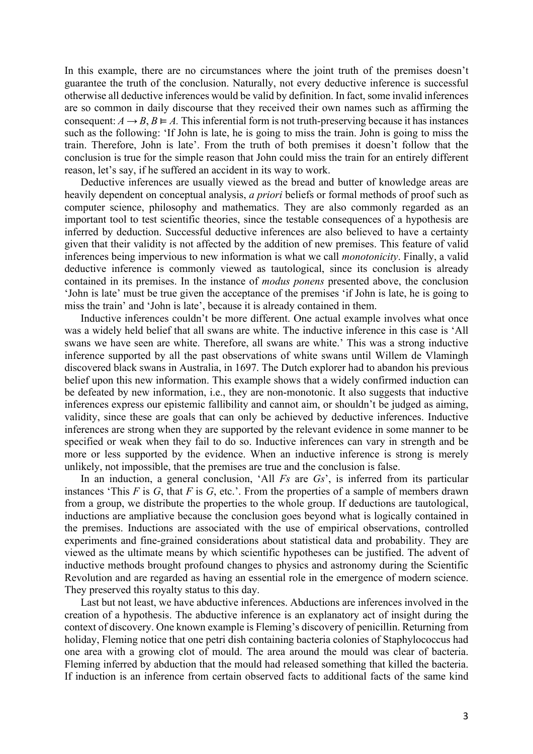In this example, there are no circumstances where the joint truth of the premises doesn't guarantee the truth of the conclusion. Naturally, not every deductive inference is successful otherwise all deductive inferences would be valid by definition. In fact, some invalid inferences are so common in daily discourse that they received their own names such as affirming the consequent: $A \rightarrow B, B \vDash A$. This inferential form is not truth-preserving because it has instances such as the following: 'If John is late, he is going to miss the train. John is going to miss the train. Therefore, John is late'. From the truth of both premises it doesn't follow that the conclusion is true for the simple reason that John could miss the train for an entirely different reason, let's say, if he suffered an accident in its way to work.

Deductive inferences are usually viewed as the bread and butter of knowledge areas are heavily dependent on conceptual analysis, *a priori* beliefs or formal methods of proof such as computer science, philosophy and mathematics. They are also commonly regarded as an important tool to test scientific theories, since the testable consequences of a hypothesis are inferred by deduction. Successful deductive inferences are also believed to have a certainty given that their validity is not affected by the addition of new premises. This feature of valid inferences being impervious to new information is what we call *monotonicity*. Finally, a valid deductive inference is commonly viewed as tautological, since its conclusion is already contained in its premises. In the instance of *modus ponens* presented above, the conclusion 'John is late' must be true given the acceptance of the premises 'if John is late, he is going to miss the train' and 'John is late', because it is already contained in them.

Inductive inferences couldn't be more different. One actual example involves what once was a widely held belief that all swans are white. The inductive inference in this case is 'All swans we have seen are white. Therefore, all swans are white.' This was a strong inductive inference supported by all the past observations of white swans until Willem de Vlamingh discovered black swans in Australia, in 1697. The Dutch explorer had to abandon his previous belief upon this new information. This example shows that a widely confirmed induction can be defeated by new information, i.e., they are non-monotonic. It also suggests that inductive inferences express our epistemic fallibility and cannot aim, or shouldn't be judged as aiming, validity, since these are goals that can only be achieved by deductive inferences. Inductive inferences are strong when they are supported by the relevant evidence in some manner to be specified or weak when they fail to do so. Inductive inferences can vary in strength and be more or less supported by the evidence. When an inductive inference is strong is merely unlikely, not impossible, that the premises are true and the conclusion is false.

In an induction, a general conclusion, 'All *Fs* are *Gs*', is inferred from its particular instances 'This *F* is *G*, that *F* is *G*, etc.'. From the properties of a sample of members drawn from a group, we distribute the properties to the whole group. If deductions are tautological, inductions are ampliative because the conclusion goes beyond what is logically contained in the premises. Inductions are associated with the use of empirical observations, controlled experiments and fine-grained considerations about statistical data and probability. They are viewed as the ultimate means by which scientific hypotheses can be justified. The advent of inductive methods brought profound changes to physics and astronomy during the Scientific Revolution and are regarded as having an essential role in the emergence of modern science. They preserved this royalty status to this day.

Last but not least, we have abductive inferences. Abductions are inferences involved in the creation of a hypothesis. The abductive inference is an explanatory act of insight during the context of discovery. One known example is Fleming's discovery of penicillin. Returning from holiday, Fleming notice that one petri dish containing bacteria colonies of Staphylococcus had one area with a growing clot of mould. The area around the mould was clear of bacteria. Fleming inferred by abduction that the mould had released something that killed the bacteria. If induction is an inference from certain observed facts to additional facts of the same kind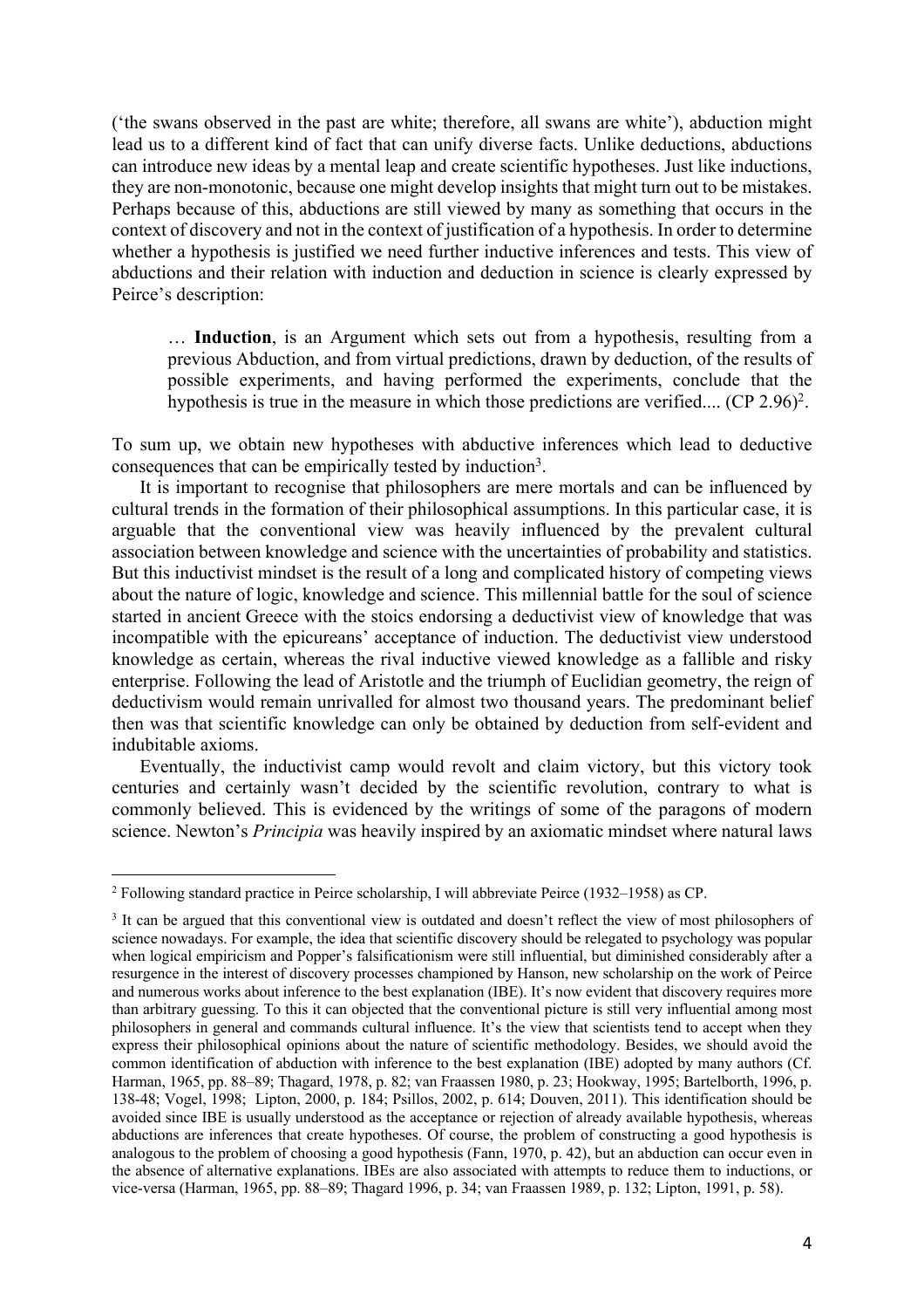('the swans observed in the past are white; therefore, all swans are white'), abduction might lead us to a different kind of fact that can unify diverse facts. Unlike deductions, abductions can introduce new ideas by a mental leap and create scientific hypotheses. Just like inductions, they are non-monotonic, because one might develop insights that might turn out to be mistakes. Perhaps because of this, abductions are still viewed by many as something that occurs in the context of discovery and not in the context of justification of a hypothesis. In order to determine whether a hypothesis is justified we need further inductive inferences and tests. This view of abductions and their relation with induction and deduction in science is clearly expressed by Peirce's description:

> … **Induction**, is an Argument which sets out from a hypothesis, resulting from a previous Abduction, and from virtual predictions, drawn by deduction, of the results of possible experiments, and having performed the experiments, conclude that the hypothesis is true in the measure in which those predictions are verified.... (CP 2.96)[2].

To sum up, we obtain new hypotheses with abductive inferences which lead to deductive consequences that can be empirically tested by induction[3].

It is important to recognise that philosophers are mere mortals and can be influenced by cultural trends in the formation of their philosophical assumptions. In this particular case, it is arguable that the conventional view was heavily influenced by the prevalent cultural association between knowledge and science with the uncertainties of probability and statistics. But this inductivist mindset is the result of a long and complicated history of competing views about the nature of logic, knowledge and science. This millennial battle for the soul of science started in ancient Greece with the stoics endorsing a deductivist view of knowledge that was incompatible with the epicureans' acceptance of induction. The deductivist view understood knowledge as certain, whereas the rival inductive viewed knowledge as a fallible and risky enterprise. Following the lead of Aristotle and the triumph of Euclidian geometry, the reign of deductivism would remain unrivalled for almost two thousand years. The predominant belief then was that scientific knowledge can only be obtained by deduction from self-evident and indubitable axioms.

Eventually, the inductivist camp would revolt and claim victory, but this victory took centuries and certainly wasn't decided by the scientific revolution, contrary to what is commonly believed. This is evidenced by the writings of some of the paragons of modern science. Newton's *Principia* was heavily inspired by an axiomatic mindset where natural laws

---

[2] Following standard practice in Peirce scholarship, I will abbreviate Peirce (1932–1958) as CP.

[3] It can be argued that this conventional view is outdated and doesn't reflect the view of most philosophers of science nowadays. For example, the idea that scientific discovery should be relegated to psychology was popular when logical empiricism and Popper's falsificationism were still influential, but diminished considerably after a resurgence in the interest of discovery processes championed by Hanson, new scholarship on the work of Peirce and numerous works about inference to the best explanation (IBE). It's now evident that discovery requires more than arbitrary guessing. To this it can objected that the conventional picture is still very influential among most philosophers in general and commands cultural influence. It's the view that scientists tend to accept when they express their philosophical opinions about the nature of scientific methodology. Besides, we should avoid the common identification of abduction with inference to the best explanation (IBE) adopted by many authors (Cf. Harman, 1965, pp. 88–89; Thagard, 1978, p. 82; van Fraassen 1980, p. 23; Hookway, 1995; Bartelborth, 1996, p. 138-48; Vogel, 1998; Lipton, 2000, p. 184; Psillos, 2002, p. 614; Douven, 2011). This identification should be avoided since IBE is usually understood as the acceptance or rejection of already available hypothesis, whereas abductions are inferences that create hypotheses. Of course, the problem of constructing a good hypothesis is analogous to the problem of choosing a good hypothesis (Fann, 1970, p. 42), but an abduction can occur even in the absence of alternative explanations. IBEs are also associated with attempts to reduce them to inductions, or vice-versa (Harman, 1965, pp. 88–89; Thagard 1996, p. 34; van Fraassen 1989, p. 132; Lipton, 1991, p. 58).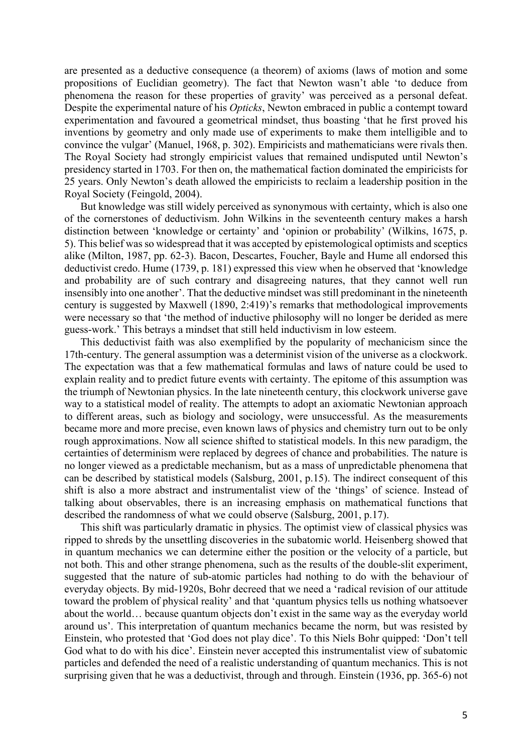are presented as a deductive consequence (a theorem) of axioms (laws of motion and some propositions of Euclidian geometry). The fact that Newton wasn't able 'to deduce from phenomena the reason for these properties of gravity' was perceived as a personal defeat. Despite the experimental nature of his *Opticks*, Newton embraced in public a contempt toward experimentation and favoured a geometrical mindset, thus boasting 'that he first proved his inventions by geometry and only made use of experiments to make them intelligible and to convince the vulgar' (Manuel, 1968, p. 302). Empiricists and mathematicians were rivals then. The Royal Society had strongly empiricist values that remained undisputed until Newton's presidency started in 1703. For then on, the mathematical faction dominated the empiricists for 25 years. Only Newton's death allowed the empiricists to reclaim a leadership position in the Royal Society (Feingold, 2004).

But knowledge was still widely perceived as synonymous with certainty, which is also one of the cornerstones of deductivism. John Wilkins in the seventeenth century makes a harsh distinction between 'knowledge or certainty' and 'opinion or probability' (Wilkins, 1675, p. 5). This belief was so widespread that it was accepted by epistemological optimists and sceptics alike (Milton, 1987, pp. 62-3). Bacon, Descartes, Foucher, Bayle and Hume all endorsed this deductivist credo. Hume (1739, p. 181) expressed this view when he observed that 'knowledge and probability are of such contrary and disagreeing natures, that they cannot well run insensibly into one another'. That the deductive mindset was still predominant in the nineteenth century is suggested by Maxwell (1890, 2:419)'s remarks that methodological improvements were necessary so that 'the method of inductive philosophy will no longer be derided as mere guess-work.' This betrays a mindset that still held inductivism in low esteem.

This deductivist faith was also exemplified by the popularity of mechanicism since the 17th-century. The general assumption was a determinist vision of the universe as a clockwork. The expectation was that a few mathematical formulas and laws of nature could be used to explain reality and to predict future events with certainty. The epitome of this assumption was the triumph of Newtonian physics. In the late nineteenth century, this clockwork universe gave way to a statistical model of reality. The attempts to adopt an axiomatic Newtonian approach to different areas, such as biology and sociology, were unsuccessful. As the measurements became more and more precise, even known laws of physics and chemistry turn out to be only rough approximations. Now all science shifted to statistical models. In this new paradigm, the certainties of determinism were replaced by degrees of chance and probabilities. The nature is no longer viewed as a predictable mechanism, but as a mass of unpredictable phenomena that can be described by statistical models (Salsburg, 2001, p.15). The indirect consequent of this shift is also a more abstract and instrumentalist view of the 'things' of science. Instead of talking about observables, there is an increasing emphasis on mathematical functions that described the randomness of what we could observe (Salsburg, 2001, p.17).

This shift was particularly dramatic in physics. The optimist view of classical physics was ripped to shreds by the unsettling discoveries in the subatomic world. Heisenberg showed that in quantum mechanics we can determine either the position or the velocity of a particle, but not both. This and other strange phenomena, such as the results of the double-slit experiment, suggested that the nature of sub-atomic particles had nothing to do with the behaviour of everyday objects. By mid-1920s, Bohr decreed that we need a 'radical revision of our attitude toward the problem of physical reality' and that 'quantum physics tells us nothing whatsoever about the world… because quantum objects don't exist in the same way as the everyday world around us'. This interpretation of quantum mechanics became the norm, but was resisted by Einstein, who protested that 'God does not play dice'. To this Niels Bohr quipped: 'Don't tell God what to do with his dice'. Einstein never accepted this instrumentalist view of subatomic particles and defended the need of a realistic understanding of quantum mechanics. This is not surprising given that he was a deductivist, through and through. Einstein (1936, pp. 365-6) not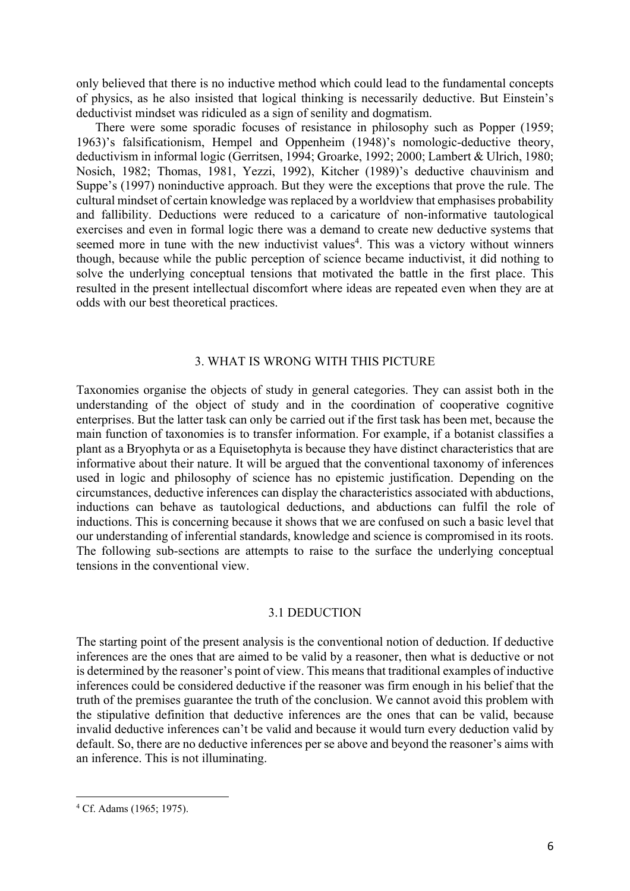only believed that there is no inductive method which could lead to the fundamental concepts of physics, as he also insisted that logical thinking is necessarily deductive. But Einstein's deductivist mindset was ridiculed as a sign of senility and dogmatism.

There were some sporadic focuses of resistance in philosophy such as Popper (1959; 1963)'s falsificationism, Hempel and Oppenheim (1948)'s nomologic-deductive theory, deductivism in informal logic (Gerritsen, 1994; Groarke, 1992; 2000; Lambert & Ulrich, 1980; Nosich, 1982; Thomas, 1981, Yezzi, 1992), Kitcher (1989)'s deductive chauvinism and Suppe's (1997) noninductive approach. But they were the exceptions that prove the rule. The cultural mindset of certain knowledge was replaced by a worldview that emphasises probability and fallibility. Deductions were reduced to a caricature of non-informative tautological exercises and even in formal logic there was a demand to create new deductive systems that seemed more in tune with the new inductivist values[4]. This was a victory without winners though, because while the public perception of science became inductivist, it did nothing to solve the underlying conceptual tensions that motivated the battle in the first place. This resulted in the present intellectual discomfort where ideas are repeated even when they are at odds with our best theoretical practices.

## 3. WHAT IS WRONG WITH THIS PICTURE

Taxonomies organise the objects of study in general categories. They can assist both in the understanding of the object of study and in the coordination of cooperative cognitive enterprises. But the latter task can only be carried out if the first task has been met, because the main function of taxonomies is to transfer information. For example, if a botanist classifies a plant as a Bryophyta or as a Equisetophyta is because they have distinct characteristics that are informative about their nature. It will be argued that the conventional taxonomy of inferences used in logic and philosophy of science has no epistemic justification. Depending on the circumstances, deductive inferences can display the characteristics associated with abductions, inductions can behave as tautological deductions, and abductions can fulfil the role of inductions. This is concerning because it shows that we are confused on such a basic level that our understanding of inferential standards, knowledge and science is compromised in its roots. The following sub-sections are attempts to raise to the surface the underlying conceptual tensions in the conventional view.

### 3.1 DEDUCTION

The starting point of the present analysis is the conventional notion of deduction. If deductive inferences are the ones that are aimed to be valid by a reasoner, then what is deductive or not is determined by the reasoner's point of view. This means that traditional examples of inductive inferences could be considered deductive if the reasoner was firm enough in his belief that the truth of the premises guarantee the truth of the conclusion. We cannot avoid this problem with the stipulative definition that deductive inferences are the ones that can be valid, because invalid deductive inferences can't be valid and because it would turn every deduction valid by default. So, there are no deductive inferences per se above and beyond the reasoner's aims with an inference. This is not illuminating.

---

[4] Cf. Adams (1965; 1975).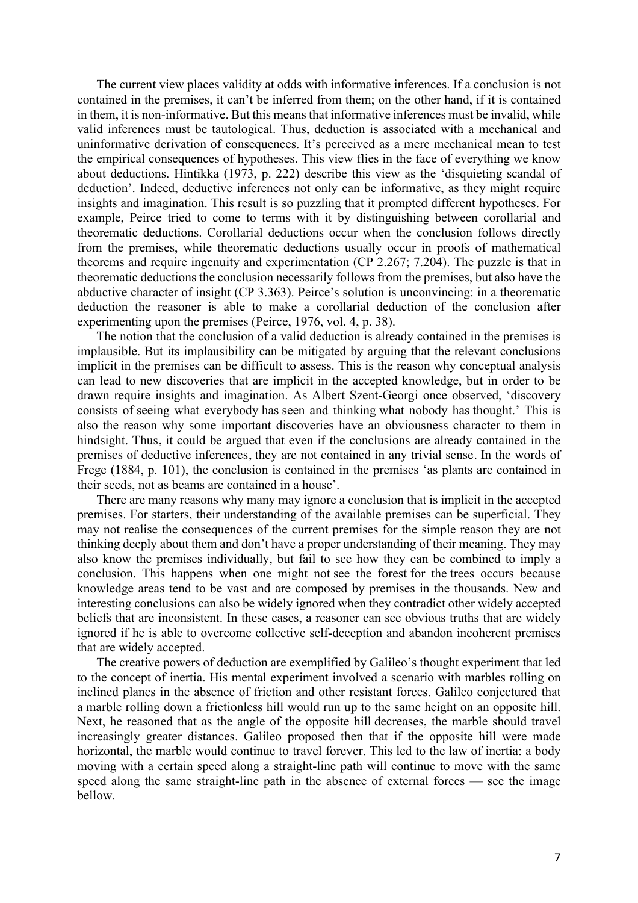The current view places validity at odds with informative inferences. If a conclusion is not contained in the premises, it can't be inferred from them; on the other hand, if it is contained in them, it is non-informative. But this means that informative inferences must be invalid, while valid inferences must be tautological. Thus, deduction is associated with a mechanical and uninformative derivation of consequences. It's perceived as a mere mechanical mean to test the empirical consequences of hypotheses. This view flies in the face of everything we know about deductions. Hintikka (1973, p. 222) describe this view as the 'disquieting scandal of deduction'. Indeed, deductive inferences not only can be informative, as they might require insights and imagination. This result is so puzzling that it prompted different hypotheses. For example, Peirce tried to come to terms with it by distinguishing between corollarial and theorematic deductions. Corollarial deductions occur when the conclusion follows directly from the premises, while theorematic deductions usually occur in proofs of mathematical theorems and require ingenuity and experimentation (CP 2.267; 7.204). The puzzle is that in theorematic deductions the conclusion necessarily follows from the premises, but also have the abductive character of insight (CP 3.363). Peirce's solution is unconvincing: in a theorematic deduction the reasoner is able to make a corollarial deduction of the conclusion after experimenting upon the premises (Peirce, 1976, vol. 4, p. 38).

The notion that the conclusion of a valid deduction is already contained in the premises is implausible. But its implausibility can be mitigated by arguing that the relevant conclusions implicit in the premises can be difficult to assess. This is the reason why conceptual analysis can lead to new discoveries that are implicit in the accepted knowledge, but in order to be drawn require insights and imagination. As Albert Szent-Georgi once observed, 'discovery consists of seeing what everybody has seen and thinking what nobody has thought.' This is also the reason why some important discoveries have an obviousness character to them in hindsight. Thus, it could be argued that even if the conclusions are already contained in the premises of deductive inferences, they are not contained in any trivial sense. In the words of Frege (1884, p. 101), the conclusion is contained in the premises 'as plants are contained in their seeds, not as beams are contained in a house'.

There are many reasons why many may ignore a conclusion that is implicit in the accepted premises. For starters, their understanding of the available premises can be superficial. They may not realise the consequences of the current premises for the simple reason they are not thinking deeply about them and don't have a proper understanding of their meaning. They may also know the premises individually, but fail to see how they can be combined to imply a conclusion. This happens when one might not see the forest for the trees occurs because knowledge areas tend to be vast and are composed by premises in the thousands. New and interesting conclusions can also be widely ignored when they contradict other widely accepted beliefs that are inconsistent. In these cases, a reasoner can see obvious truths that are widely ignored if he is able to overcome collective self-deception and abandon incoherent premises that are widely accepted.

The creative powers of deduction are exemplified by Galileo's thought experiment that led to the concept of inertia. His mental experiment involved a scenario with marbles rolling on inclined planes in the absence of friction and other resistant forces. Galileo conjectured that a marble rolling down a frictionless hill would run up to the same height on an opposite hill. Next, he reasoned that as the angle of the opposite hill decreases, the marble should travel increasingly greater distances. Galileo proposed then that if the opposite hill were made horizontal, the marble would continue to travel forever. This led to the law of inertia: a body moving with a certain speed along a straight-line path will continue to move with the same speed along the same straight-line path in the absence of external forces — see the image bellow.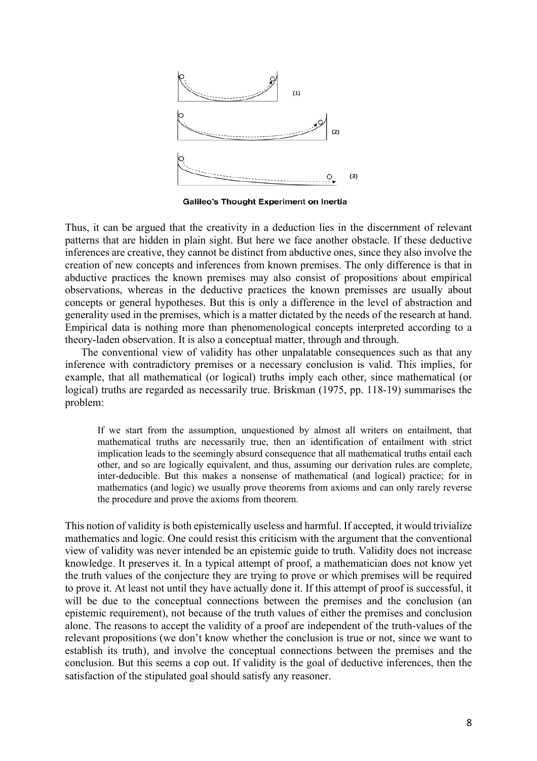Galileo's Thought Experiment on Inertia

Thus, it can be argued that the creativity in a deduction lies in the discernment of relevant patterns that are hidden in plain sight. But here we face another obstacle. If these deductive inferences are creative, they cannot be distinct from abductive ones, since they also involve the creation of new concepts and inferences from known premises. The only difference is that in abductive practices the known premises may also consist of propositions about empirical observations, whereas in the deductive practices the known premisses are usually about concepts or general hypotheses. But this is only a difference in the level of abstraction and generality used in the premises, which is a matter dictated by the needs of the research at hand. Empirical data is nothing more than phenomenological concepts interpreted according to a theory-laden observation. It is also a conceptual matter, through and through.

The conventional view of validity has other unpalatable consequences such as that any inference with contradictory premises or a necessary conclusion is valid. This implies, for example, that all mathematical (or logical) truths imply each other, since mathematical (or logical) truths are regarded as necessarily true. Briskman (1975, pp. 118-19) summarises the problem:

> If we start from the assumption, unquestioned by almost all writers on entailment, that mathematical truths are necessarily true, then an identification of entailment with strict implication leads to the seemingly absurd consequence that all mathematical truths entail each other, and so are logically equivalent, and thus, assuming our derivation rules are complete, inter-deducible. But this makes a nonsense of mathematical (and logical) practice; for in mathematics (and logic) we usually prove theorems from axioms and can only rarely reverse the procedure and prove the axioms from theorem.

This notion of validity is both epistemically useless and harmful. If accepted, it would trivialize mathematics and logic. One could resist this criticism with the argument that the conventional view of validity was never intended be an epistemic guide to truth. Validity does not increase knowledge. It preserves it. In a typical attempt of proof, a mathematician does not know yet the truth values of the conjecture they are trying to prove or which premises will be required to prove it. At least not until they have actually done it. If this attempt of proof is successful, it will be due to the conceptual connections between the premises and the conclusion (an epistemic requirement), not because of the truth values of either the premises and conclusion alone. The reasons to accept the validity of a proof are independent of the truth-values of the relevant propositions (we don't know whether the conclusion is true or not, since we want to establish its truth), and involve the conceptual connections between the premises and the conclusion. But this seems a cop out. If validity is the goal of deductive inferences, then the satisfaction of the stipulated goal should satisfy any reasoner.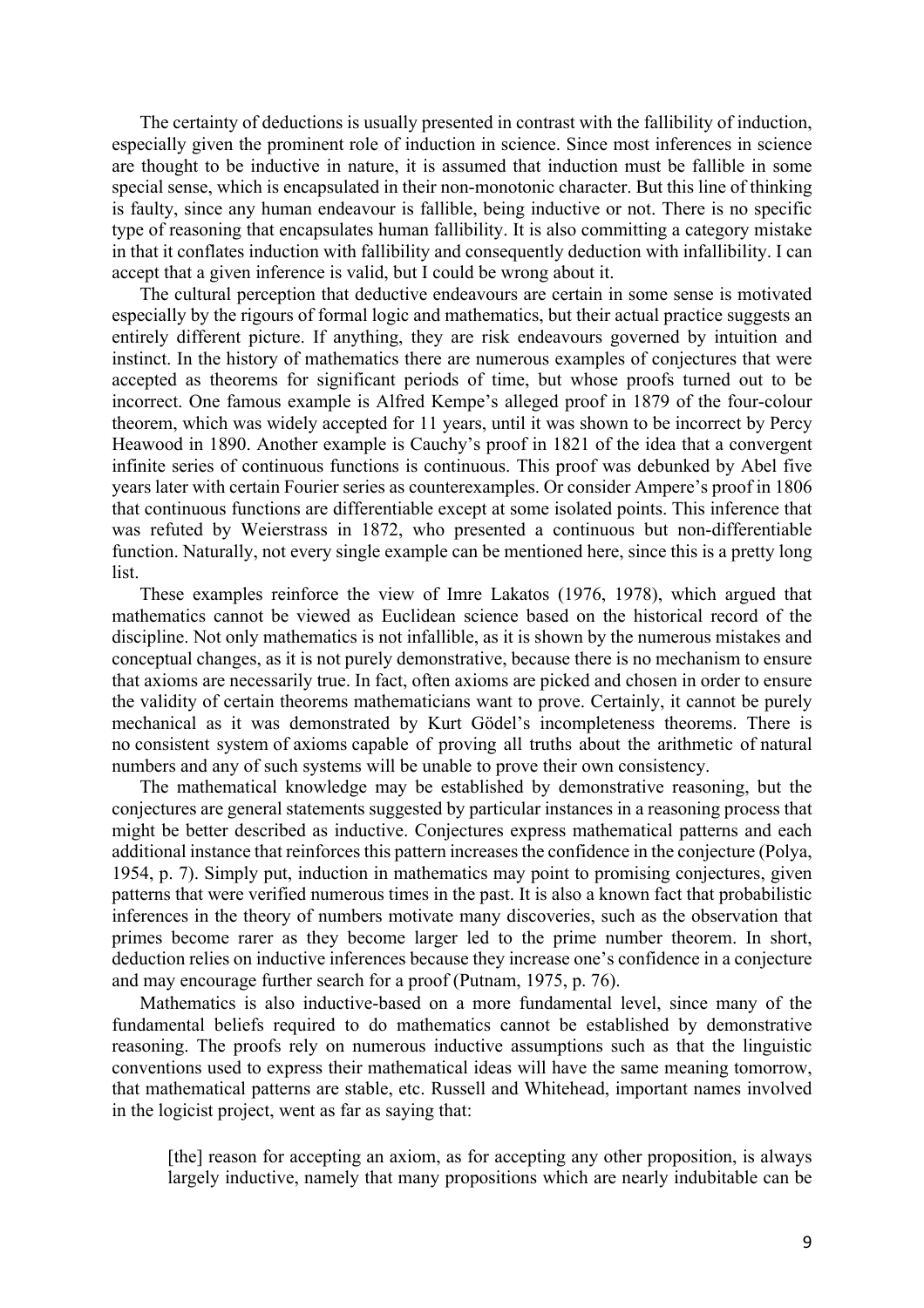The certainty of deductions is usually presented in contrast with the fallibility of induction, especially given the prominent role of induction in science. Since most inferences in science are thought to be inductive in nature, it is assumed that induction must be fallible in some special sense, which is encapsulated in their non-monotonic character. But this line of thinking is faulty, since any human endeavour is fallible, being inductive or not. There is no specific type of reasoning that encapsulates human fallibility. It is also committing a category mistake in that it conflates induction with fallibility and consequently deduction with infallibility. I can accept that a given inference is valid, but I could be wrong about it.

The cultural perception that deductive endeavours are certain in some sense is motivated especially by the rigours of formal logic and mathematics, but their actual practice suggests an entirely different picture. If anything, they are risk endeavours governed by intuition and instinct. In the history of mathematics there are numerous examples of conjectures that were accepted as theorems for significant periods of time, but whose proofs turned out to be incorrect. One famous example is Alfred Kempe's alleged proof in 1879 of the four-colour theorem, which was widely accepted for 11 years, until it was shown to be incorrect by Percy Heawood in 1890. Another example is Cauchy's proof in 1821 of the idea that a convergent infinite series of continuous functions is continuous. This proof was debunked by Abel five years later with certain Fourier series as counterexamples. Or consider Ampere's proof in 1806 that continuous functions are differentiable except at some isolated points. This inference that was refuted by Weierstrass in 1872, who presented a continuous but non-differentiable function. Naturally, not every single example can be mentioned here, since this is a pretty long list.

These examples reinforce the view of Imre Lakatos (1976, 1978), which argued that mathematics cannot be viewed as Euclidean science based on the historical record of the discipline. Not only mathematics is not infallible, as it is shown by the numerous mistakes and conceptual changes, as it is not purely demonstrative, because there is no mechanism to ensure that axioms are necessarily true. In fact, often axioms are picked and chosen in order to ensure the validity of certain theorems mathematicians want to prove. Certainly, it cannot be purely mechanical as it was demonstrated by Kurt Gödel's incompleteness theorems. There is no consistent system of axioms capable of proving all truths about the arithmetic of natural numbers and any of such systems will be unable to prove their own consistency.

The mathematical knowledge may be established by demonstrative reasoning, but the conjectures are general statements suggested by particular instances in a reasoning process that might be better described as inductive. Conjectures express mathematical patterns and each additional instance that reinforces this pattern increases the confidence in the conjecture (Polya, 1954, p. 7). Simply put, induction in mathematics may point to promising conjectures, given patterns that were verified numerous times in the past. It is also a known fact that probabilistic inferences in the theory of numbers motivate many discoveries, such as the observation that primes become rarer as they become larger led to the prime number theorem. In short, deduction relies on inductive inferences because they increase one's confidence in a conjecture and may encourage further search for a proof (Putnam, 1975, p. 76).

Mathematics is also inductive-based on a more fundamental level, since many of the fundamental beliefs required to do mathematics cannot be established by demonstrative reasoning. The proofs rely on numerous inductive assumptions such as that the linguistic conventions used to express their mathematical ideas will have the same meaning tomorrow, that mathematical patterns are stable, etc. Russell and Whitehead, important names involved in the logicist project, went as far as saying that:

> [the] reason for accepting an axiom, as for accepting any other proposition, is always largely inductive, namely that many propositions which are nearly indubitable can be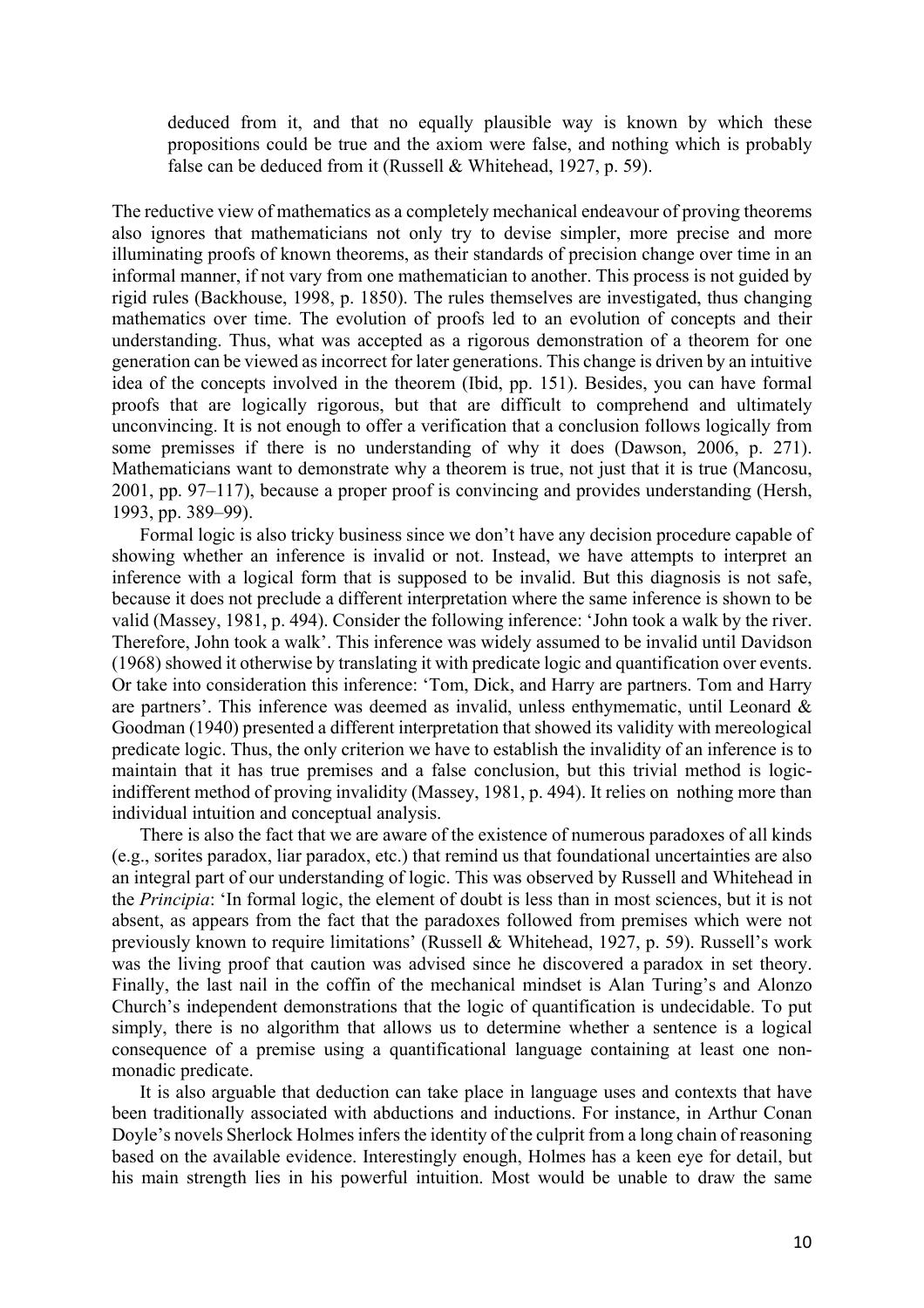> deduced from it, and that no equally plausible way is known by which these propositions could be true and the axiom were false, and nothing which is probably false can be deduced from it (Russell & Whitehead, 1927, p. 59).

The reductive view of mathematics as a completely mechanical endeavour of proving theorems also ignores that mathematicians not only try to devise simpler, more precise and more illuminating proofs of known theorems, as their standards of precision change over time in an informal manner, if not vary from one mathematician to another. This process is not guided by rigid rules (Backhouse, 1998, p. 1850). The rules themselves are investigated, thus changing mathematics over time. The evolution of proofs led to an evolution of concepts and their understanding. Thus, what was accepted as a rigorous demonstration of a theorem for one generation can be viewed as incorrect for later generations. This change is driven by an intuitive idea of the concepts involved in the theorem (Ibid, pp. 151). Besides, you can have formal proofs that are logically rigorous, but that are difficult to comprehend and ultimately unconvincing. It is not enough to offer a verification that a conclusion follows logically from some premisses if there is no understanding of why it does (Dawson, 2006, p. 271). Mathematicians want to demonstrate why a theorem is true, not just that it is true (Mancosu, 2001, pp. 97–117), because a proper proof is convincing and provides understanding (Hersh, 1993, pp. 389–99).

Formal logic is also tricky business since we don't have any decision procedure capable of showing whether an inference is invalid or not. Instead, we have attempts to interpret an inference with a logical form that is supposed to be invalid. But this diagnosis is not safe, because it does not preclude a different interpretation where the same inference is shown to be valid (Massey, 1981, p. 494). Consider the following inference: 'John took a walk by the river. Therefore, John took a walk'. This inference was widely assumed to be invalid until Davidson (1968) showed it otherwise by translating it with predicate logic and quantification over events. Or take into consideration this inference: 'Tom, Dick, and Harry are partners. Tom and Harry are partners'. This inference was deemed as invalid, unless enthymematic, until Leonard & Goodman (1940) presented a different interpretation that showed its validity with mereological predicate logic. Thus, the only criterion we have to establish the invalidity of an inference is to maintain that it has true premises and a false conclusion, but this trivial method is logic-indifferent method of proving invalidity (Massey, 1981, p. 494). It relies on nothing more than individual intuition and conceptual analysis.

There is also the fact that we are aware of the existence of numerous paradoxes of all kinds (e.g., sorites paradox, liar paradox, etc.) that remind us that foundational uncertainties are also an integral part of our understanding of logic. This was observed by Russell and Whitehead in the *Principia*: 'In formal logic, the element of doubt is less than in most sciences, but it is not absent, as appears from the fact that the paradoxes followed from premises which were not previously known to require limitations' (Russell & Whitehead, 1927, p. 59). Russell's work was the living proof that caution was advised since he discovered a paradox in set theory. Finally, the last nail in the coffin of the mechanical mindset is Alan Turing's and Alonzo Church's independent demonstrations that the logic of quantification is undecidable. To put simply, there is no algorithm that allows us to determine whether a sentence is a logical consequence of a premise using a quantificational language containing at least one non-monadic predicate.

It is also arguable that deduction can take place in language uses and contexts that have been traditionally associated with abductions and inductions. For instance, in Arthur Conan Doyle's novels Sherlock Holmes infers the identity of the culprit from a long chain of reasoning based on the available evidence. Interestingly enough, Holmes has a keen eye for detail, but his main strength lies in his powerful intuition. Most would be unable to draw the same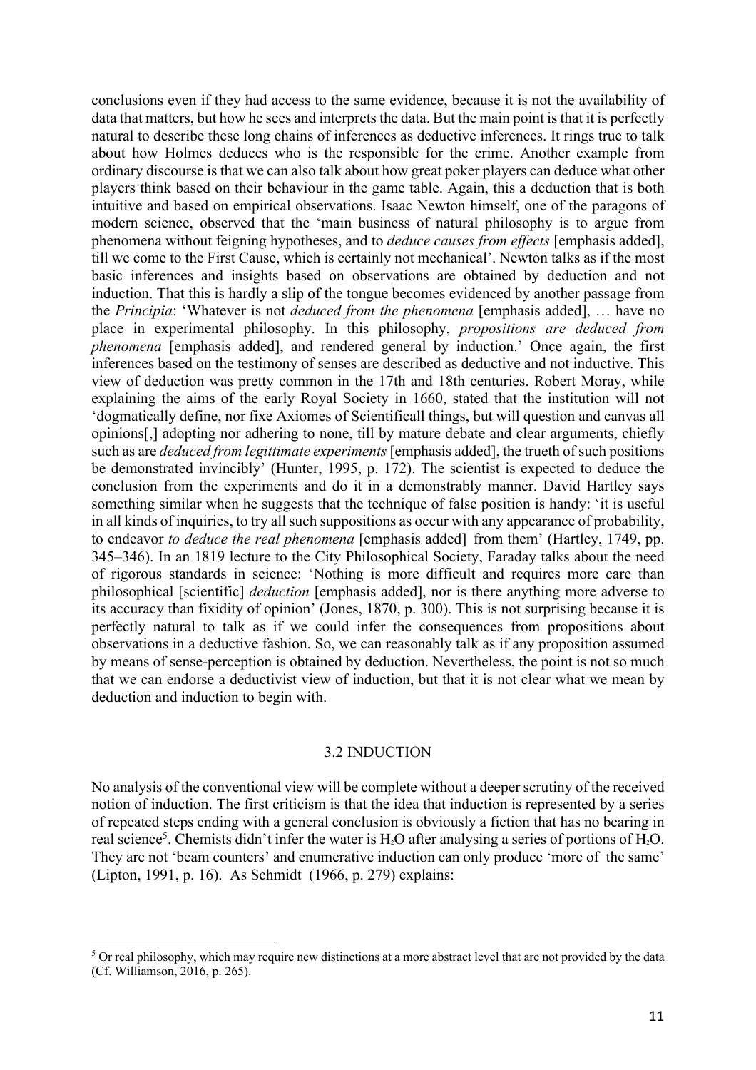conclusions even if they had access to the same evidence, because it is not the availability of data that matters, but how he sees and interprets the data. But the main point is that it is perfectly natural to describe these long chains of inferences as deductive inferences. It rings true to talk about how Holmes deduces who is the responsible for the crime. Another example from ordinary discourse is that we can also talk about how great poker players can deduce what other players think based on their behaviour in the game table. Again, this a deduction that is both intuitive and based on empirical observations. Isaac Newton himself, one of the paragons of modern science, observed that the 'main business of natural philosophy is to argue from phenomena without feigning hypotheses, and to *deduce causes from effects* [emphasis added], till we come to the First Cause, which is certainly not mechanical'. Newton talks as if the most basic inferences and insights based on observations are obtained by deduction and not induction. That this is hardly a slip of the tongue becomes evidenced by another passage from the *Principia*: 'Whatever is not *deduced from the phenomena* [emphasis added], … have no place in experimental philosophy. In this philosophy, *propositions are deduced from phenomena* [emphasis added], and rendered general by induction.' Once again, the first inferences based on the testimony of senses are described as deductive and not inductive. This view of deduction was pretty common in the 17th and 18th centuries. Robert Moray, while explaining the aims of the early Royal Society in 1660, stated that the institution will not 'dogmatically define, nor fixe Axiomes of Scientificall things, but will question and canvas all opinions[,] adopting nor adhering to none, till by mature debate and clear arguments, chiefly such as are *deduced from legittimate experiments* [emphasis added], the trueth of such positions be demonstrated invincibly' (Hunter, 1995, p. 172). The scientist is expected to deduce the conclusion from the experiments and do it in a demonstrably manner. David Hartley says something similar when he suggests that the technique of false position is handy: 'it is useful in all kinds of inquiries, to try all such suppositions as occur with any appearance of probability, to endeavor *to deduce the real phenomena* [emphasis added] from them' (Hartley, 1749, pp. 345–346). In an 1819 lecture to the City Philosophical Society, Faraday talks about the need of rigorous standards in science: 'Nothing is more difficult and requires more care than philosophical [scientific] *deduction* [emphasis added], nor is there anything more adverse to its accuracy than fixidity of opinion' (Jones, 1870, p. 300). This is not surprising because it is perfectly natural to talk as if we could infer the consequences from propositions about observations in a deductive fashion. So, we can reasonably talk as if any proposition assumed by means of sense-perception is obtained by deduction. Nevertheless, the point is not so much that we can endorse a deductivist view of induction, but that it is not clear what we mean by deduction and induction to begin with.

### 3.2 INDUCTION

No analysis of the conventional view will be complete without a deeper scrutiny of the received notion of induction. The first criticism is that the idea that induction is represented by a series of repeated steps ending with a general conclusion is obviously a fiction that has no bearing in real science[5]. Chemists didn't infer the water is $H_2O$ after analysing a series of portions of $H_2O$. They are not 'beam counters' and enumerative induction can only produce 'more of the same' (Lipton, 1991, p. 16). As Schmidt (1966, p. 279) explains:

[5] Or real philosophy, which may require new distinctions at a more abstract level that are not provided by the data (Cf. Williamson, 2016, p. 265).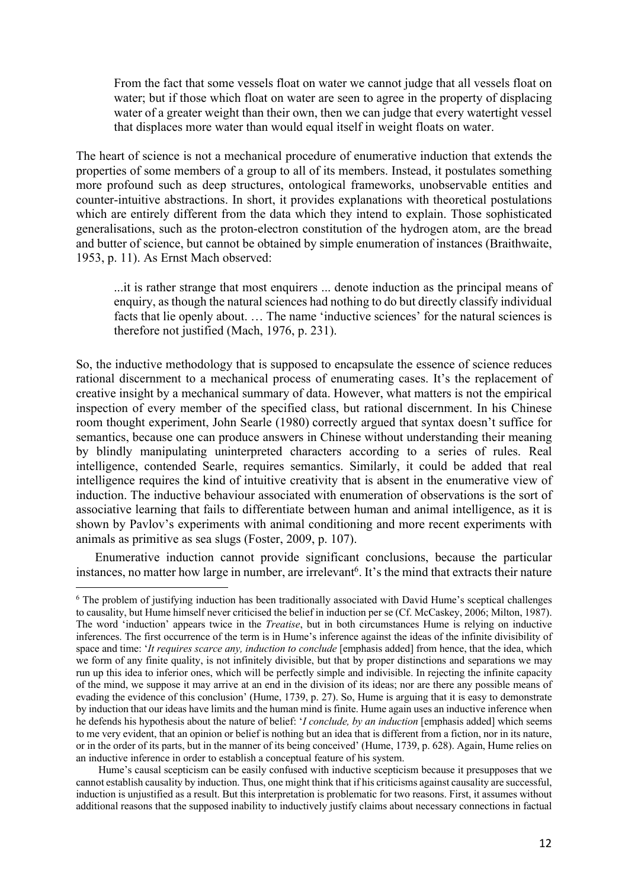> From the fact that some vessels float on water we cannot judge that all vessels float on water; but if those which float on water are seen to agree in the property of displacing water of a greater weight than their own, then we can judge that every watertight vessel that displaces more water than would equal itself in weight floats on water.

The heart of science is not a mechanical procedure of enumerative induction that extends the properties of some members of a group to all of its members. Instead, it postulates something more profound such as deep structures, ontological frameworks, unobservable entities and counter-intuitive abstractions. In short, it provides explanations with theoretical postulations which are entirely different from the data which they intend to explain. Those sophisticated generalisations, such as the proton-electron constitution of the hydrogen atom, are the bread and butter of science, but cannot be obtained by simple enumeration of instances (Braithwaite, 1953, p. 11). As Ernst Mach observed:

> ...it is rather strange that most enquirers ... denote induction as the principal means of enquiry, as though the natural sciences had nothing to do but directly classify individual facts that lie openly about. … The name 'inductive sciences' for the natural sciences is therefore not justified (Mach, 1976, p. 231).

So, the inductive methodology that is supposed to encapsulate the essence of science reduces rational discernment to a mechanical process of enumerating cases. It's the replacement of creative insight by a mechanical summary of data. However, what matters is not the empirical inspection of every member of the specified class, but rational discernment. In his Chinese room thought experiment, John Searle (1980) correctly argued that syntax doesn't suffice for semantics, because one can produce answers in Chinese without understanding their meaning by blindly manipulating uninterpreted characters according to a series of rules. Real intelligence, contended Searle, requires semantics. Similarly, it could be added that real intelligence requires the kind of intuitive creativity that is absent in the enumerative view of induction. The inductive behaviour associated with enumeration of observations is the sort of associative learning that fails to differentiate between human and animal intelligence, as it is shown by Pavlov's experiments with animal conditioning and more recent experiments with animals as primitive as sea slugs (Foster, 2009, p. 107).

Enumerative induction cannot provide significant conclusions, because the particular instances, no matter how large in number, are irrelevant[6]. It's the mind that extracts their nature

---

[6] The problem of justifying induction has been traditionally associated with David Hume's sceptical challenges to causality, but Hume himself never criticised the belief in induction per se (Cf. McCaskey, 2006; Milton, 1987). The word 'induction' appears twice in the *Treatise*, but in both circumstances Hume is relying on inductive inferences. The first occurrence of the term is in Hume's inference against the ideas of the infinite divisibility of space and time: '*It requires scarce any, induction to conclude* [emphasis added] from hence, that the idea, which we form of any finite quality, is not infinitely divisible, but that by proper distinctions and separations we may run up this idea to inferior ones, which will be perfectly simple and indivisible. In rejecting the infinite capacity of the mind, we suppose it may arrive at an end in the division of its ideas; nor are there any possible means of evading the evidence of this conclusion' (Hume, 1739, p. 27). So, Hume is arguing that it is easy to demonstrate by induction that our ideas have limits and the human mind is finite. Hume again uses an inductive inference when he defends his hypothesis about the nature of belief: '*I conclude, by an induction* [emphasis added] which seems to me very evident, that an opinion or belief is nothing but an idea that is different from a fiction, nor in its nature, or in the order of its parts, but in the manner of its being conceived' (Hume, 1739, p. 628). Again, Hume relies on an inductive inference in order to establish a conceptual feature of his system.

Hume's causal scepticism can be easily confused with inductive scepticism because it presupposes that we cannot establish causality by induction. Thus, one might think that if his criticisms against causality are successful, induction is unjustified as a result. But this interpretation is problematic for two reasons. First, it assumes without additional reasons that the supposed inability to inductively justify claims about necessary connections in factual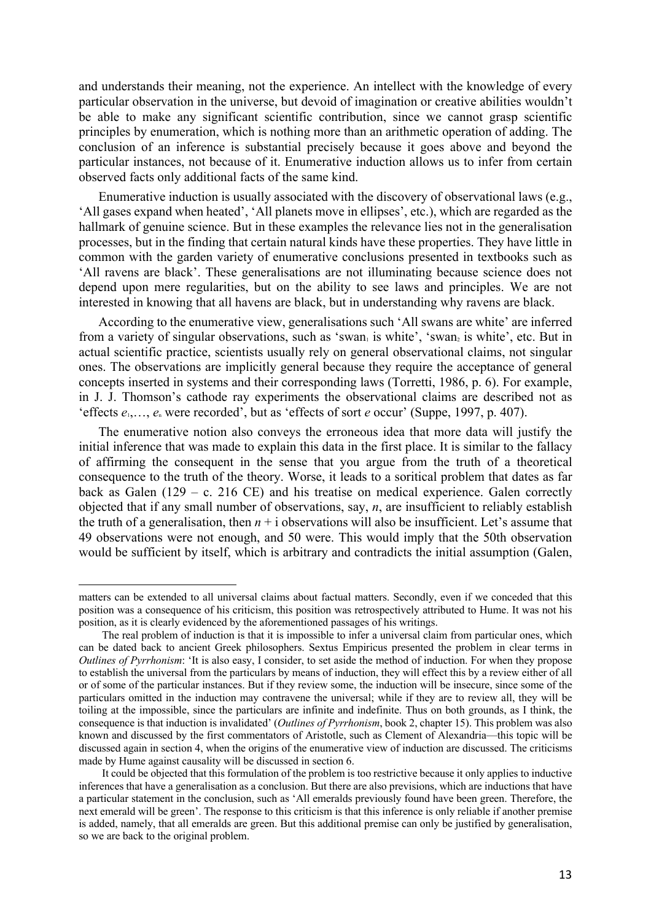and understands their meaning, not the experience. An intellect with the knowledge of every particular observation in the universe, but devoid of imagination or creative abilities wouldn't be able to make any significant scientific contribution, since we cannot grasp scientific principles by enumeration, which is nothing more than an arithmetic operation of adding. The conclusion of an inference is substantial precisely because it goes above and beyond the particular instances, not because of it. Enumerative induction allows us to infer from certain observed facts only additional facts of the same kind.

Enumerative induction is usually associated with the discovery of observational laws (e.g., 'All gases expand when heated', 'All planets move in ellipses', etc.), which are regarded as the hallmark of genuine science. But in these examples the relevance lies not in the generalisation processes, but in the finding that certain natural kinds have these properties. They have little in common with the garden variety of enumerative conclusions presented in textbooks such as 'All ravens are black'. These generalisations are not illuminating because science does not depend upon mere regularities, but on the ability to see laws and principles. We are not interested in knowing that all havens are black, but in understanding why ravens are black.

According to the enumerative view, generalisations such 'All swans are white' are inferred from a variety of singular observations, such as 'swan$_1$ is white', 'swan$_2$ is white', etc. But in actual scientific practice, scientists usually rely on general observational claims, not singular ones. The observations are implicitly general because they require the acceptance of general concepts inserted in systems and their corresponding laws (Torretti, 1986, p. 6). For example, in J. J. Thomson's cathode ray experiments the observational claims are described not as 'effects $e_1, \ldots, e_n$ were recorded', but as 'effects of sort *e* occur' (Suppe, 1997, p. 407).

The enumerative notion also conveys the erroneous idea that more data will justify the initial inference that was made to explain this data in the first place. It is similar to the fallacy of affirming the consequent in the sense that you argue from the truth of a theoretical consequence to the truth of the theory. Worse, it leads to a soritical problem that dates as far back as Galen (129 – c. 216 CE) and his treatise on medical experience. Galen correctly objected that if any small number of observations, say, *n*, are insufficient to reliably establish the truth of a generalisation, then $n + \text{i}$ observations will also be insufficient. Let's assume that 49 observations were not enough, and 50 were. This would imply that the 50th observation would be sufficient by itself, which is arbitrary and contradicts the initial assumption (Galen,

---

matters can be extended to all universal claims about factual matters. Secondly, even if we conceded that this position was a consequence of his criticism, this position was retrospectively attributed to Hume. It was not his position, as it is clearly evidenced by the aforementioned passages of his writings.

The real problem of induction is that it is impossible to infer a universal claim from particular ones, which can be dated back to ancient Greek philosophers. Sextus Empiricus presented the problem in clear terms in *Outlines of Pyrrhonism*: 'It is also easy, I consider, to set aside the method of induction. For when they propose to establish the universal from the particulars by means of induction, they will effect this by a review either of all or of some of the particular instances. But if they review some, the induction will be insecure, since some of the particulars omitted in the induction may contravene the universal; while if they are to review all, they will be toiling at the impossible, since the particulars are infinite and indefinite. Thus on both grounds, as I think, the consequence is that induction is invalidated' (*Outlines of Pyrrhonism*, book 2, chapter 15). This problem was also known and discussed by the first commentators of Aristotle, such as Clement of Alexandria—this topic will be discussed again in section 4, when the origins of the enumerative view of induction are discussed. The criticisms made by Hume against causality will be discussed in section 6.

It could be objected that this formulation of the problem is too restrictive because it only applies to inductive inferences that have a generalisation as a conclusion. But there are also previsions, which are inductions that have a particular statement in the conclusion, such as 'All emeralds previously found have been green. Therefore, the next emerald will be green'. The response to this criticism is that this inference is only reliable if another premise is added, namely, that all emeralds are green. But this additional premise can only be justified by generalisation, so we are back to the original problem.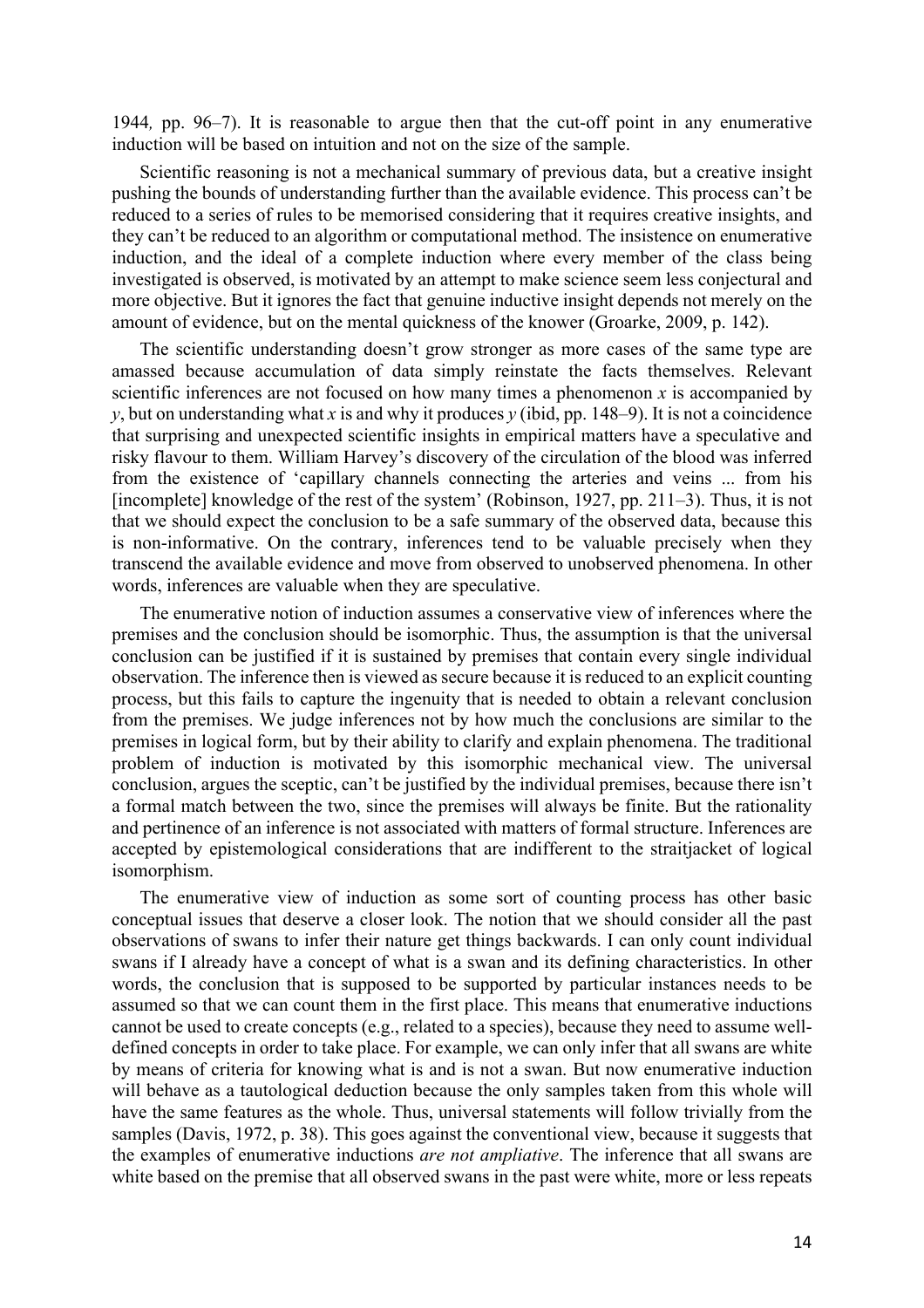1944, pp. 96–7). It is reasonable to argue then that the cut-off point in any enumerative induction will be based on intuition and not on the size of the sample.

Scientific reasoning is not a mechanical summary of previous data, but a creative insight pushing the bounds of understanding further than the available evidence. This process can't be reduced to a series of rules to be memorised considering that it requires creative insights, and they can't be reduced to an algorithm or computational method. The insistence on enumerative induction, and the ideal of a complete induction where every member of the class being investigated is observed, is motivated by an attempt to make science seem less conjectural and more objective. But it ignores the fact that genuine inductive insight depends not merely on the amount of evidence, but on the mental quickness of the knower (Groarke, 2009, p. 142).

The scientific understanding doesn't grow stronger as more cases of the same type are amassed because accumulation of data simply reinstate the facts themselves. Relevant scientific inferences are not focused on how many times a phenomenon *x* is accompanied by *y*, but on understanding what *x* is and why it produces *y* (ibid, pp. 148–9). It is not a coincidence that surprising and unexpected scientific insights in empirical matters have a speculative and risky flavour to them. William Harvey's discovery of the circulation of the blood was inferred from the existence of 'capillary channels connecting the arteries and veins ... from his [incomplete] knowledge of the rest of the system' (Robinson, 1927, pp. 211–3). Thus, it is not that we should expect the conclusion to be a safe summary of the observed data, because this is non-informative. On the contrary, inferences tend to be valuable precisely when they transcend the available evidence and move from observed to unobserved phenomena. In other words, inferences are valuable when they are speculative.

The enumerative notion of induction assumes a conservative view of inferences where the premises and the conclusion should be isomorphic. Thus, the assumption is that the universal conclusion can be justified if it is sustained by premises that contain every single individual observation. The inference then is viewed as secure because it is reduced to an explicit counting process, but this fails to capture the ingenuity that is needed to obtain a relevant conclusion from the premises. We judge inferences not by how much the conclusions are similar to the premises in logical form, but by their ability to clarify and explain phenomena. The traditional problem of induction is motivated by this isomorphic mechanical view. The universal conclusion, argues the sceptic, can't be justified by the individual premises, because there isn't a formal match between the two, since the premises will always be finite. But the rationality and pertinence of an inference is not associated with matters of formal structure. Inferences are accepted by epistemological considerations that are indifferent to the straitjacket of logical isomorphism.

The enumerative view of induction as some sort of counting process has other basic conceptual issues that deserve a closer look. The notion that we should consider all the past observations of swans to infer their nature get things backwards. I can only count individual swans if I already have a concept of what is a swan and its defining characteristics. In other words, the conclusion that is supposed to be supported by particular instances needs to be assumed so that we can count them in the first place. This means that enumerative inductions cannot be used to create concepts (e.g., related to a species), because they need to assume well-defined concepts in order to take place. For example, we can only infer that all swans are white by means of criteria for knowing what is and is not a swan. But now enumerative induction will behave as a tautological deduction because the only samples taken from this whole will have the same features as the whole. Thus, universal statements will follow trivially from the samples (Davis, 1972, p. 38). This goes against the conventional view, because it suggests that the examples of enumerative inductions *are not ampliative*. The inference that all swans are white based on the premise that all observed swans in the past were white, more or less repeats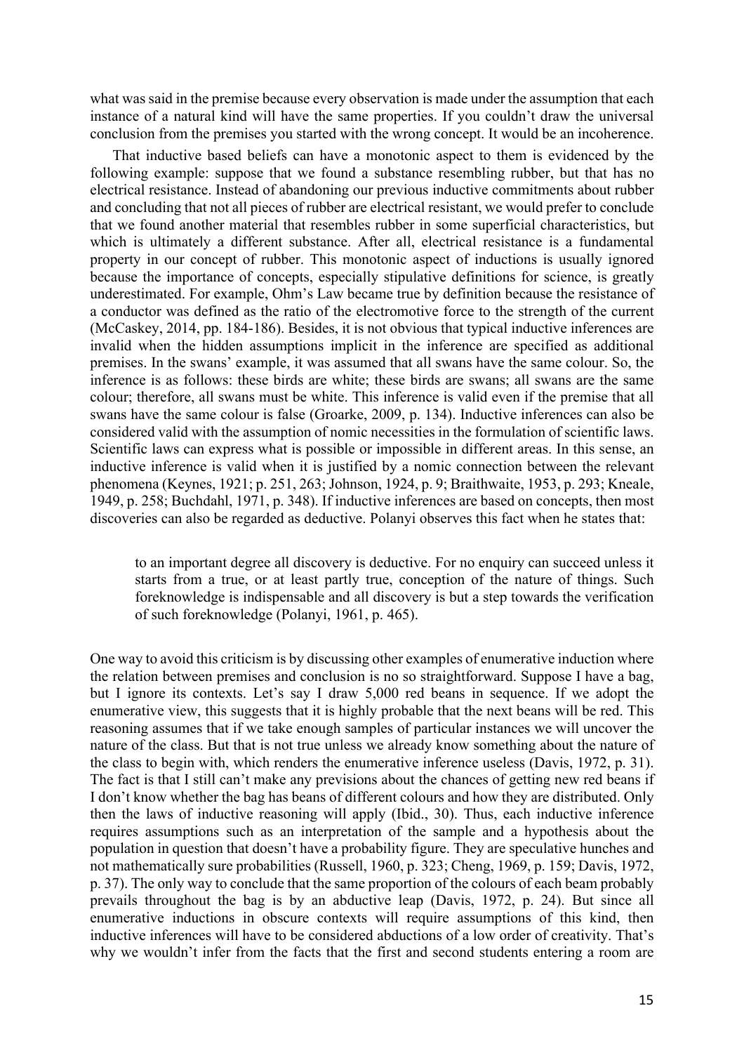what was said in the premise because every observation is made under the assumption that each instance of a natural kind will have the same properties. If you couldn't draw the universal conclusion from the premises you started with the wrong concept. It would be an incoherence.

That inductive based beliefs can have a monotonic aspect to them is evidenced by the following example: suppose that we found a substance resembling rubber, but that has no electrical resistance. Instead of abandoning our previous inductive commitments about rubber and concluding that not all pieces of rubber are electrical resistant, we would prefer to conclude that we found another material that resembles rubber in some superficial characteristics, but which is ultimately a different substance. After all, electrical resistance is a fundamental property in our concept of rubber. This monotonic aspect of inductions is usually ignored because the importance of concepts, especially stipulative definitions for science, is greatly underestimated. For example, Ohm's Law became true by definition because the resistance of a conductor was defined as the ratio of the electromotive force to the strength of the current (McCaskey, 2014, pp. 184-186). Besides, it is not obvious that typical inductive inferences are invalid when the hidden assumptions implicit in the inference are specified as additional premises. In the swans' example, it was assumed that all swans have the same colour. So, the inference is as follows: these birds are white; these birds are swans; all swans are the same colour; therefore, all swans must be white. This inference is valid even if the premise that all swans have the same colour is false (Groarke, 2009, p. 134). Inductive inferences can also be considered valid with the assumption of nomic necessities in the formulation of scientific laws. Scientific laws can express what is possible or impossible in different areas. In this sense, an inductive inference is valid when it is justified by a nomic connection between the relevant phenomena (Keynes, 1921; p. 251, 263; Johnson, 1924, p. 9; Braithwaite, 1953, p. 293; Kneale, 1949, p. 258; Buchdahl, 1971, p. 348). If inductive inferences are based on concepts, then most discoveries can also be regarded as deductive. Polanyi observes this fact when he states that:

> to an important degree all discovery is deductive. For no enquiry can succeed unless it starts from a true, or at least partly true, conception of the nature of things. Such foreknowledge is indispensable and all discovery is but a step towards the verification of such foreknowledge (Polanyi, 1961, p. 465).

One way to avoid this criticism is by discussing other examples of enumerative induction where the relation between premises and conclusion is no so straightforward. Suppose I have a bag, but I ignore its contexts. Let's say I draw 5,000 red beans in sequence. If we adopt the enumerative view, this suggests that it is highly probable that the next beans will be red. This reasoning assumes that if we take enough samples of particular instances we will uncover the nature of the class. But that is not true unless we already know something about the nature of the class to begin with, which renders the enumerative inference useless (Davis, 1972, p. 31). The fact is that I still can't make any previsions about the chances of getting new red beans if I don't know whether the bag has beans of different colours and how they are distributed. Only then the laws of inductive reasoning will apply (Ibid., 30). Thus, each inductive inference requires assumptions such as an interpretation of the sample and a hypothesis about the population in question that doesn't have a probability figure. They are speculative hunches and not mathematically sure probabilities (Russell, 1960, p. 323; Cheng, 1969, p. 159; Davis, 1972, p. 37). The only way to conclude that the same proportion of the colours of each beam probably prevails throughout the bag is by an abductive leap (Davis, 1972, p. 24). But since all enumerative inductions in obscure contexts will require assumptions of this kind, then inductive inferences will have to be considered abductions of a low order of creativity. That's why we wouldn't infer from the facts that the first and second students entering a room are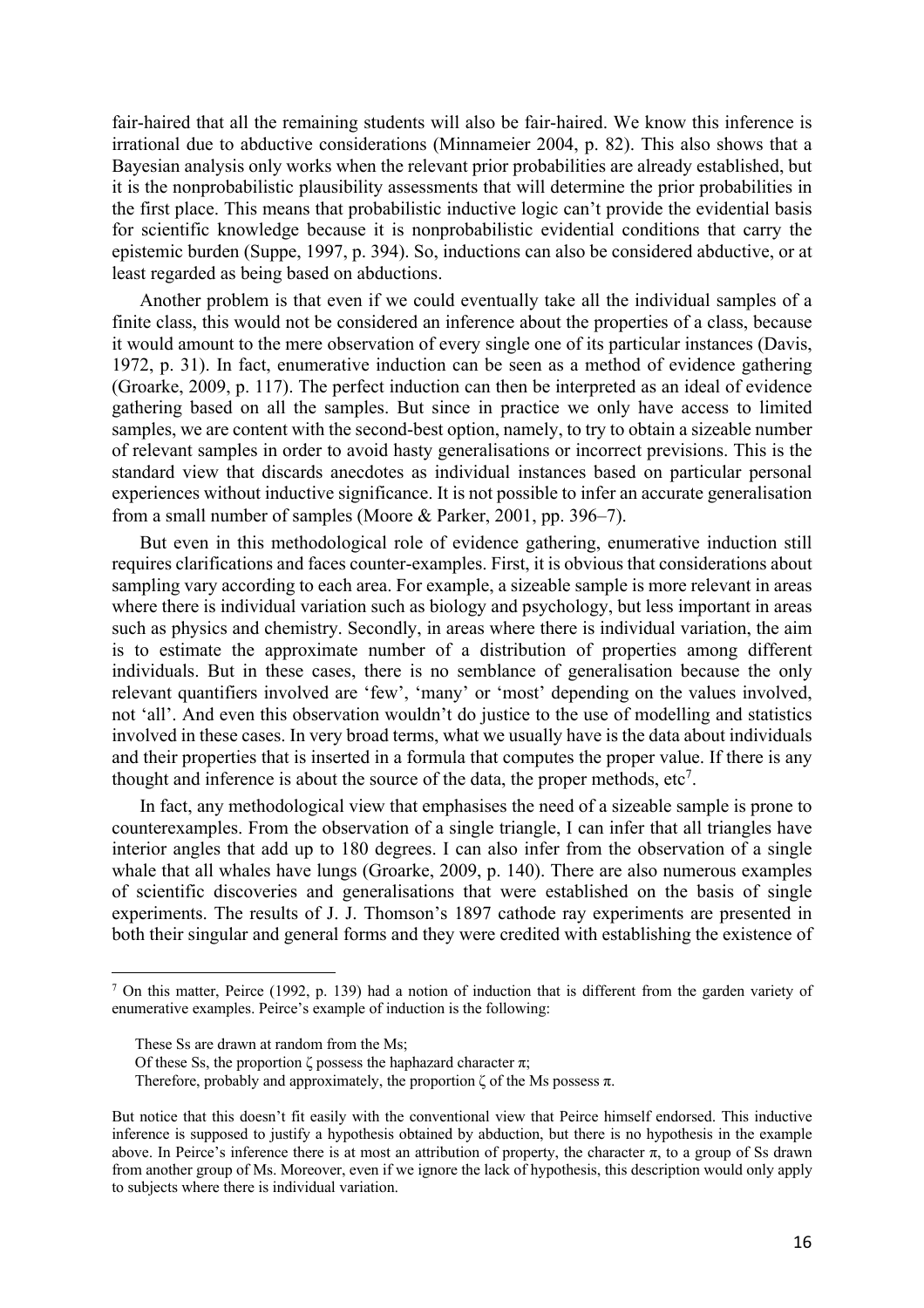fair-haired that all the remaining students will also be fair-haired. We know this inference is irrational due to abductive considerations (Minnameier 2004, p. 82). This also shows that a Bayesian analysis only works when the relevant prior probabilities are already established, but it is the nonprobabilistic plausibility assessments that will determine the prior probabilities in the first place. This means that probabilistic inductive logic can't provide the evidential basis for scientific knowledge because it is nonprobabilistic evidential conditions that carry the epistemic burden (Suppe, 1997, p. 394). So, inductions can also be considered abductive, or at least regarded as being based on abductions.

Another problem is that even if we could eventually take all the individual samples of a finite class, this would not be considered an inference about the properties of a class, because it would amount to the mere observation of every single one of its particular instances (Davis, 1972, p. 31). In fact, enumerative induction can be seen as a method of evidence gathering (Groarke, 2009, p. 117). The perfect induction can then be interpreted as an ideal of evidence gathering based on all the samples. But since in practice we only have access to limited samples, we are content with the second-best option, namely, to try to obtain a sizeable number of relevant samples in order to avoid hasty generalisations or incorrect previsions. This is the standard view that discards anecdotes as individual instances based on particular personal experiences without inductive significance. It is not possible to infer an accurate generalisation from a small number of samples (Moore & Parker, 2001, pp. 396–7).

But even in this methodological role of evidence gathering, enumerative induction still requires clarifications and faces counter-examples. First, it is obvious that considerations about sampling vary according to each area. For example, a sizeable sample is more relevant in areas where there is individual variation such as biology and psychology, but less important in areas such as physics and chemistry. Secondly, in areas where there is individual variation, the aim is to estimate the approximate number of a distribution of properties among different individuals. But in these cases, there is no semblance of generalisation because the only relevant quantifiers involved are 'few', 'many' or 'most' depending on the values involved, not 'all'. And even this observation wouldn't do justice to the use of modelling and statistics involved in these cases. In very broad terms, what we usually have is the data about individuals and their properties that is inserted in a formula that computes the proper value. If there is any thought and inference is about the source of the data, the proper methods, etc[7].

In fact, any methodological view that emphasises the need of a sizeable sample is prone to counterexamples. From the observation of a single triangle, I can infer that all triangles have interior angles that add up to 180 degrees. I can also infer from the observation of a single whale that all whales have lungs (Groarke, 2009, p. 140). There are also numerous examples of scientific discoveries and generalisations that were established on the basis of single experiments. The results of J. J. Thomson's 1897 cathode ray experiments are presented in both their singular and general forms and they were credited with establishing the existence of

---

[7] On this matter, Peirce (1992, p. 139) had a notion of induction that is different from the garden variety of enumerative examples. Peirce's example of induction is the following:

> These Ss are drawn at random from the Ms;
>
> Of these Ss, the proportion $\zeta$ possess the haphazard character $\pi$;
>
> Therefore, probably and approximately, the proportion $\zeta$ of the Ms possess $\pi$.

But notice that this doesn't fit easily with the conventional view that Peirce himself endorsed. This inductive inference is supposed to justify a hypothesis obtained by abduction, but there is no hypothesis in the example above. In Peirce's inference there is at most an attribution of property, the character $\pi$, to a group of Ss drawn from another group of Ms. Moreover, even if we ignore the lack of hypothesis, this description would only apply to subjects where there is individual variation.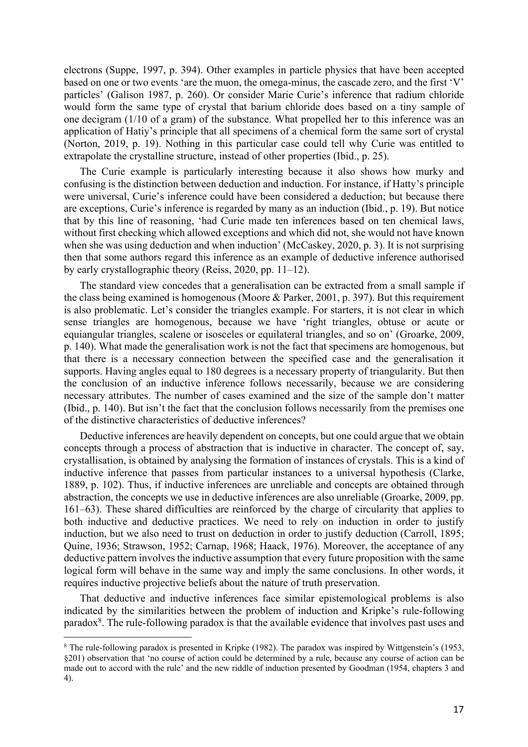electrons (Suppe, 1997, p. 394). Other examples in particle physics that have been accepted based on one or two events 'are the muon, the omega-minus, the cascade zero, and the first 'V' particles' (Galison 1987, p. 260). Or consider Marie Curie's inference that radium chloride would form the same type of crystal that barium chloride does based on a tiny sample of one decigram (1/10 of a gram) of the substance. What propelled her to this inference was an application of Hatiy's principle that all specimens of a chemical form the same sort of crystal (Norton, 2019, p. 19). Nothing in this particular case could tell why Curie was entitled to extrapolate the crystalline structure, instead of other properties (Ibid., p. 25).

The Curie example is particularly interesting because it also shows how murky and confusing is the distinction between deduction and induction. For instance, if Hatty's principle were universal, Curie's inference could have been considered a deduction; but because there are exceptions, Curie's inference is regarded by many as an induction (Ibid., p. 19). But notice that by this line of reasoning, 'had Curie made ten inferences based on ten chemical laws, without first checking which allowed exceptions and which did not, she would not have known when she was using deduction and when induction' (McCaskey, 2020, p. 3). It is not surprising then that some authors regard this inference as an example of deductive inference authorised by early crystallographic theory (Reiss, 2020, pp. 11–12).

The standard view concedes that a generalisation can be extracted from a small sample if the class being examined is homogenous (Moore & Parker, 2001, p. 397). But this requirement is also problematic. Let's consider the triangles example. For starters, it is not clear in which sense triangles are homogenous, because we have 'right triangles, obtuse or acute or equiangular triangles, scalene or isosceles or equilateral triangles, and so on' (Groarke, 2009, p. 140). What made the generalisation work is not the fact that specimens are homogenous, but that there is a necessary connection between the specified case and the generalisation it supports. Having angles equal to 180 degrees is a necessary property of triangularity. But then the conclusion of an inductive inference follows necessarily, because we are considering necessary attributes. The number of cases examined and the size of the sample don't matter (Ibid., p. 140). But isn't the fact that the conclusion follows necessarily from the premises one of the distinctive characteristics of deductive inferences?

Deductive inferences are heavily dependent on concepts, but one could argue that we obtain concepts through a process of abstraction that is inductive in character. The concept of, say, crystallisation, is obtained by analysing the formation of instances of crystals. This is a kind of inductive inference that passes from particular instances to a universal hypothesis (Clarke, 1889, p. 102). Thus, if inductive inferences are unreliable and concepts are obtained through abstraction, the concepts we use in deductive inferences are also unreliable (Groarke, 2009, pp. 161–63). These shared difficulties are reinforced by the charge of circularity that applies to both inductive and deductive practices. We need to rely on induction in order to justify induction, but we also need to trust on deduction in order to justify deduction (Carroll, 1895; Quine, 1936; Strawson, 1952; Carnap, 1968; Haack, 1976). Moreover, the acceptance of any deductive pattern involves the inductive assumption that every future proposition with the same logical form will behave in the same way and imply the same conclusions. In other words, it requires inductive projective beliefs about the nature of truth preservation.

That deductive and inductive inferences face similar epistemological problems is also indicated by the similarities between the problem of induction and Kripke's rule-following paradox[8]. The rule-following paradox is that the available evidence that involves past uses and

[8] The rule-following paradox is presented in Kripke (1982). The paradox was inspired by Wittgenstein's (1953, §201) observation that 'no course of action could be determined by a rule, because any course of action can be made out to accord with the rule' and the new riddle of induction presented by Goodman (1954, chapters 3 and 4).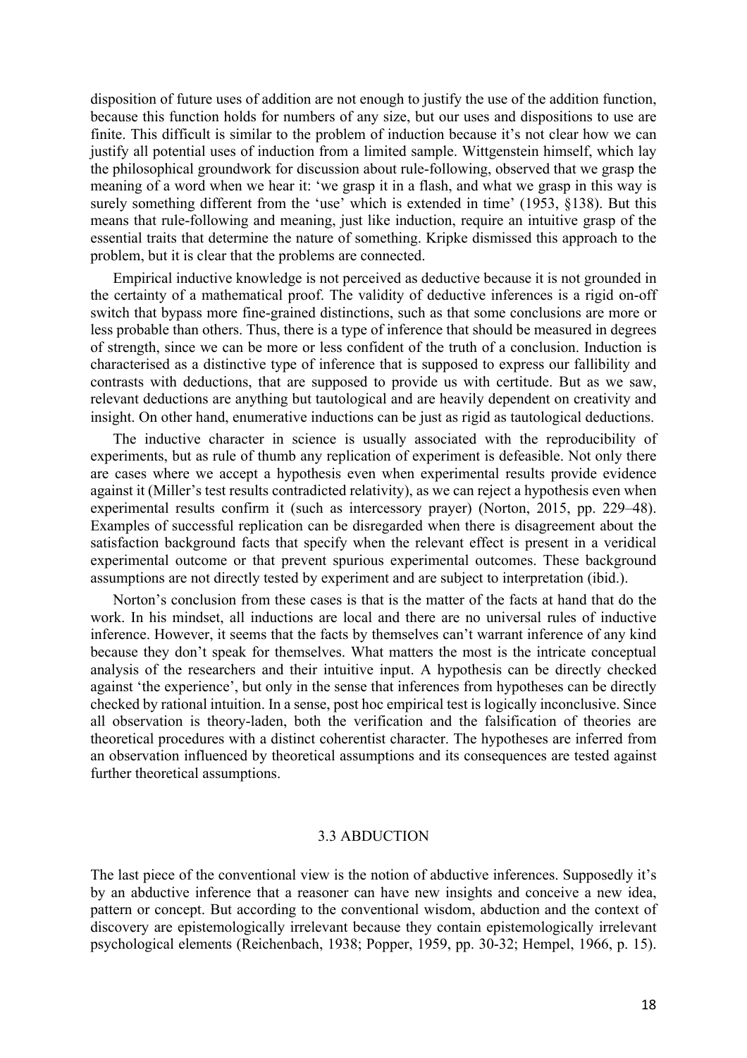disposition of future uses of addition are not enough to justify the use of the addition function, because this function holds for numbers of any size, but our uses and dispositions to use are finite. This difficult is similar to the problem of induction because it's not clear how we can justify all potential uses of induction from a limited sample. Wittgenstein himself, which lay the philosophical groundwork for discussion about rule-following, observed that we grasp the meaning of a word when we hear it: 'we grasp it in a flash, and what we grasp in this way is surely something different from the 'use' which is extended in time' (1953, §138). But this means that rule-following and meaning, just like induction, require an intuitive grasp of the essential traits that determine the nature of something. Kripke dismissed this approach to the problem, but it is clear that the problems are connected.

Empirical inductive knowledge is not perceived as deductive because it is not grounded in the certainty of a mathematical proof. The validity of deductive inferences is a rigid on-off switch that bypass more fine-grained distinctions, such as that some conclusions are more or less probable than others. Thus, there is a type of inference that should be measured in degrees of strength, since we can be more or less confident of the truth of a conclusion. Induction is characterised as a distinctive type of inference that is supposed to express our fallibility and contrasts with deductions, that are supposed to provide us with certitude. But as we saw, relevant deductions are anything but tautological and are heavily dependent on creativity and insight. On other hand, enumerative inductions can be just as rigid as tautological deductions.

The inductive character in science is usually associated with the reproducibility of experiments, but as rule of thumb any replication of experiment is defeasible. Not only there are cases where we accept a hypothesis even when experimental results provide evidence against it (Miller's test results contradicted relativity), as we can reject a hypothesis even when experimental results confirm it (such as intercessory prayer) (Norton, 2015, pp. 229–48). Examples of successful replication can be disregarded when there is disagreement about the satisfaction background facts that specify when the relevant effect is present in a veridical experimental outcome or that prevent spurious experimental outcomes. These background assumptions are not directly tested by experiment and are subject to interpretation (ibid.).

Norton's conclusion from these cases is that is the matter of the facts at hand that do the work. In his mindset, all inductions are local and there are no universal rules of inductive inference. However, it seems that the facts by themselves can't warrant inference of any kind because they don't speak for themselves. What matters the most is the intricate conceptual analysis of the researchers and their intuitive input. A hypothesis can be directly checked against 'the experience', but only in the sense that inferences from hypotheses can be directly checked by rational intuition. In a sense, post hoc empirical test is logically inconclusive. Since all observation is theory-laden, both the verification and the falsification of theories are theoretical procedures with a distinct coherentist character. The hypotheses are inferred from an observation influenced by theoretical assumptions and its consequences are tested against further theoretical assumptions.

### 3.3 ABDUCTION

The last piece of the conventional view is the notion of abductive inferences. Supposedly it's by an abductive inference that a reasoner can have new insights and conceive a new idea, pattern or concept. But according to the conventional wisdom, abduction and the context of discovery are epistemologically irrelevant because they contain epistemologically irrelevant psychological elements (Reichenbach, 1938; Popper, 1959, pp. 30-32; Hempel, 1966, p. 15).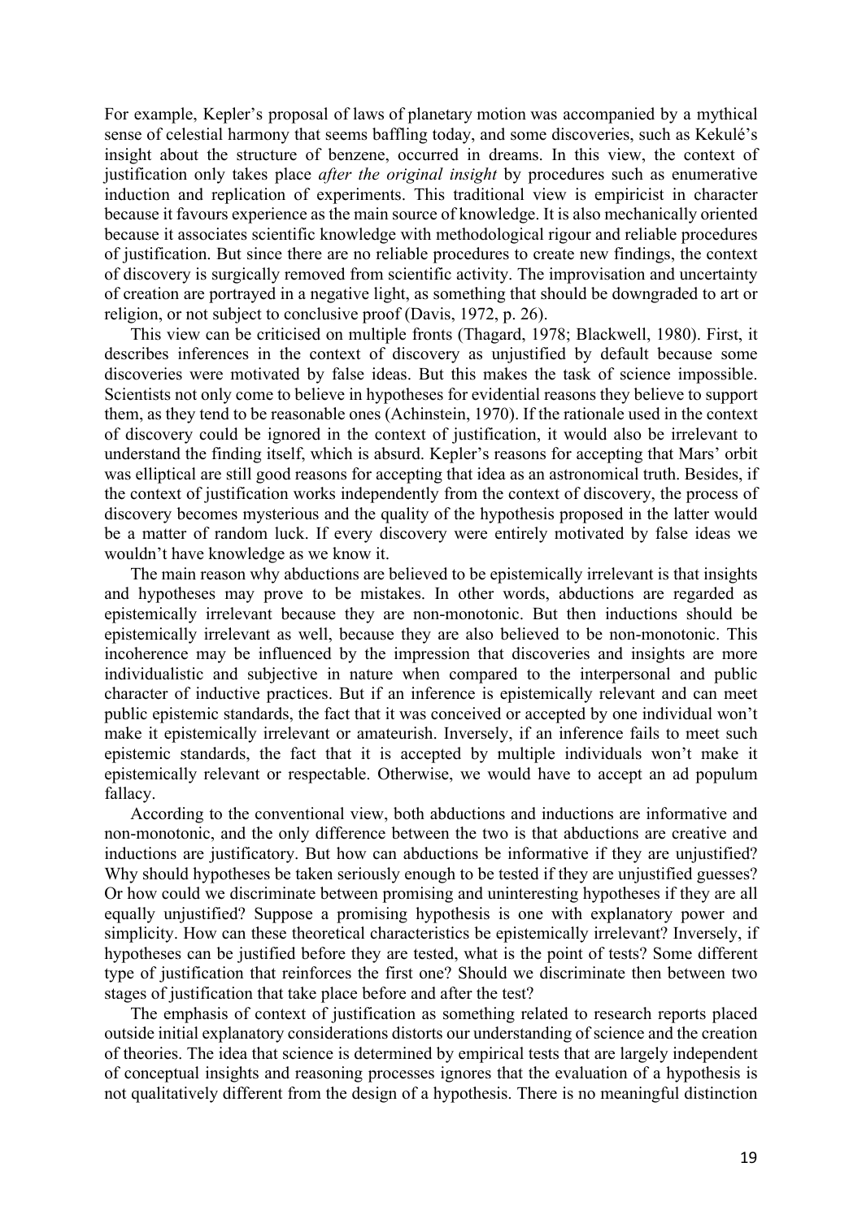For example, Kepler's proposal of laws of planetary motion was accompanied by a mythical sense of celestial harmony that seems baffling today, and some discoveries, such as Kekulé's insight about the structure of benzene, occurred in dreams. In this view, the context of justification only takes place *after the original insight* by procedures such as enumerative induction and replication of experiments. This traditional view is empiricist in character because it favours experience as the main source of knowledge. It is also mechanically oriented because it associates scientific knowledge with methodological rigour and reliable procedures of justification. But since there are no reliable procedures to create new findings, the context of discovery is surgically removed from scientific activity. The improvisation and uncertainty of creation are portrayed in a negative light, as something that should be downgraded to art or religion, or not subject to conclusive proof (Davis, 1972, p. 26).

This view can be criticised on multiple fronts (Thagard, 1978; Blackwell, 1980). First, it describes inferences in the context of discovery as unjustified by default because some discoveries were motivated by false ideas. But this makes the task of science impossible. Scientists not only come to believe in hypotheses for evidential reasons they believe to support them, as they tend to be reasonable ones (Achinstein, 1970). If the rationale used in the context of discovery could be ignored in the context of justification, it would also be irrelevant to understand the finding itself, which is absurd. Kepler's reasons for accepting that Mars' orbit was elliptical are still good reasons for accepting that idea as an astronomical truth. Besides, if the context of justification works independently from the context of discovery, the process of discovery becomes mysterious and the quality of the hypothesis proposed in the latter would be a matter of random luck. If every discovery were entirely motivated by false ideas we wouldn't have knowledge as we know it.

The main reason why abductions are believed to be epistemically irrelevant is that insights and hypotheses may prove to be mistakes. In other words, abductions are regarded as epistemically irrelevant because they are non-monotonic. But then inductions should be epistemically irrelevant as well, because they are also believed to be non-monotonic. This incoherence may be influenced by the impression that discoveries and insights are more individualistic and subjective in nature when compared to the interpersonal and public character of inductive practices. But if an inference is epistemically relevant and can meet public epistemic standards, the fact that it was conceived or accepted by one individual won't make it epistemically irrelevant or amateurish. Inversely, if an inference fails to meet such epistemic standards, the fact that it is accepted by multiple individuals won't make it epistemically relevant or respectable. Otherwise, we would have to accept an ad populum fallacy.

According to the conventional view, both abductions and inductions are informative and non-monotonic, and the only difference between the two is that abductions are creative and inductions are justificatory. But how can abductions be informative if they are unjustified? Why should hypotheses be taken seriously enough to be tested if they are unjustified guesses? Or how could we discriminate between promising and uninteresting hypotheses if they are all equally unjustified? Suppose a promising hypothesis is one with explanatory power and simplicity. How can these theoretical characteristics be epistemically irrelevant? Inversely, if hypotheses can be justified before they are tested, what is the point of tests? Some different type of justification that reinforces the first one? Should we discriminate then between two stages of justification that take place before and after the test?

The emphasis of context of justification as something related to research reports placed outside initial explanatory considerations distorts our understanding of science and the creation of theories. The idea that science is determined by empirical tests that are largely independent of conceptual insights and reasoning processes ignores that the evaluation of a hypothesis is not qualitatively different from the design of a hypothesis. There is no meaningful distinction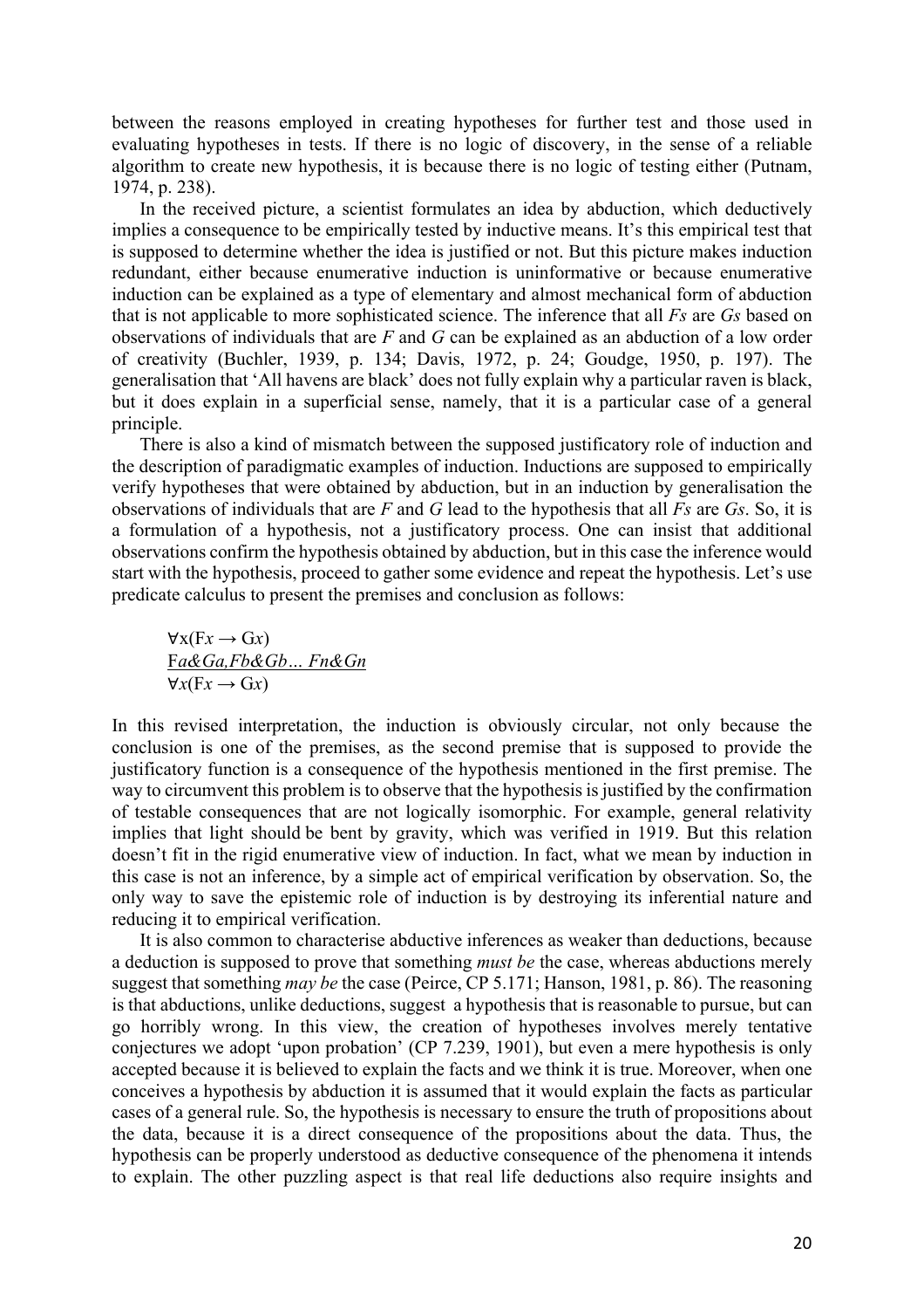between the reasons employed in creating hypotheses for further test and those used in evaluating hypotheses in tests. If there is no logic of discovery, in the sense of a reliable algorithm to create new hypothesis, it is because there is no logic of testing either (Putnam, 1974, p. 238).

In the received picture, a scientist formulates an idea by abduction, which deductively implies a consequence to be empirically tested by inductive means. It's this empirical test that is supposed to determine whether the idea is justified or not. But this picture makes induction redundant, either because enumerative induction is uninformative or because enumerative induction can be explained as a type of elementary and almost mechanical form of abduction that is not applicable to more sophisticated science. The inference that all *Fs* are *Gs* based on observations of individuals that are *F* and *G* can be explained as an abduction of a low order of creativity (Buchler, 1939, p. 134; Davis, 1972, p. 24; Goudge, 1950, p. 197). The generalisation that 'All havens are black' does not fully explain why a particular raven is black, but it does explain in a superficial sense, namely, that it is a particular case of a general principle.

There is also a kind of mismatch between the supposed justificatory role of induction and the description of paradigmatic examples of induction. Inductions are supposed to empirically verify hypotheses that were obtained by abduction, but in an induction by generalisation the observations of individuals that are *F* and *G* lead to the hypothesis that all *Fs* are *Gs*. So, it is a formulation of a hypothesis, not a justificatory process. One can insist that additional observations confirm the hypothesis obtained by abduction, but in this case the inference would start with the hypothesis, proceed to gather some evidence and repeat the hypothesis. Let's use predicate calculus to present the premises and conclusion as follows:

$$\forall x(Fx \rightarrow Gx)$$
$$\underline{Fa\&Ga, Fb\&Gb \ldots Fn\&Gn}$$
$$\forall x(Fx \rightarrow Gx)$$

In this revised interpretation, the induction is obviously circular, not only because the conclusion is one of the premises, as the second premise that is supposed to provide the justificatory function is a consequence of the hypothesis mentioned in the first premise. The way to circumvent this problem is to observe that the hypothesis is justified by the confirmation of testable consequences that are not logically isomorphic. For example, general relativity implies that light should be bent by gravity, which was verified in 1919. But this relation doesn't fit in the rigid enumerative view of induction. In fact, what we mean by induction in this case is not an inference, by a simple act of empirical verification by observation. So, the only way to save the epistemic role of induction is by destroying its inferential nature and reducing it to empirical verification.

It is also common to characterise abductive inferences as weaker than deductions, because a deduction is supposed to prove that something *must be* the case, whereas abductions merely suggest that something *may be* the case (Peirce, CP 5.171; Hanson, 1981, p. 86). The reasoning is that abductions, unlike deductions, suggest a hypothesis that is reasonable to pursue, but can go horribly wrong. In this view, the creation of hypotheses involves merely tentative conjectures we adopt 'upon probation' (CP 7.239, 1901), but even a mere hypothesis is only accepted because it is believed to explain the facts and we think it is true. Moreover, when one conceives a hypothesis by abduction it is assumed that it would explain the facts as particular cases of a general rule. So, the hypothesis is necessary to ensure the truth of propositions about the data, because it is a direct consequence of the propositions about the data. Thus, the hypothesis can be properly understood as deductive consequence of the phenomena it intends to explain. The other puzzling aspect is that real life deductions also require insights and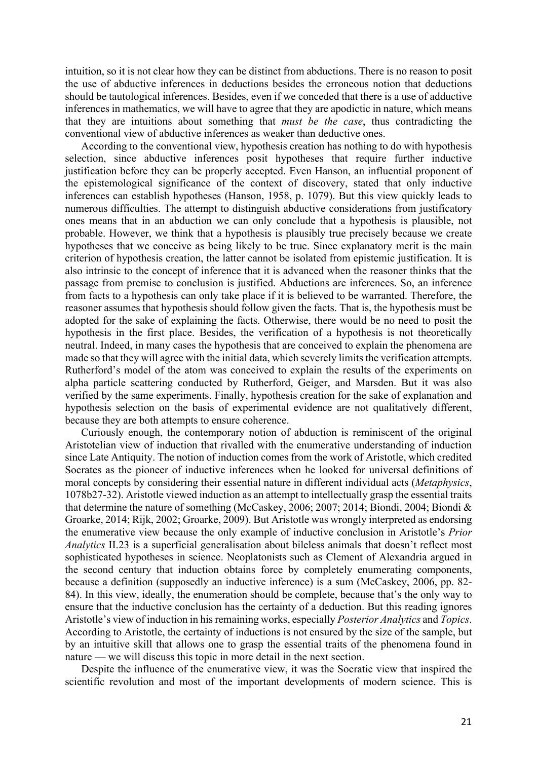intuition, so it is not clear how they can be distinct from abductions. There is no reason to posit the use of abductive inferences in deductions besides the erroneous notion that deductions should be tautological inferences. Besides, even if we conceded that there is a use of adductive inferences in mathematics, we will have to agree that they are apodictic in nature, which means that they are intuitions about something that *must be the case*, thus contradicting the conventional view of abductive inferences as weaker than deductive ones.

According to the conventional view, hypothesis creation has nothing to do with hypothesis selection, since abductive inferences posit hypotheses that require further inductive justification before they can be properly accepted. Even Hanson, an influential proponent of the epistemological significance of the context of discovery, stated that only inductive inferences can establish hypotheses (Hanson, 1958, p. 1079). But this view quickly leads to numerous difficulties. The attempt to distinguish abductive considerations from justificatory ones means that in an abduction we can only conclude that a hypothesis is plausible, not probable. However, we think that a hypothesis is plausibly true precisely because we create hypotheses that we conceive as being likely to be true. Since explanatory merit is the main criterion of hypothesis creation, the latter cannot be isolated from epistemic justification. It is also intrinsic to the concept of inference that it is advanced when the reasoner thinks that the passage from premise to conclusion is justified. Abductions are inferences. So, an inference from facts to a hypothesis can only take place if it is believed to be warranted. Therefore, the reasoner assumes that hypothesis should follow given the facts. That is, the hypothesis must be adopted for the sake of explaining the facts. Otherwise, there would be no need to posit the hypothesis in the first place. Besides, the verification of a hypothesis is not theoretically neutral. Indeed, in many cases the hypothesis that are conceived to explain the phenomena are made so that they will agree with the initial data, which severely limits the verification attempts. Rutherford's model of the atom was conceived to explain the results of the experiments on alpha particle scattering conducted by Rutherford, Geiger, and Marsden. But it was also verified by the same experiments. Finally, hypothesis creation for the sake of explanation and hypothesis selection on the basis of experimental evidence are not qualitatively different, because they are both attempts to ensure coherence.

Curiously enough, the contemporary notion of abduction is reminiscent of the original Aristotelian view of induction that rivalled with the enumerative understanding of induction since Late Antiquity. The notion of induction comes from the work of Aristotle, which credited Socrates as the pioneer of inductive inferences when he looked for universal definitions of moral concepts by considering their essential nature in different individual acts (*Metaphysics*, 1078b27-32). Aristotle viewed induction as an attempt to intellectually grasp the essential traits that determine the nature of something (McCaskey, 2006; 2007; 2014; Biondi, 2004; Biondi & Groarke, 2014; Rijk, 2002; Groarke, 2009). But Aristotle was wrongly interpreted as endorsing the enumerative view because the only example of inductive conclusion in Aristotle's *Prior Analytics* II.23 is a superficial generalisation about bileless animals that doesn't reflect most sophisticated hypotheses in science. Neoplatonists such as Clement of Alexandria argued in the second century that induction obtains force by completely enumerating components, because a definition (supposedly an inductive inference) is a sum (McCaskey, 2006, pp. 82-84). In this view, ideally, the enumeration should be complete, because that's the only way to ensure that the inductive conclusion has the certainty of a deduction. But this reading ignores Aristotle's view of induction in his remaining works, especially *Posterior Analytics* and *Topics*. According to Aristotle, the certainty of inductions is not ensured by the size of the sample, but by an intuitive skill that allows one to grasp the essential traits of the phenomena found in nature — we will discuss this topic in more detail in the next section.

Despite the influence of the enumerative view, it was the Socratic view that inspired the scientific revolution and most of the important developments of modern science. This is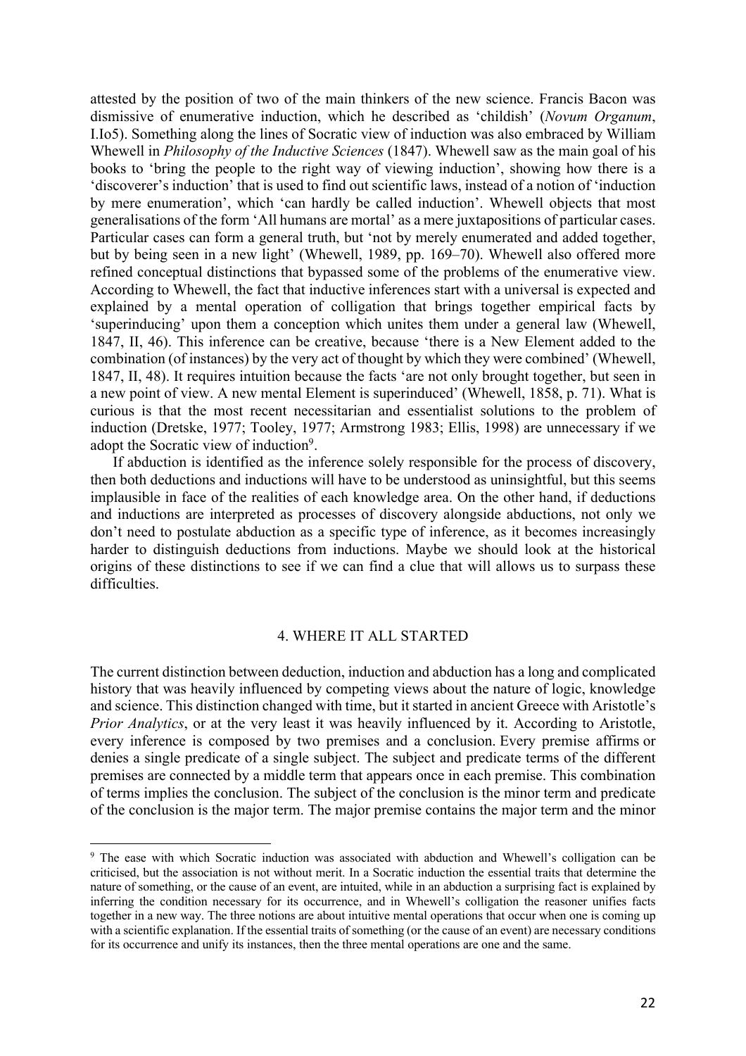attested by the position of two of the main thinkers of the new science. Francis Bacon was dismissive of enumerative induction, which he described as 'childish' (*Novum Organum*, I.Io5). Something along the lines of Socratic view of induction was also embraced by William Whewell in *Philosophy of the Inductive Sciences* (1847). Whewell saw as the main goal of his books to 'bring the people to the right way of viewing induction', showing how there is a 'discoverer's induction' that is used to find out scientific laws, instead of a notion of 'induction by mere enumeration', which 'can hardly be called induction'. Whewell objects that most generalisations of the form 'All humans are mortal' as a mere juxtapositions of particular cases. Particular cases can form a general truth, but 'not by merely enumerated and added together, but by being seen in a new light' (Whewell, 1989, pp. 169–70). Whewell also offered more refined conceptual distinctions that bypassed some of the problems of the enumerative view. According to Whewell, the fact that inductive inferences start with a universal is expected and explained by a mental operation of colligation that brings together empirical facts by 'superinducing' upon them a conception which unites them under a general law (Whewell, 1847, II, 46). This inference can be creative, because 'there is a New Element added to the combination (of instances) by the very act of thought by which they were combined' (Whewell, 1847, II, 48). It requires intuition because the facts 'are not only brought together, but seen in a new point of view. A new mental Element is superinduced' (Whewell, 1858, p. 71). What is curious is that the most recent necessitarian and essentialist solutions to the problem of induction (Dretske, 1977; Tooley, 1977; Armstrong 1983; Ellis, 1998) are unnecessary if we adopt the Socratic view of induction[9].

If abduction is identified as the inference solely responsible for the process of discovery, then both deductions and inductions will have to be understood as uninsightful, but this seems implausible in face of the realities of each knowledge area. On the other hand, if deductions and inductions are interpreted as processes of discovery alongside abductions, not only we don't need to postulate abduction as a specific type of inference, as it becomes increasingly harder to distinguish deductions from inductions. Maybe we should look at the historical origins of these distinctions to see if we can find a clue that will allows us to surpass these difficulties.

## 4. WHERE IT ALL STARTED

The current distinction between deduction, induction and abduction has a long and complicated history that was heavily influenced by competing views about the nature of logic, knowledge and science. This distinction changed with time, but it started in ancient Greece with Aristotle's *Prior Analytics*, or at the very least it was heavily influenced by it. According to Aristotle, every inference is composed by two premises and a conclusion. Every premise affirms or denies a single predicate of a single subject. The subject and predicate terms of the different premises are connected by a middle term that appears once in each premise. This combination of terms implies the conclusion. The subject of the conclusion is the minor term and predicate of the conclusion is the major term. The major premise contains the major term and the minor

[9] The ease with which Socratic induction was associated with abduction and Whewell's colligation can be criticised, but the association is not without merit. In a Socratic induction the essential traits that determine the nature of something, or the cause of an event, are intuited, while in an abduction a surprising fact is explained by inferring the condition necessary for its occurrence, and in Whewell's colligation the reasoner unifies facts together in a new way. The three notions are about intuitive mental operations that occur when one is coming up with a scientific explanation. If the essential traits of something (or the cause of an event) are necessary conditions for its occurrence and unify its instances, then the three mental operations are one and the same.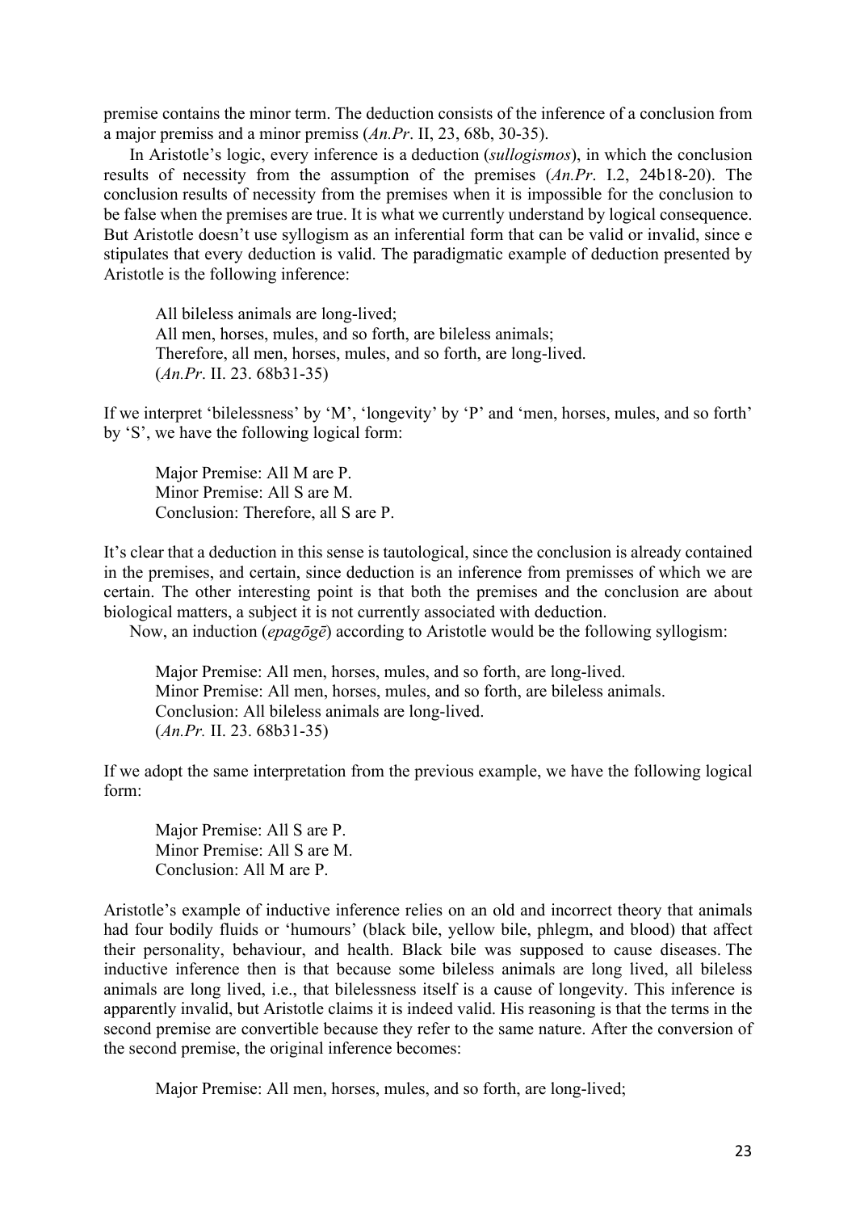premise contains the minor term. The deduction consists of the inference of a conclusion from a major premiss and a minor premiss (*An.Pr*. II, 23, 68b, 30-35).

In Aristotle's logic, every inference is a deduction (*sullogismos*), in which the conclusion results of necessity from the assumption of the premises (*An.Pr*. I.2, 24b18-20). The conclusion results of necessity from the premises when it is impossible for the conclusion to be false when the premises are true. It is what we currently understand by logical consequence. But Aristotle doesn't use syllogism as an inferential form that can be valid or invalid, since e stipulates that every deduction is valid. The paradigmatic example of deduction presented by Aristotle is the following inference:

> All bileless animals are long-lived;
> All men, horses, mules, and so forth, are bileless animals;
> Therefore, all men, horses, mules, and so forth, are long-lived.
> (*An.Pr*. II. 23. 68b31-35)

If we interpret 'bilelessness' by 'M', 'longevity' by 'P' and 'men, horses, mules, and so forth' by 'S', we have the following logical form:

> Major Premise: All M are P.
> Minor Premise: All S are M.
> Conclusion: Therefore, all S are P.

It's clear that a deduction in this sense is tautological, since the conclusion is already contained in the premises, and certain, since deduction is an inference from premisses of which we are certain. The other interesting point is that both the premises and the conclusion are about biological matters, a subject it is not currently associated with deduction.

Now, an induction (*epagōgē*) according to Aristotle would be the following syllogism:

> Major Premise: All men, horses, mules, and so forth, are long-lived.
> Minor Premise: All men, horses, mules, and so forth, are bileless animals.
> Conclusion: All bileless animals are long-lived.
> (*An.Pr.* II. 23. 68b31-35)

If we adopt the same interpretation from the previous example, we have the following logical form:

> Major Premise: All S are P.
> Minor Premise: All S are M.
> Conclusion: All M are P.

Aristotle's example of inductive inference relies on an old and incorrect theory that animals had four bodily fluids or 'humours' (black bile, yellow bile, phlegm, and blood) that affect their personality, behaviour, and health. Black bile was supposed to cause diseases. The inductive inference then is that because some bileless animals are long lived, all bileless animals are long lived, i.e., that bilelessness itself is a cause of longevity. This inference is apparently invalid, but Aristotle claims it is indeed valid. His reasoning is that the terms in the second premise are convertible because they refer to the same nature. After the conversion of the second premise, the original inference becomes:

> Major Premise: All men, horses, mules, and so forth, are long-lived;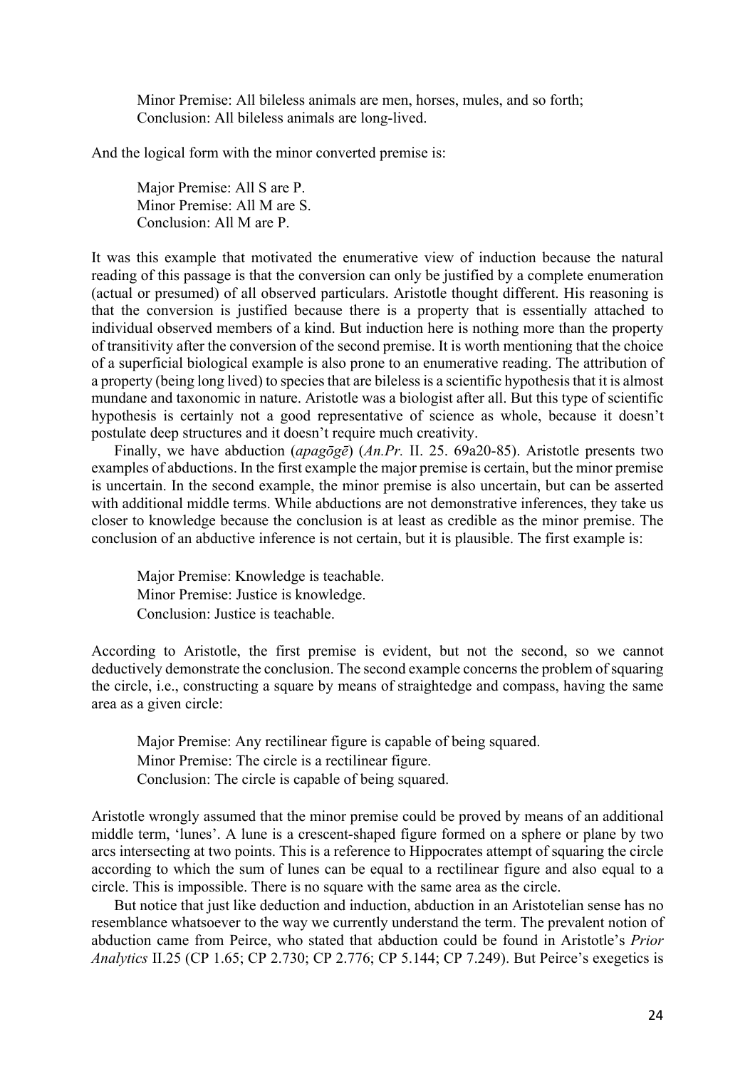Minor Premise: All bileless animals are men, horses, mules, and so forth;  
Conclusion: All bileless animals are long-lived.

And the logical form with the minor converted premise is:

Major Premise: All S are P.  
Minor Premise: All M are S.  
Conclusion: All M are P.

It was this example that motivated the enumerative view of induction because the natural reading of this passage is that the conversion can only be justified by a complete enumeration (actual or presumed) of all observed particulars. Aristotle thought different. His reasoning is that the conversion is justified because there is a property that is essentially attached to individual observed members of a kind. But induction here is nothing more than the property of transitivity after the conversion of the second premise. It is worth mentioning that the choice of a superficial biological example is also prone to an enumerative reading. The attribution of a property (being long lived) to species that are bileless is a scientific hypothesis that it is almost mundane and taxonomic in nature. Aristotle was a biologist after all. But this type of scientific hypothesis is certainly not a good representative of science as whole, because it doesn't postulate deep structures and it doesn't require much creativity.

Finally, we have abduction (*apagōgē*) (*An.Pr.* II. 25. 69a20-85). Aristotle presents two examples of abductions. In the first example the major premise is certain, but the minor premise is uncertain. In the second example, the minor premise is also uncertain, but can be asserted with additional middle terms. While abductions are not demonstrative inferences, they take us closer to knowledge because the conclusion is at least as credible as the minor premise. The conclusion of an abductive inference is not certain, but it is plausible. The first example is:

Major Premise: Knowledge is teachable.  
Minor Premise: Justice is knowledge.  
Conclusion: Justice is teachable.

According to Aristotle, the first premise is evident, but not the second, so we cannot deductively demonstrate the conclusion. The second example concerns the problem of squaring the circle, i.e., constructing a square by means of straightedge and compass, having the same area as a given circle:

Major Premise: Any rectilinear figure is capable of being squared.  
Minor Premise: The circle is a rectilinear figure.  
Conclusion: The circle is capable of being squared.

Aristotle wrongly assumed that the minor premise could be proved by means of an additional middle term, 'lunes'. A lune is a crescent-shaped figure formed on a sphere or plane by two arcs intersecting at two points. This is a reference to Hippocrates attempt of squaring the circle according to which the sum of lunes can be equal to a rectilinear figure and also equal to a circle. This is impossible. There is no square with the same area as the circle.

But notice that just like deduction and induction, abduction in an Aristotelian sense has no resemblance whatsoever to the way we currently understand the term. The prevalent notion of abduction came from Peirce, who stated that abduction could be found in Aristotle's *Prior Analytics* II.25 (CP 1.65; CP 2.730; CP 2.776; CP 5.144; CP 7.249). But Peirce's exegetics is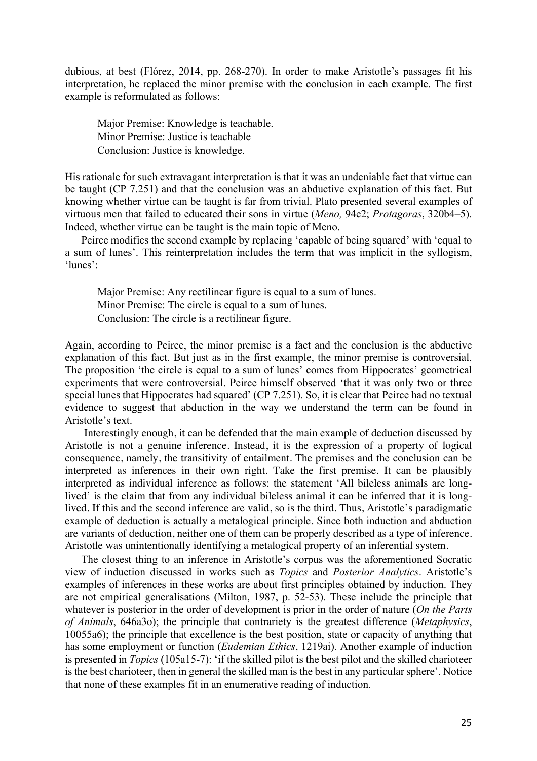dubious, at best (Flórez, 2014, pp. 268-270). In order to make Aristotle's passages fit his interpretation, he replaced the minor premise with the conclusion in each example. The first example is reformulated as follows:

> Major Premise: Knowledge is teachable.
> Minor Premise: Justice is teachable
> Conclusion: Justice is knowledge.

His rationale for such extravagant interpretation is that it was an undeniable fact that virtue can be taught (CP 7.251) and that the conclusion was an abductive explanation of this fact. But knowing whether virtue can be taught is far from trivial. Plato presented several examples of virtuous men that failed to educated their sons in virtue (*Meno,* 94e2; *Protagoras*, 320b4–5). Indeed, whether virtue can be taught is the main topic of Meno.

Peirce modifies the second example by replacing 'capable of being squared' with 'equal to a sum of lunes'. This reinterpretation includes the term that was implicit in the syllogism, 'lunes':

> Major Premise: Any rectilinear figure is equal to a sum of lunes.
> Minor Premise: The circle is equal to a sum of lunes.
> Conclusion: The circle is a rectilinear figure.

Again, according to Peirce, the minor premise is a fact and the conclusion is the abductive explanation of this fact. But just as in the first example, the minor premise is controversial. The proposition 'the circle is equal to a sum of lunes' comes from Hippocrates' geometrical experiments that were controversial. Peirce himself observed 'that it was only two or three special lunes that Hippocrates had squared' (CP 7.251). So, it is clear that Peirce had no textual evidence to suggest that abduction in the way we understand the term can be found in Aristotle's text.

Interestingly enough, it can be defended that the main example of deduction discussed by Aristotle is not a genuine inference. Instead, it is the expression of a property of logical consequence, namely, the transitivity of entailment. The premises and the conclusion can be interpreted as inferences in their own right. Take the first premise. It can be plausibly interpreted as individual inference as follows: the statement 'All bileless animals are long-lived' is the claim that from any individual bileless animal it can be inferred that it is long-lived. If this and the second inference are valid, so is the third. Thus, Aristotle's paradigmatic example of deduction is actually a metalogical principle. Since both induction and abduction are variants of deduction, neither one of them can be properly described as a type of inference. Aristotle was unintentionally identifying a metalogical property of an inferential system.

The closest thing to an inference in Aristotle's corpus was the aforementioned Socratic view of induction discussed in works such as *Topics* and *Posterior Analytics*. Aristotle's examples of inferences in these works are about first principles obtained by induction. They are not empirical generalisations (Milton, 1987, p. 52-53). These include the principle that whatever is posterior in the order of development is prior in the order of nature (*On the Parts of Animals*, 646a3o); the principle that contrariety is the greatest difference (*Metaphysics*, 10055a6); the principle that excellence is the best position, state or capacity of anything that has some employment or function (*Eudemian Ethics*, 1219ai). Another example of induction is presented in *Topics* (105a15-7): 'if the skilled pilot is the best pilot and the skilled charioteer is the best charioteer, then in general the skilled man is the best in any particular sphere'. Notice that none of these examples fit in an enumerative reading of induction.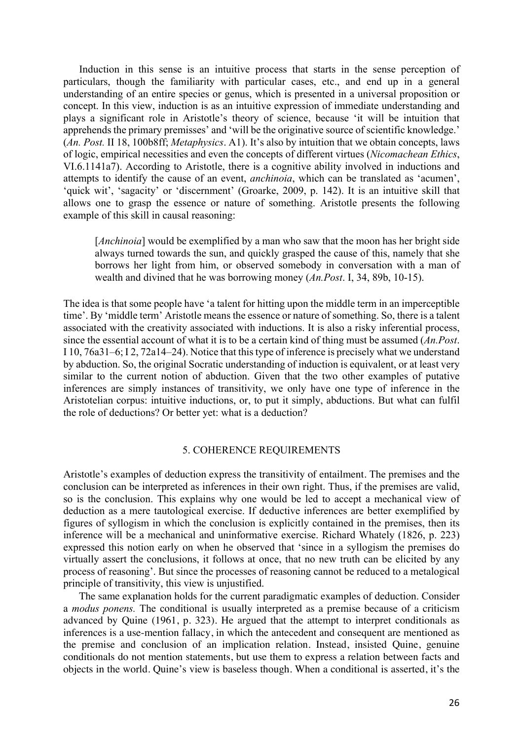Induction in this sense is an intuitive process that starts in the sense perception of particulars, though the familiarity with particular cases, etc., and end up in a general understanding of an entire species or genus, which is presented in a universal proposition or concept. In this view, induction is as an intuitive expression of immediate understanding and plays a significant role in Aristotle's theory of science, because 'it will be intuition that apprehends the primary premisses' and 'will be the originative source of scientific knowledge.' (*An. Post.* II 18, 100b8ff; *Metaphysics*. A1). It's also by intuition that we obtain concepts, laws of logic, empirical necessities and even the concepts of different virtues (*Nicomachean Ethics*, VI.6.1141a7). According to Aristotle, there is a cognitive ability involved in inductions and attempts to identify the cause of an event, *anchinoia*, which can be translated as 'acumen', 'quick wit', 'sagacity' or 'discernment' (Groarke, 2009, p. 142). It is an intuitive skill that allows one to grasp the essence or nature of something. Aristotle presents the following example of this skill in causal reasoning:

> [*Anchinoia*] would be exemplified by a man who saw that the moon has her bright side always turned towards the sun, and quickly grasped the cause of this, namely that she borrows her light from him, or observed somebody in conversation with a man of wealth and divined that he was borrowing money (*An.Post*. I, 34, 89b, 10-15).

The idea is that some people have 'a talent for hitting upon the middle term in an imperceptible time'. By 'middle term' Aristotle means the essence or nature of something. So, there is a talent associated with the creativity associated with inductions. It is also a risky inferential process, since the essential account of what it is to be a certain kind of thing must be assumed (*An.Post*. I 10, 76a31–6; I 2, 72a14–24). Notice that this type of inference is precisely what we understand by abduction. So, the original Socratic understanding of induction is equivalent, or at least very similar to the current notion of abduction. Given that the two other examples of putative inferences are simply instances of transitivity, we only have one type of inference in the Aristotelian corpus: intuitive inductions, or, to put it simply, abductions. But what can fulfil the role of deductions? Or better yet: what is a deduction?

## 5. COHERENCE REQUIREMENTS

Aristotle's examples of deduction express the transitivity of entailment. The premises and the conclusion can be interpreted as inferences in their own right. Thus, if the premises are valid, so is the conclusion. This explains why one would be led to accept a mechanical view of deduction as a mere tautological exercise. If deductive inferences are better exemplified by figures of syllogism in which the conclusion is explicitly contained in the premises, then its inference will be a mechanical and uninformative exercise. Richard Whately (1826, p. 223) expressed this notion early on when he observed that 'since in a syllogism the premises do virtually assert the conclusions, it follows at once, that no new truth can be elicited by any process of reasoning'. But since the processes of reasoning cannot be reduced to a metalogical principle of transitivity, this view is unjustified.

The same explanation holds for the current paradigmatic examples of deduction. Consider a *modus ponens.* The conditional is usually interpreted as a premise because of a criticism advanced by Quine (1961, p. 323). He argued that the attempt to interpret conditionals as inferences is a use-mention fallacy, in which the antecedent and consequent are mentioned as the premise and conclusion of an implication relation. Instead, insisted Quine, genuine conditionals do not mention statements, but use them to express a relation between facts and objects in the world. Quine's view is baseless though. When a conditional is asserted, it's the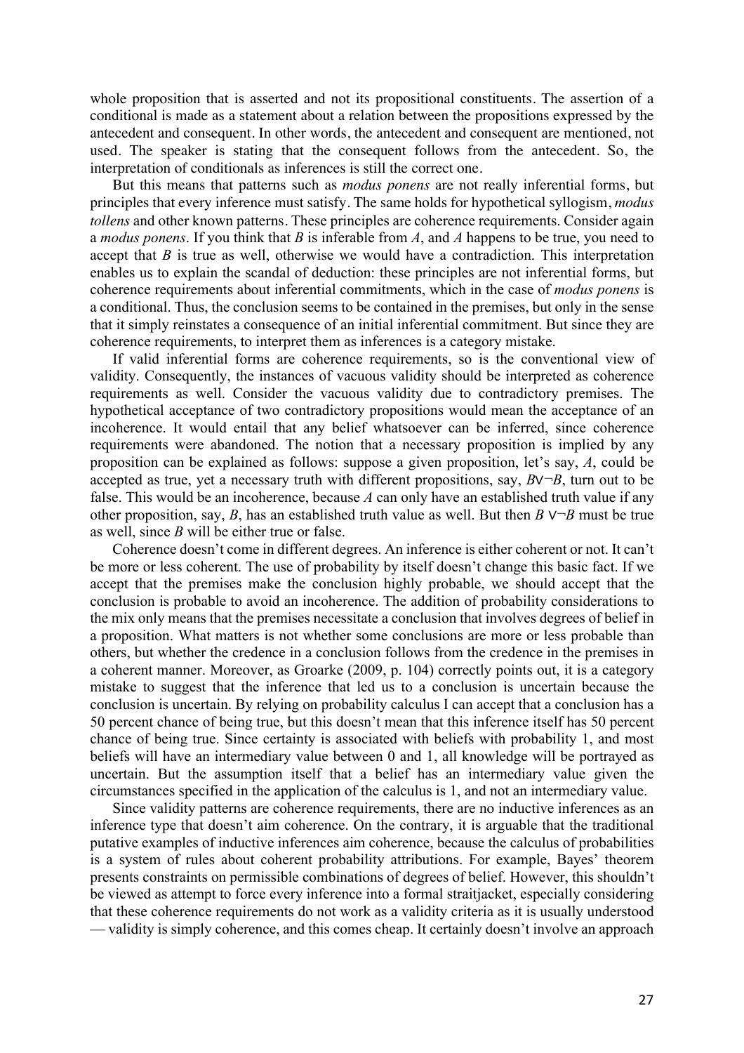whole proposition that is asserted and not its propositional constituents. The assertion of a conditional is made as a statement about a relation between the propositions expressed by the antecedent and consequent. In other words, the antecedent and consequent are mentioned, not used. The speaker is stating that the consequent follows from the antecedent. So, the interpretation of conditionals as inferences is still the correct one.

But this means that patterns such as *modus ponens* are not really inferential forms, but principles that every inference must satisfy. The same holds for hypothetical syllogism, *modus tollens* and other known patterns. These principles are coherence requirements. Consider again a *modus ponens*. If you think that *B* is inferable from *A*, and *A* happens to be true, you need to accept that *B* is true as well, otherwise we would have a contradiction. This interpretation enables us to explain the scandal of deduction: these principles are not inferential forms, but coherence requirements about inferential commitments, which in the case of *modus ponens* is a conditional. Thus, the conclusion seems to be contained in the premises, but only in the sense that it simply reinstates a consequence of an initial inferential commitment. But since they are coherence requirements, to interpret them as inferences is a category mistake.

If valid inferential forms are coherence requirements, so is the conventional view of validity. Consequently, the instances of vacuous validity should be interpreted as coherence requirements as well. Consider the vacuous validity due to contradictory premises. The hypothetical acceptance of two contradictory propositions would mean the acceptance of an incoherence. It would entail that any belief whatsoever can be inferred, since coherence requirements were abandoned. The notion that a necessary proposition is implied by any proposition can be explained as follows: suppose a given proposition, let's say, *A*, could be accepted as true, yet a necessary truth with different propositions, say, $B \vee \neg B$, turn out to be false. This would be an incoherence, because *A* can only have an established truth value if any other proposition, say, *B*, has an established truth value as well. But then $B \vee \neg B$ must be true as well, since *B* will be either true or false.

Coherence doesn't come in different degrees. An inference is either coherent or not. It can't be more or less coherent. The use of probability by itself doesn't change this basic fact. If we accept that the premises make the conclusion highly probable, we should accept that the conclusion is probable to avoid an incoherence. The addition of probability considerations to the mix only means that the premises necessitate a conclusion that involves degrees of belief in a proposition. What matters is not whether some conclusions are more or less probable than others, but whether the credence in a conclusion follows from the credence in the premises in a coherent manner. Moreover, as Groarke (2009, p. 104) correctly points out, it is a category mistake to suggest that the inference that led us to a conclusion is uncertain because the conclusion is uncertain. By relying on probability calculus I can accept that a conclusion has a 50 percent chance of being true, but this doesn't mean that this inference itself has 50 percent chance of being true. Since certainty is associated with beliefs with probability 1, and most beliefs will have an intermediary value between 0 and 1, all knowledge will be portrayed as uncertain. But the assumption itself that a belief has an intermediary value given the circumstances specified in the application of the calculus is 1, and not an intermediary value.

Since validity patterns are coherence requirements, there are no inductive inferences as an inference type that doesn't aim coherence. On the contrary, it is arguable that the traditional putative examples of inductive inferences aim coherence, because the calculus of probabilities is a system of rules about coherent probability attributions. For example, Bayes' theorem presents constraints on permissible combinations of degrees of belief. However, this shouldn't be viewed as attempt to force every inference into a formal straitjacket, especially considering that these coherence requirements do not work as a validity criteria as it is usually understood — validity is simply coherence, and this comes cheap. It certainly doesn't involve an approach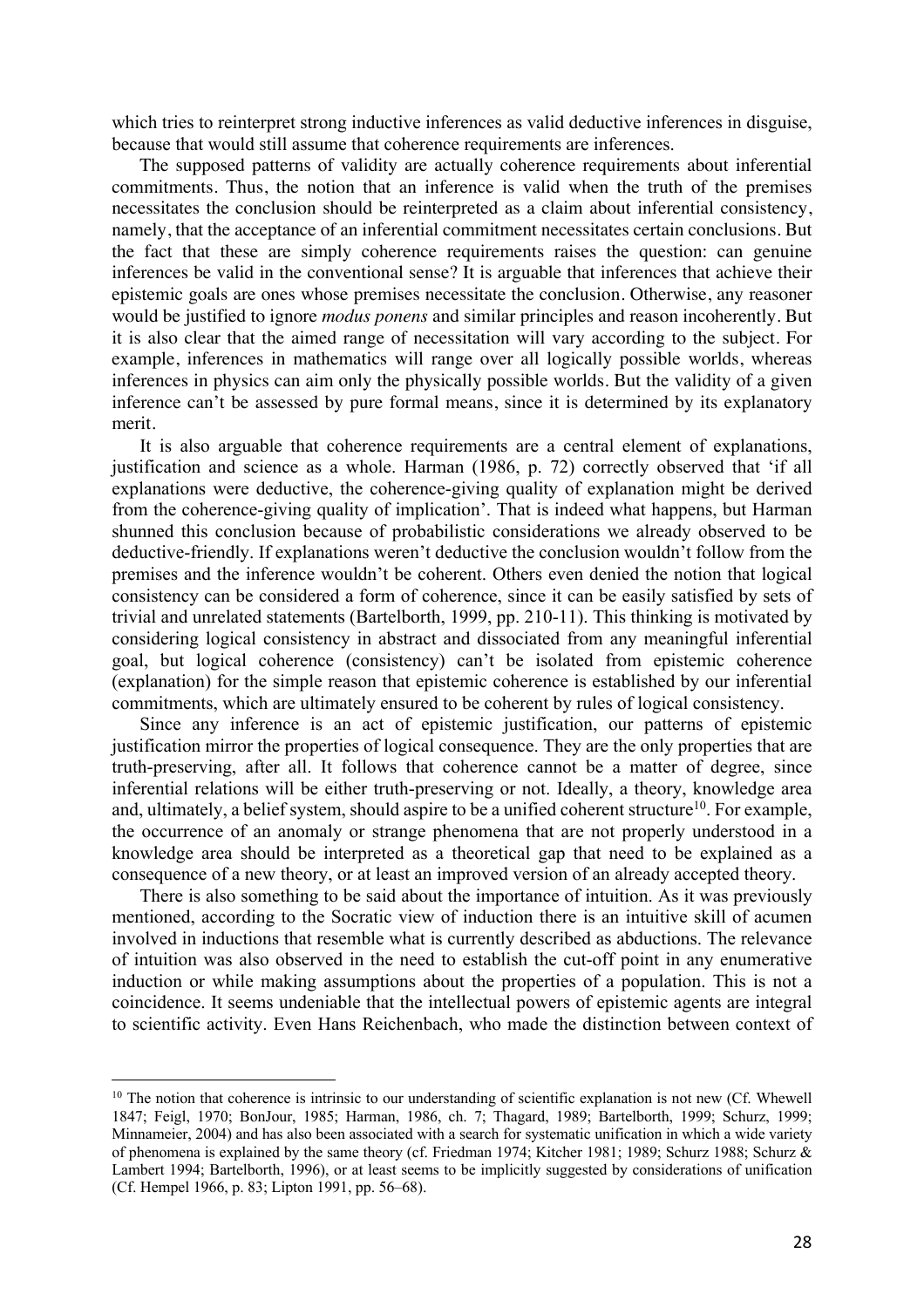which tries to reinterpret strong inductive inferences as valid deductive inferences in disguise, because that would still assume that coherence requirements are inferences.

The supposed patterns of validity are actually coherence requirements about inferential commitments. Thus, the notion that an inference is valid when the truth of the premises necessitates the conclusion should be reinterpreted as a claim about inferential consistency, namely, that the acceptance of an inferential commitment necessitates certain conclusions. But the fact that these are simply coherence requirements raises the question: can genuine inferences be valid in the conventional sense? It is arguable that inferences that achieve their epistemic goals are ones whose premises necessitate the conclusion. Otherwise, any reasoner would be justified to ignore *modus ponens* and similar principles and reason incoherently. But it is also clear that the aimed range of necessitation will vary according to the subject. For example, inferences in mathematics will range over all logically possible worlds, whereas inferences in physics can aim only the physically possible worlds. But the validity of a given inference can't be assessed by pure formal means, since it is determined by its explanatory merit.

It is also arguable that coherence requirements are a central element of explanations, justification and science as a whole. Harman (1986, p. 72) correctly observed that 'if all explanations were deductive, the coherence-giving quality of explanation might be derived from the coherence-giving quality of implication'. That is indeed what happens, but Harman shunned this conclusion because of probabilistic considerations we already observed to be deductive-friendly. If explanations weren't deductive the conclusion wouldn't follow from the premises and the inference wouldn't be coherent. Others even denied the notion that logical consistency can be considered a form of coherence, since it can be easily satisfied by sets of trivial and unrelated statements (Bartelborth, 1999, pp. 210-11). This thinking is motivated by considering logical consistency in abstract and dissociated from any meaningful inferential goal, but logical coherence (consistency) can't be isolated from epistemic coherence (explanation) for the simple reason that epistemic coherence is established by our inferential commitments, which are ultimately ensured to be coherent by rules of logical consistency.

Since any inference is an act of epistemic justification, our patterns of epistemic justification mirror the properties of logical consequence. They are the only properties that are truth-preserving, after all. It follows that coherence cannot be a matter of degree, since inferential relations will be either truth-preserving or not. Ideally, a theory, knowledge area and, ultimately, a belief system, should aspire to be a unified coherent structure[10]. For example, the occurrence of an anomaly or strange phenomena that are not properly understood in a knowledge area should be interpreted as a theoretical gap that need to be explained as a consequence of a new theory, or at least an improved version of an already accepted theory.

There is also something to be said about the importance of intuition. As it was previously mentioned, according to the Socratic view of induction there is an intuitive skill of acumen involved in inductions that resemble what is currently described as abductions. The relevance of intuition was also observed in the need to establish the cut-off point in any enumerative induction or while making assumptions about the properties of a population. This is not a coincidence. It seems undeniable that the intellectual powers of epistemic agents are integral to scientific activity. Even Hans Reichenbach, who made the distinction between context of

---

[10] The notion that coherence is intrinsic to our understanding of scientific explanation is not new (Cf. Whewell 1847; Feigl, 1970; BonJour, 1985; Harman, 1986, ch. 7; Thagard, 1989; Bartelborth, 1999; Schurz, 1999; Minnameier, 2004) and has also been associated with a search for systematic unification in which a wide variety of phenomena is explained by the same theory (cf. Friedman 1974; Kitcher 1981; 1989; Schurz 1988; Schurz & Lambert 1994; Bartelborth, 1996), or at least seems to be implicitly suggested by considerations of unification (Cf. Hempel 1966, p. 83; Lipton 1991, pp. 56–68).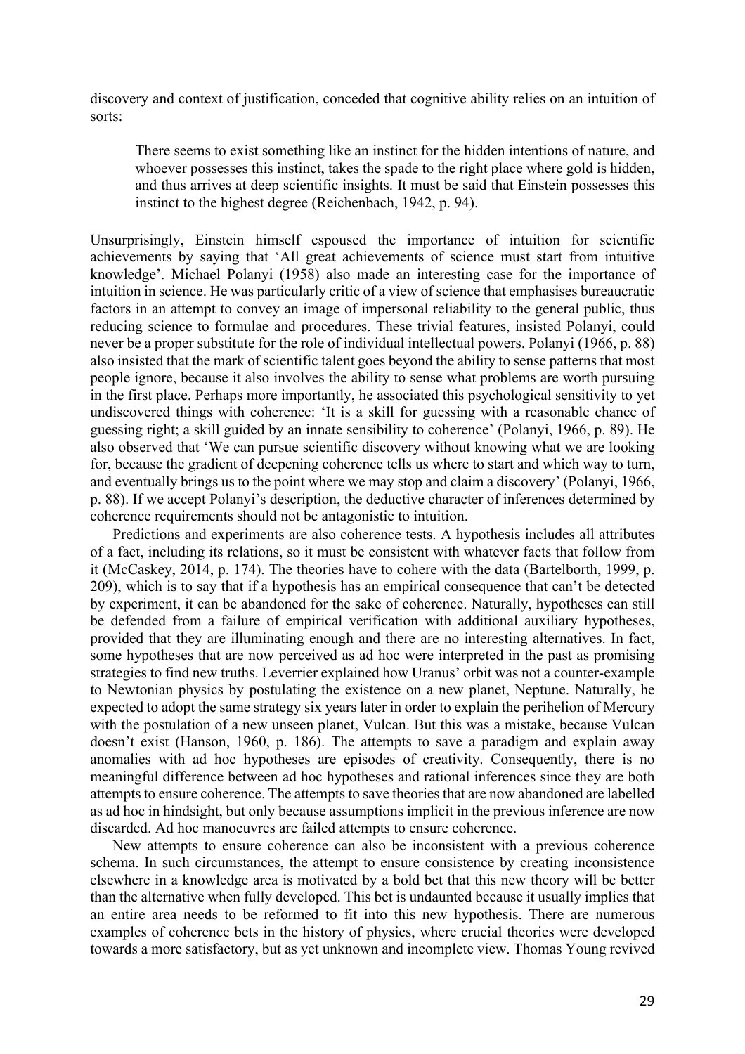discovery and context of justification, conceded that cognitive ability relies on an intuition of sorts:

> There seems to exist something like an instinct for the hidden intentions of nature, and whoever possesses this instinct, takes the spade to the right place where gold is hidden, and thus arrives at deep scientific insights. It must be said that Einstein possesses this instinct to the highest degree (Reichenbach, 1942, p. 94).

Unsurprisingly, Einstein himself espoused the importance of intuition for scientific achievements by saying that 'All great achievements of science must start from intuitive knowledge'. Michael Polanyi (1958) also made an interesting case for the importance of intuition in science. He was particularly critic of a view of science that emphasises bureaucratic factors in an attempt to convey an image of impersonal reliability to the general public, thus reducing science to formulae and procedures. These trivial features, insisted Polanyi, could never be a proper substitute for the role of individual intellectual powers. Polanyi (1966, p. 88) also insisted that the mark of scientific talent goes beyond the ability to sense patterns that most people ignore, because it also involves the ability to sense what problems are worth pursuing in the first place. Perhaps more importantly, he associated this psychological sensitivity to yet undiscovered things with coherence: 'It is a skill for guessing with a reasonable chance of guessing right; a skill guided by an innate sensibility to coherence' (Polanyi, 1966, p. 89). He also observed that 'We can pursue scientific discovery without knowing what we are looking for, because the gradient of deepening coherence tells us where to start and which way to turn, and eventually brings us to the point where we may stop and claim a discovery' (Polanyi, 1966, p. 88). If we accept Polanyi's description, the deductive character of inferences determined by coherence requirements should not be antagonistic to intuition.

Predictions and experiments are also coherence tests. A hypothesis includes all attributes of a fact, including its relations, so it must be consistent with whatever facts that follow from it (McCaskey, 2014, p. 174). The theories have to cohere with the data (Bartelborth, 1999, p. 209), which is to say that if a hypothesis has an empirical consequence that can't be detected by experiment, it can be abandoned for the sake of coherence. Naturally, hypotheses can still be defended from a failure of empirical verification with additional auxiliary hypotheses, provided that they are illuminating enough and there are no interesting alternatives. In fact, some hypotheses that are now perceived as ad hoc were interpreted in the past as promising strategies to find new truths. Leverrier explained how Uranus' orbit was not a counter-example to Newtonian physics by postulating the existence on a new planet, Neptune. Naturally, he expected to adopt the same strategy six years later in order to explain the perihelion of Mercury with the postulation of a new unseen planet, Vulcan. But this was a mistake, because Vulcan doesn't exist (Hanson, 1960, p. 186). The attempts to save a paradigm and explain away anomalies with ad hoc hypotheses are episodes of creativity. Consequently, there is no meaningful difference between ad hoc hypotheses and rational inferences since they are both attempts to ensure coherence. The attempts to save theories that are now abandoned are labelled as ad hoc in hindsight, but only because assumptions implicit in the previous inference are now discarded. Ad hoc manoeuvres are failed attempts to ensure coherence.

New attempts to ensure coherence can also be inconsistent with a previous coherence schema. In such circumstances, the attempt to ensure consistence by creating inconsistence elsewhere in a knowledge area is motivated by a bold bet that this new theory will be better than the alternative when fully developed. This bet is undaunted because it usually implies that an entire area needs to be reformed to fit into this new hypothesis. There are numerous examples of coherence bets in the history of physics, where crucial theories were developed towards a more satisfactory, but as yet unknown and incomplete view. Thomas Young revived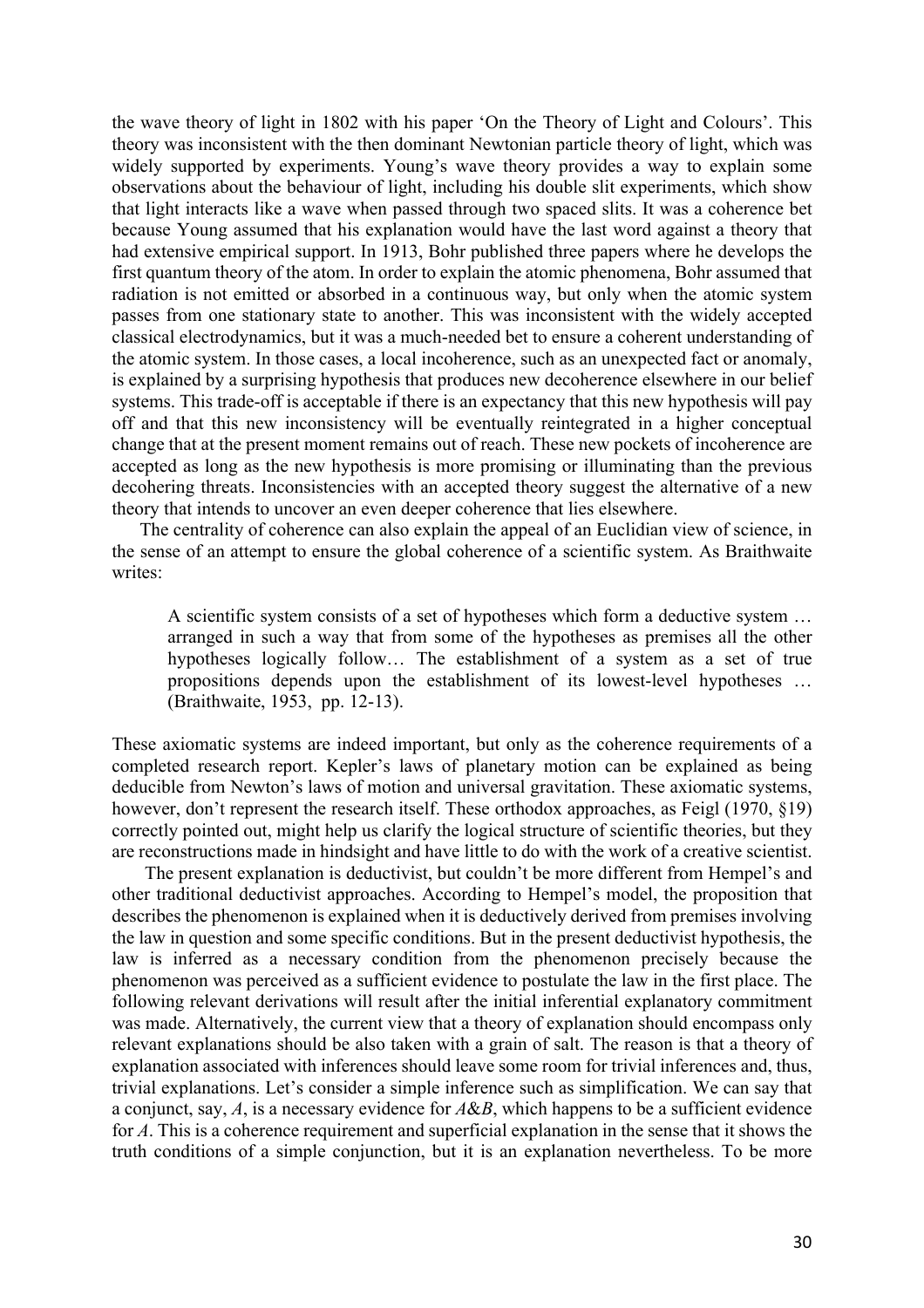the wave theory of light in 1802 with his paper 'On the Theory of Light and Colours'. This theory was inconsistent with the then dominant Newtonian particle theory of light, which was widely supported by experiments. Young's wave theory provides a way to explain some observations about the behaviour of light, including his double slit experiments, which show that light interacts like a wave when passed through two spaced slits. It was a coherence bet because Young assumed that his explanation would have the last word against a theory that had extensive empirical support. In 1913, Bohr published three papers where he develops the first quantum theory of the atom. In order to explain the atomic phenomena, Bohr assumed that radiation is not emitted or absorbed in a continuous way, but only when the atomic system passes from one stationary state to another. This was inconsistent with the widely accepted classical electrodynamics, but it was a much-needed bet to ensure a coherent understanding of the atomic system. In those cases, a local incoherence, such as an unexpected fact or anomaly, is explained by a surprising hypothesis that produces new decoherence elsewhere in our belief systems. This trade-off is acceptable if there is an expectancy that this new hypothesis will pay off and that this new inconsistency will be eventually reintegrated in a higher conceptual change that at the present moment remains out of reach. These new pockets of incoherence are accepted as long as the new hypothesis is more promising or illuminating than the previous decohering threats. Inconsistencies with an accepted theory suggest the alternative of a new theory that intends to uncover an even deeper coherence that lies elsewhere.

The centrality of coherence can also explain the appeal of an Euclidian view of science, in the sense of an attempt to ensure the global coherence of a scientific system. As Braithwaite writes:

> A scientific system consists of a set of hypotheses which form a deductive system … arranged in such a way that from some of the hypotheses as premises all the other hypotheses logically follow… The establishment of a system as a set of true propositions depends upon the establishment of its lowest-level hypotheses … (Braithwaite, 1953, pp. 12-13).

These axiomatic systems are indeed important, but only as the coherence requirements of a completed research report. Kepler's laws of planetary motion can be explained as being deducible from Newton's laws of motion and universal gravitation. These axiomatic systems, however, don't represent the research itself. These orthodox approaches, as Feigl (1970, §19) correctly pointed out, might help us clarify the logical structure of scientific theories, but they are reconstructions made in hindsight and have little to do with the work of a creative scientist.

The present explanation is deductivist, but couldn't be more different from Hempel's and other traditional deductivist approaches. According to Hempel's model, the proposition that describes the phenomenon is explained when it is deductively derived from premises involving the law in question and some specific conditions. But in the present deductivist hypothesis, the law is inferred as a necessary condition from the phenomenon precisely because the phenomenon was perceived as a sufficient evidence to postulate the law in the first place. The following relevant derivations will result after the initial inferential explanatory commitment was made. Alternatively, the current view that a theory of explanation should encompass only relevant explanations should be also taken with a grain of salt. The reason is that a theory of explanation associated with inferences should leave some room for trivial inferences and, thus, trivial explanations. Let's consider a simple inference such as simplification. We can say that a conjunct, say, *A*, is a necessary evidence for *A*&*B*, which happens to be a sufficient evidence for *A*. This is a coherence requirement and superficial explanation in the sense that it shows the truth conditions of a simple conjunction, but it is an explanation nevertheless. To be more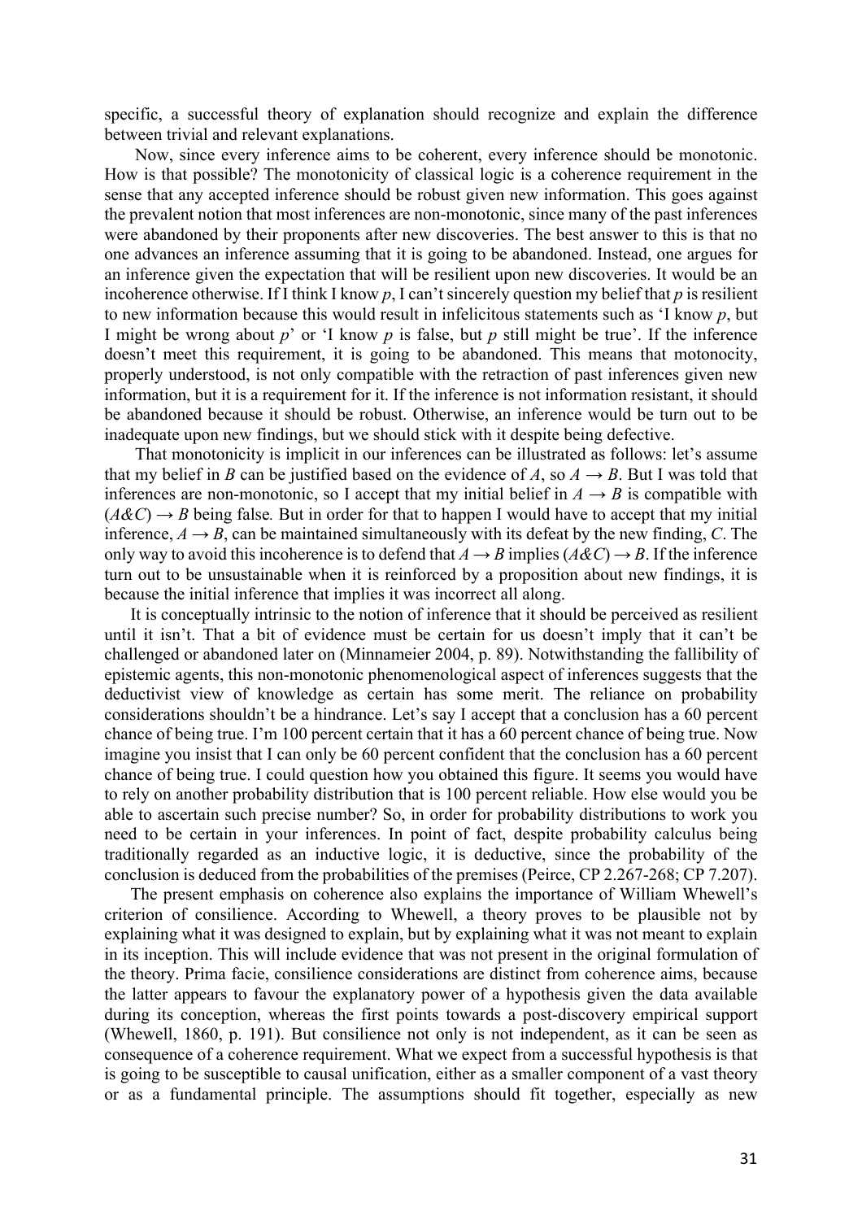specific, a successful theory of explanation should recognize and explain the difference between trivial and relevant explanations.

Now, since every inference aims to be coherent, every inference should be monotonic. How is that possible? The monotonicity of classical logic is a coherence requirement in the sense that any accepted inference should be robust given new information. This goes against the prevalent notion that most inferences are non-monotonic, since many of the past inferences were abandoned by their proponents after new discoveries. The best answer to this is that no one advances an inference assuming that it is going to be abandoned. Instead, one argues for an inference given the expectation that will be resilient upon new discoveries. It would be an incoherence otherwise. If I think I know *p*, I can't sincerely question my belief that *p* is resilient to new information because this would result in infelicitous statements such as 'I know *p*, but I might be wrong about *p*' or 'I know *p* is false, but *p* still might be true'. If the inference doesn't meet this requirement, it is going to be abandoned. This means that motonocity, properly understood, is not only compatible with the retraction of past inferences given new information, but it is a requirement for it. If the inference is not information resistant, it should be abandoned because it should be robust. Otherwise, an inference would be turn out to be inadequate upon new findings, but we should stick with it despite being defective.

That monotonicity is implicit in our inferences can be illustrated as follows: let's assume that my belief in *B* can be justified based on the evidence of *A*, so $A \rightarrow B$. But I was told that inferences are non-monotonic, so I accept that my initial belief in $A \rightarrow B$ is compatible with $(A\&C) \rightarrow B$ being false. But in order for that to happen I would have to accept that my initial inference, $A \rightarrow B$, can be maintained simultaneously with its defeat by the new finding, *C*. The only way to avoid this incoherence is to defend that $A \rightarrow B$ implies $(A\&C) \rightarrow B$. If the inference turn out to be unsustainable when it is reinforced by a proposition about new findings, it is because the initial inference that implies it was incorrect all along.

It is conceptually intrinsic to the notion of inference that it should be perceived as resilient until it isn't. That a bit of evidence must be certain for us doesn't imply that it can't be challenged or abandoned later on (Minnameier 2004, p. 89). Notwithstanding the fallibility of epistemic agents, this non-monotonic phenomenological aspect of inferences suggests that the deductivist view of knowledge as certain has some merit. The reliance on probability considerations shouldn't be a hindrance. Let's say I accept that a conclusion has a 60 percent chance of being true. I'm 100 percent certain that it has a 60 percent chance of being true. Now imagine you insist that I can only be 60 percent confident that the conclusion has a 60 percent chance of being true. I could question how you obtained this figure. It seems you would have to rely on another probability distribution that is 100 percent reliable. How else would you be able to ascertain such precise number? So, in order for probability distributions to work you need to be certain in your inferences. In point of fact, despite probability calculus being traditionally regarded as an inductive logic, it is deductive, since the probability of the conclusion is deduced from the probabilities of the premises (Peirce, CP 2.267-268; CP 7.207).

The present emphasis on coherence also explains the importance of William Whewell's criterion of consilience. According to Whewell, a theory proves to be plausible not by explaining what it was designed to explain, but by explaining what it was not meant to explain in its inception. This will include evidence that was not present in the original formulation of the theory. Prima facie, consilience considerations are distinct from coherence aims, because the latter appears to favour the explanatory power of a hypothesis given the data available during its conception, whereas the first points towards a post-discovery empirical support (Whewell, 1860, p. 191). But consilience not only is not independent, as it can be seen as consequence of a coherence requirement. What we expect from a successful hypothesis is that is going to be susceptible to causal unification, either as a smaller component of a vast theory or as a fundamental principle. The assumptions should fit together, especially as new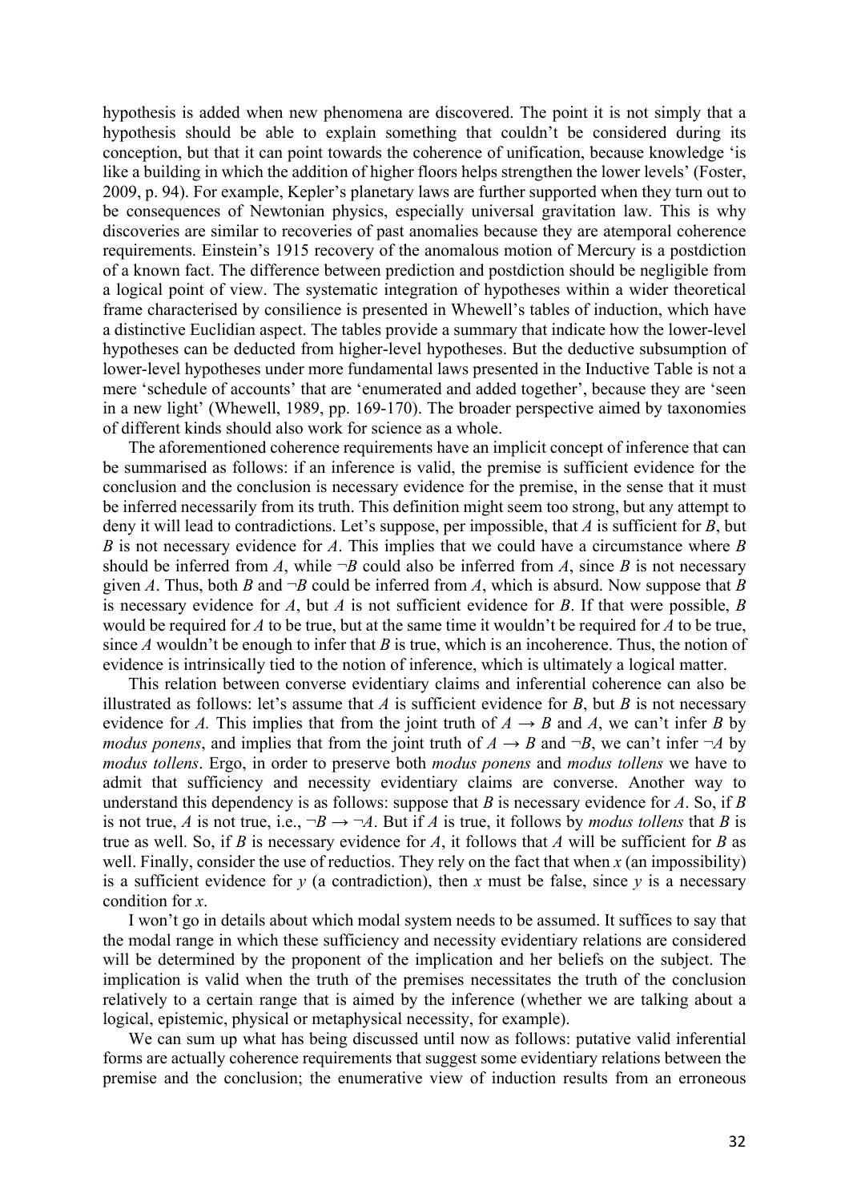hypothesis is added when new phenomena are discovered. The point it is not simply that a hypothesis should be able to explain something that couldn't be considered during its conception, but that it can point towards the coherence of unification, because knowledge 'is like a building in which the addition of higher floors helps strengthen the lower levels' (Foster, 2009, p. 94). For example, Kepler's planetary laws are further supported when they turn out to be consequences of Newtonian physics, especially universal gravitation law. This is why discoveries are similar to recoveries of past anomalies because they are atemporal coherence requirements. Einstein's 1915 recovery of the anomalous motion of Mercury is a postdiction of a known fact. The difference between prediction and postdiction should be negligible from a logical point of view. The systematic integration of hypotheses within a wider theoretical frame characterised by consilience is presented in Whewell's tables of induction, which have a distinctive Euclidian aspect. The tables provide a summary that indicate how the lower-level hypotheses can be deducted from higher-level hypotheses. But the deductive subsumption of lower-level hypotheses under more fundamental laws presented in the Inductive Table is not a mere 'schedule of accounts' that are 'enumerated and added together', because they are 'seen in a new light' (Whewell, 1989, pp. 169-170). The broader perspective aimed by taxonomies of different kinds should also work for science as a whole.

The aforementioned coherence requirements have an implicit concept of inference that can be summarised as follows: if an inference is valid, the premise is sufficient evidence for the conclusion and the conclusion is necessary evidence for the premise, in the sense that it must be inferred necessarily from its truth. This definition might seem too strong, but any attempt to deny it will lead to contradictions. Let's suppose, per impossible, that $A$ is sufficient for $B$, but $B$ is not necessary evidence for $A$. This implies that we could have a circumstance where $B$ should be inferred from $A$, while $\neg B$ could also be inferred from $A$, since $B$ is not necessary given $A$. Thus, both $B$ and $\neg B$ could be inferred from $A$, which is absurd. Now suppose that $B$ is necessary evidence for $A$, but $A$ is not sufficient evidence for $B$. If that were possible, $B$ would be required for $A$ to be true, but at the same time it wouldn't be required for $A$ to be true, since $A$ wouldn't be enough to infer that $B$ is true, which is an incoherence. Thus, the notion of evidence is intrinsically tied to the notion of inference, which is ultimately a logical matter.

This relation between converse evidentiary claims and inferential coherence can also be illustrated as follows: let's assume that $A$ is sufficient evidence for $B$, but $B$ is not necessary evidence for $A$. This implies that from the joint truth of $A \rightarrow B$ and $A$, we can't infer $B$ by *modus ponens*, and implies that from the joint truth of $A \rightarrow B$ and $\neg B$, we can't infer $\neg A$ by *modus tollens*. Ergo, in order to preserve both *modus ponens* and *modus tollens* we have to admit that sufficiency and necessity evidentiary claims are converse. Another way to understand this dependency is as follows: suppose that $B$ is necessary evidence for $A$. So, if $B$ is not true, $A$ is not true, i.e., $\neg B \rightarrow \neg A$. But if $A$ is true, it follows by *modus tollens* that $B$ is true as well. So, if $B$ is necessary evidence for $A$, it follows that $A$ will be sufficient for $B$ as well. Finally, consider the use of reductios. They rely on the fact that when $x$ (an impossibility) is a sufficient evidence for $y$ (a contradiction), then $x$ must be false, since $y$ is a necessary condition for $x$.

I won't go in details about which modal system needs to be assumed. It suffices to say that the modal range in which these sufficiency and necessity evidentiary relations are considered will be determined by the proponent of the implication and her beliefs on the subject. The implication is valid when the truth of the premises necessitates the truth of the conclusion relatively to a certain range that is aimed by the inference (whether we are talking about a logical, epistemic, physical or metaphysical necessity, for example).

We can sum up what has being discussed until now as follows: putative valid inferential forms are actually coherence requirements that suggest some evidentiary relations between the premise and the conclusion; the enumerative view of induction results from an erroneous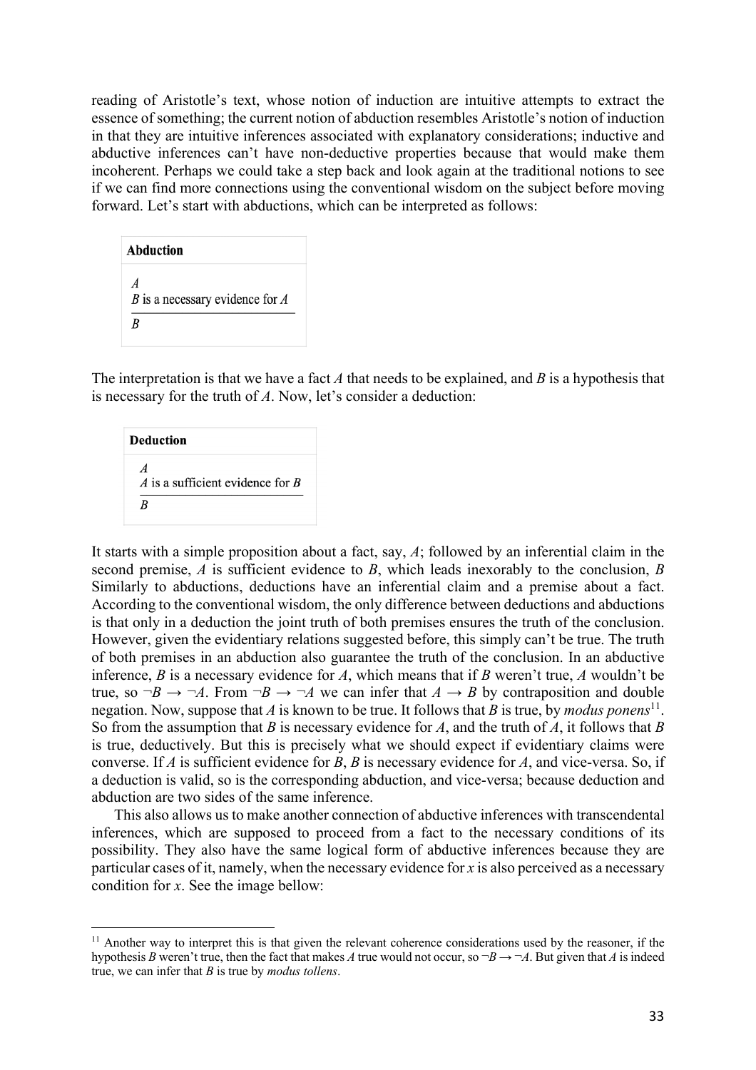reading of Aristotle's text, whose notion of induction are intuitive attempts to extract the essence of something; the current notion of abduction resembles Aristotle's notion of induction in that they are intuitive inferences associated with explanatory considerations; inductive and abductive inferences can't have non-deductive properties because that would make them incoherent. Perhaps we could take a step back and look again at the traditional notions to see if we can find more connections using the conventional wisdom on the subject before moving forward. Let's start with abductions, which can be interpreted as follows:

| **Abduction** |
| --- |
| $A$<br>$B$ is a necessary evidence for $A$ |
| $B$ |

The interpretation is that we have a fact $A$ that needs to be explained, and $B$ is a hypothesis that is necessary for the truth of $A$. Now, let's consider a deduction:

| **Deduction** |
| --- |
| $A$<br>$A$ is a sufficient evidence for $B$ |
| $B$ |

It starts with a simple proposition about a fact, say, $A$; followed by an inferential claim in the second premise, $A$ is sufficient evidence to $B$, which leads inexorably to the conclusion, $B$ Similarly to abductions, deductions have an inferential claim and a premise about a fact. According to the conventional wisdom, the only difference between deductions and abductions is that only in a deduction the joint truth of both premises ensures the truth of the conclusion. However, given the evidentiary relations suggested before, this simply can't be true. The truth of both premises in an abduction also guarantee the truth of the conclusion. In an abductive inference, $B$ is a necessary evidence for $A$, which means that if $B$ weren't true, $A$ wouldn't be true, so $\neg B \rightarrow \neg A$. From $\neg B \rightarrow \neg A$ we can infer that $A \rightarrow B$ by contraposition and double negation. Now, suppose that $A$ is known to be true. It follows that $B$ is true, by *modus ponens*[11]. So from the assumption that $B$ is necessary evidence for $A$, and the truth of $A$, it follows that $B$ is true, deductively. But this is precisely what we should expect if evidentiary claims were converse. If $A$ is sufficient evidence for $B$, $B$ is necessary evidence for $A$, and vice-versa. So, if a deduction is valid, so is the corresponding abduction, and vice-versa; because deduction and abduction are two sides of the same inference.

This also allows us to make another connection of abductive inferences with transcendental inferences, which are supposed to proceed from a fact to the necessary conditions of its possibility. They also have the same logical form of abductive inferences because they are particular cases of it, namely, when the necessary evidence for $x$ is also perceived as a necessary condition for $x$. See the image bellow:

[11] Another way to interpret this is that given the relevant coherence considerations used by the reasoner, if the hypothesis $B$ weren't true, then the fact that makes $A$ true would not occur, so $\neg B \rightarrow \neg A$. But given that $A$ is indeed true, we can infer that $B$ is true by *modus tollens*.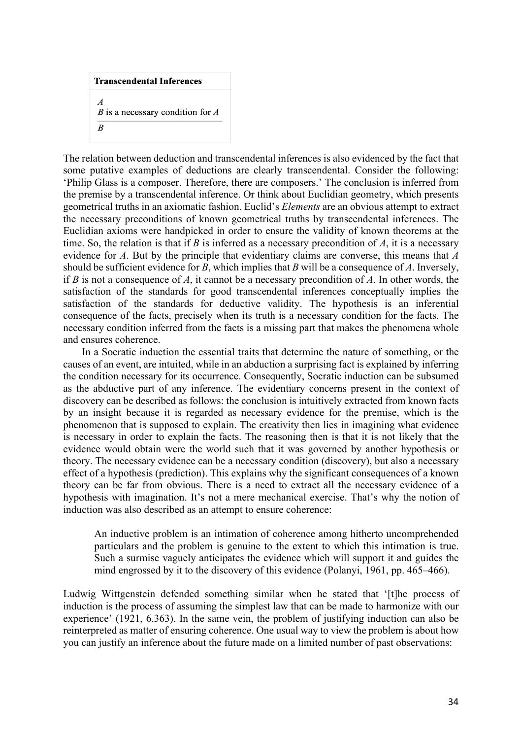| **Transcendental Inferences** |
| --- |
| *A*<br>*B* is a necessary condition for *A* |
| *B* |

The relation between deduction and transcendental inferences is also evidenced by the fact that some putative examples of deductions are clearly transcendental. Consider the following: 'Philip Glass is a composer. Therefore, there are composers.' The conclusion is inferred from the premise by a transcendental inference. Or think about Euclidian geometry, which presents geometrical truths in an axiomatic fashion. Euclid's *Elements* are an obvious attempt to extract the necessary preconditions of known geometrical truths by transcendental inferences. The Euclidian axioms were handpicked in order to ensure the validity of known theorems at the time. So, the relation is that if *B* is inferred as a necessary precondition of *A*, it is a necessary evidence for *A*. But by the principle that evidentiary claims are converse, this means that *A* should be sufficient evidence for *B*, which implies that *B* will be a consequence of *A*. Inversely, if *B* is not a consequence of *A*, it cannot be a necessary precondition of *A*. In other words, the satisfaction of the standards for good transcendental inferences conceptually implies the satisfaction of the standards for deductive validity. The hypothesis is an inferential consequence of the facts, precisely when its truth is a necessary condition for the facts. The necessary condition inferred from the facts is a missing part that makes the phenomena whole and ensures coherence.

In a Socratic induction the essential traits that determine the nature of something, or the causes of an event, are intuited, while in an abduction a surprising fact is explained by inferring the condition necessary for its occurrence. Consequently, Socratic induction can be subsumed as the abductive part of any inference. The evidentiary concerns present in the context of discovery can be described as follows: the conclusion is intuitively extracted from known facts by an insight because it is regarded as necessary evidence for the premise, which is the phenomenon that is supposed to explain. The creativity then lies in imagining what evidence is necessary in order to explain the facts. The reasoning then is that it is not likely that the evidence would obtain were the world such that it was governed by another hypothesis or theory. The necessary evidence can be a necessary condition (discovery), but also a necessary effect of a hypothesis (prediction). This explains why the significant consequences of a known theory can be far from obvious. There is a need to extract all the necessary evidence of a hypothesis with imagination. It's not a mere mechanical exercise. That's why the notion of induction was also described as an attempt to ensure coherence:

> An inductive problem is an intimation of coherence among hitherto uncomprehended particulars and the problem is genuine to the extent to which this intimation is true. Such a surmise vaguely anticipates the evidence which will support it and guides the mind engrossed by it to the discovery of this evidence (Polanyi, 1961, pp. 465–466).

Ludwig Wittgenstein defended something similar when he stated that '[t]he process of induction is the process of assuming the simplest law that can be made to harmonize with our experience' (1921, 6.363). In the same vein, the problem of justifying induction can also be reinterpreted as matter of ensuring coherence. One usual way to view the problem is about how you can justify an inference about the future made on a limited number of past observations: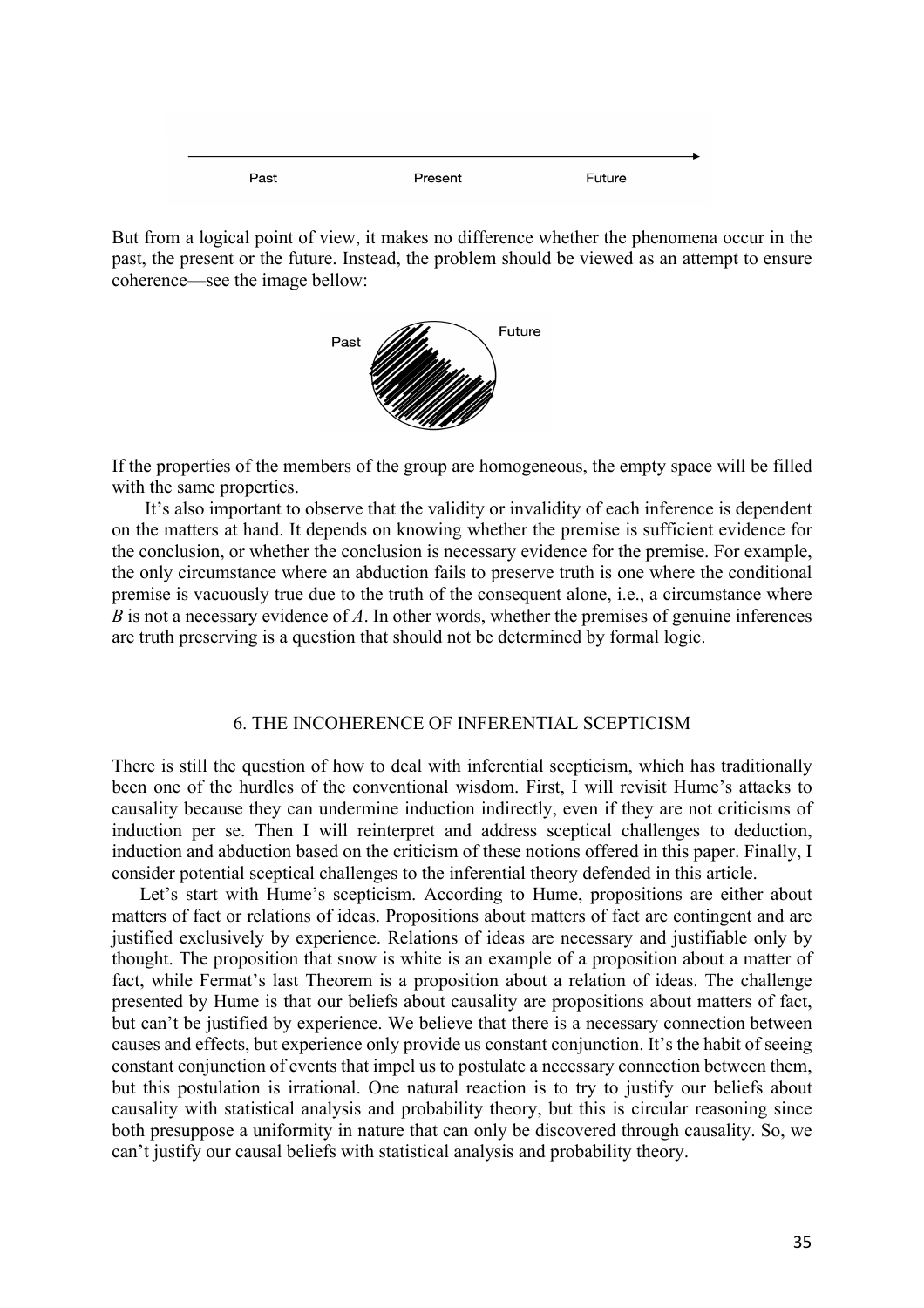But from a logical point of view, it makes no difference whether the phenomena occur in the past, the present or the future. Instead, the problem should be viewed as an attempt to ensure coherence—see the image bellow:

If the properties of the members of the group are homogeneous, the empty space will be filled with the same properties.

It's also important to observe that the validity or invalidity of each inference is dependent on the matters at hand. It depends on knowing whether the premise is sufficient evidence for the conclusion, or whether the conclusion is necessary evidence for the premise. For example, the only circumstance where an abduction fails to preserve truth is one where the conditional premise is vacuously true due to the truth of the consequent alone, i.e., a circumstance where *B* is not a necessary evidence of *A*. In other words, whether the premises of genuine inferences are truth preserving is a question that should not be determined by formal logic.

## 6. THE INCOHERENCE OF INFERENTIAL SCEPTICISM

There is still the question of how to deal with inferential scepticism, which has traditionally been one of the hurdles of the conventional wisdom. First, I will revisit Hume's attacks to causality because they can undermine induction indirectly, even if they are not criticisms of induction per se. Then I will reinterpret and address sceptical challenges to deduction, induction and abduction based on the criticism of these notions offered in this paper. Finally, I consider potential sceptical challenges to the inferential theory defended in this article.

Let's start with Hume's scepticism. According to Hume, propositions are either about matters of fact or relations of ideas. Propositions about matters of fact are contingent and are justified exclusively by experience. Relations of ideas are necessary and justifiable only by thought. The proposition that snow is white is an example of a proposition about a matter of fact, while Fermat's last Theorem is a proposition about a relation of ideas. The challenge presented by Hume is that our beliefs about causality are propositions about matters of fact, but can't be justified by experience. We believe that there is a necessary connection between causes and effects, but experience only provide us constant conjunction. It's the habit of seeing constant conjunction of events that impel us to postulate a necessary connection between them, but this postulation is irrational. One natural reaction is to try to justify our beliefs about causality with statistical analysis and probability theory, but this is circular reasoning since both presuppose a uniformity in nature that can only be discovered through causality. So, we can't justify our causal beliefs with statistical analysis and probability theory.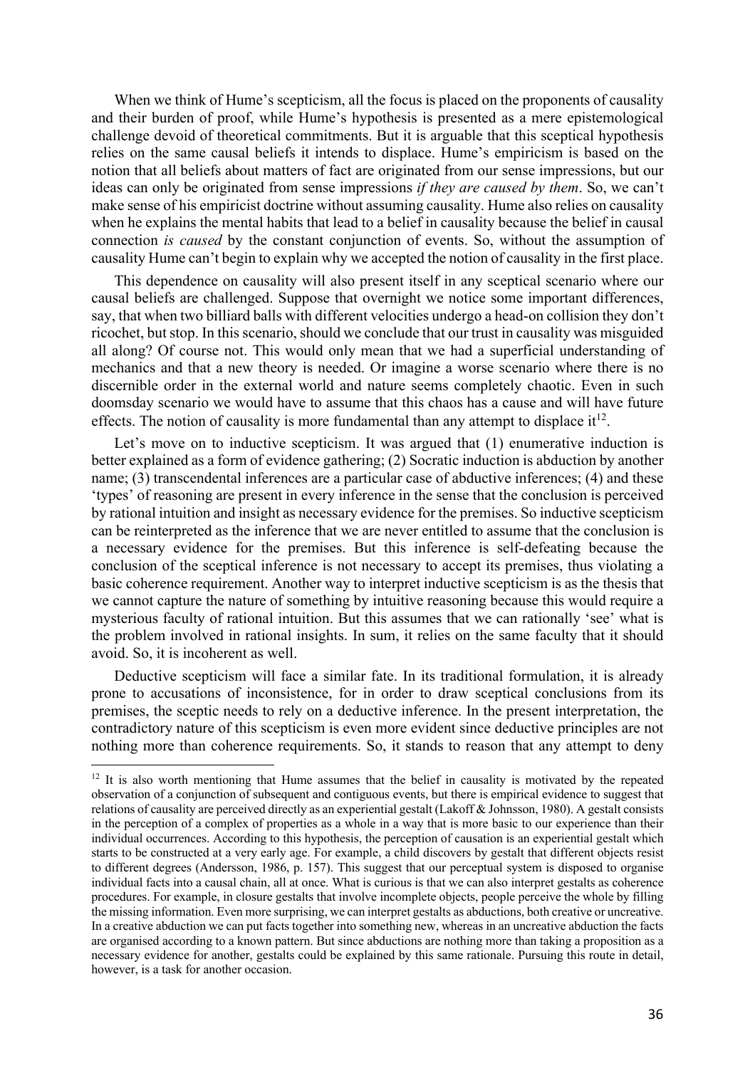When we think of Hume's scepticism, all the focus is placed on the proponents of causality and their burden of proof, while Hume's hypothesis is presented as a mere epistemological challenge devoid of theoretical commitments. But it is arguable that this sceptical hypothesis relies on the same causal beliefs it intends to displace. Hume's empiricism is based on the notion that all beliefs about matters of fact are originated from our sense impressions, but our ideas can only be originated from sense impressions *if they are caused by them*. So, we can't make sense of his empiricist doctrine without assuming causality. Hume also relies on causality when he explains the mental habits that lead to a belief in causality because the belief in causal connection *is caused* by the constant conjunction of events. So, without the assumption of causality Hume can't begin to explain why we accepted the notion of causality in the first place.

This dependence on causality will also present itself in any sceptical scenario where our causal beliefs are challenged. Suppose that overnight we notice some important differences, say, that when two billiard balls with different velocities undergo a head-on collision they don't ricochet, but stop. In this scenario, should we conclude that our trust in causality was misguided all along? Of course not. This would only mean that we had a superficial understanding of mechanics and that a new theory is needed. Or imagine a worse scenario where there is no discernible order in the external world and nature seems completely chaotic. Even in such doomsday scenario we would have to assume that this chaos has a cause and will have future effects. The notion of causality is more fundamental than any attempt to displace it[12].

Let's move on to inductive scepticism. It was argued that (1) enumerative induction is better explained as a form of evidence gathering; (2) Socratic induction is abduction by another name; (3) transcendental inferences are a particular case of abductive inferences; (4) and these 'types' of reasoning are present in every inference in the sense that the conclusion is perceived by rational intuition and insight as necessary evidence for the premises. So inductive scepticism can be reinterpreted as the inference that we are never entitled to assume that the conclusion is a necessary evidence for the premises. But this inference is self-defeating because the conclusion of the sceptical inference is not necessary to accept its premises, thus violating a basic coherence requirement. Another way to interpret inductive scepticism is as the thesis that we cannot capture the nature of something by intuitive reasoning because this would require a mysterious faculty of rational intuition. But this assumes that we can rationally 'see' what is the problem involved in rational insights. In sum, it relies on the same faculty that it should avoid. So, it is incoherent as well.

Deductive scepticism will face a similar fate. In its traditional formulation, it is already prone to accusations of inconsistence, for in order to draw sceptical conclusions from its premises, the sceptic needs to rely on a deductive inference. In the present interpretation, the contradictory nature of this scepticism is even more evident since deductive principles are not nothing more than coherence requirements. So, it stands to reason that any attempt to deny

[12] It is also worth mentioning that Hume assumes that the belief in causality is motivated by the repeated observation of a conjunction of subsequent and contiguous events, but there is empirical evidence to suggest that relations of causality are perceived directly as an experiential gestalt (Lakoff & Johnsson, 1980). A gestalt consists in the perception of a complex of properties as a whole in a way that is more basic to our experience than their individual occurrences. According to this hypothesis, the perception of causation is an experiential gestalt which starts to be constructed at a very early age. For example, a child discovers by gestalt that different objects resist to different degrees (Andersson, 1986, p. 157). This suggest that our perceptual system is disposed to organise individual facts into a causal chain, all at once. What is curious is that we can also interpret gestalts as coherence procedures. For example, in closure gestalts that involve incomplete objects, people perceive the whole by filling the missing information. Even more surprising, we can interpret gestalts as abductions, both creative or uncreative. In a creative abduction we can put facts together into something new, whereas in an uncreative abduction the facts are organised according to a known pattern. But since abductions are nothing more than taking a proposition as a necessary evidence for another, gestalts could be explained by this same rationale. Pursuing this route in detail, however, is a task for another occasion.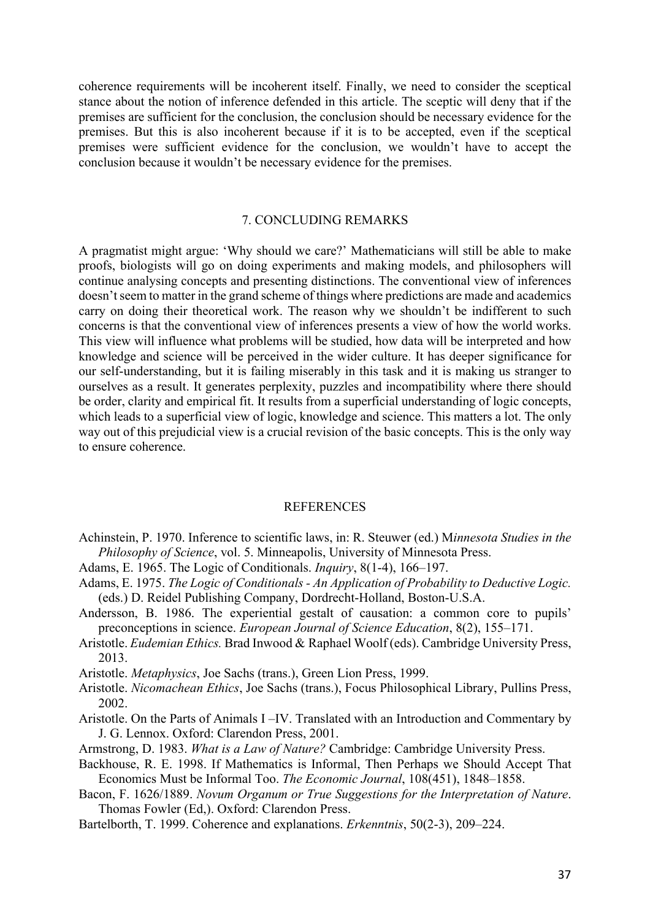coherence requirements will be incoherent itself. Finally, we need to consider the sceptical stance about the notion of inference defended in this article. The sceptic will deny that if the premises are sufficient for the conclusion, the conclusion should be necessary evidence for the premises. But this is also incoherent because if it is to be accepted, even if the sceptical premises were sufficient evidence for the conclusion, we wouldn't have to accept the conclusion because it wouldn't be necessary evidence for the premises.

## 7. CONCLUDING REMARKS

A pragmatist might argue: 'Why should we care?' Mathematicians will still be able to make proofs, biologists will go on doing experiments and making models, and philosophers will continue analysing concepts and presenting distinctions. The conventional view of inferences doesn't seem to matter in the grand scheme of things where predictions are made and academics carry on doing their theoretical work. The reason why we shouldn't be indifferent to such concerns is that the conventional view of inferences presents a view of how the world works. This view will influence what problems will be studied, how data will be interpreted and how knowledge and science will be perceived in the wider culture. It has deeper significance for our self-understanding, but it is failing miserably in this task and it is making us stranger to ourselves as a result. It generates perplexity, puzzles and incompatibility where there should be order, clarity and empirical fit. It results from a superficial understanding of logic concepts, which leads to a superficial view of logic, knowledge and science. This matters a lot. The only way out of this prejudicial view is a crucial revision of the basic concepts. This is the only way to ensure coherence.

## REFERENCES

Achinstein, P. 1970. Inference to scientific laws, in: R. Steuwer (ed.) M*innesota Studies in the Philosophy of Science*, vol. 5. Minneapolis, University of Minnesota Press.

Adams, E. 1965. The Logic of Conditionals. *Inquiry*, 8(1-4), 166–197.

Adams, E. 1975. *The Logic of Conditionals - An Application of Probability to Deductive Logic.* (eds.) D. Reidel Publishing Company, Dordrecht-Holland, Boston-U.S.A.

Andersson, B. 1986. The experiential gestalt of causation: a common core to pupils' preconceptions in science. *European Journal of Science Education*, 8(2), 155–171.

Aristotle. *Eudemian Ethics.* Brad Inwood & Raphael Woolf (eds). Cambridge University Press, 2013.

Aristotle. *Metaphysics*, Joe Sachs (trans.), Green Lion Press, 1999.

Aristotle. *Nicomachean Ethics*, Joe Sachs (trans.), Focus Philosophical Library, Pullins Press, 2002.

Aristotle. On the Parts of Animals I –IV. Translated with an Introduction and Commentary by J. G. Lennox. Oxford: Clarendon Press, 2001.

Armstrong, D. 1983. *What is a Law of Nature?* Cambridge: Cambridge University Press.

Backhouse, R. E. 1998. If Mathematics is Informal, Then Perhaps we Should Accept That Economics Must be Informal Too. *The Economic Journal*, 108(451), 1848–1858.

Bacon, F. 1626/1889. *Novum Organum or True Suggestions for the Interpretation of Nature*. Thomas Fowler (Ed,). Oxford: Clarendon Press.

Bartelborth, T. 1999. Coherence and explanations. *Erkenntnis*, 50(2-3), 209–224.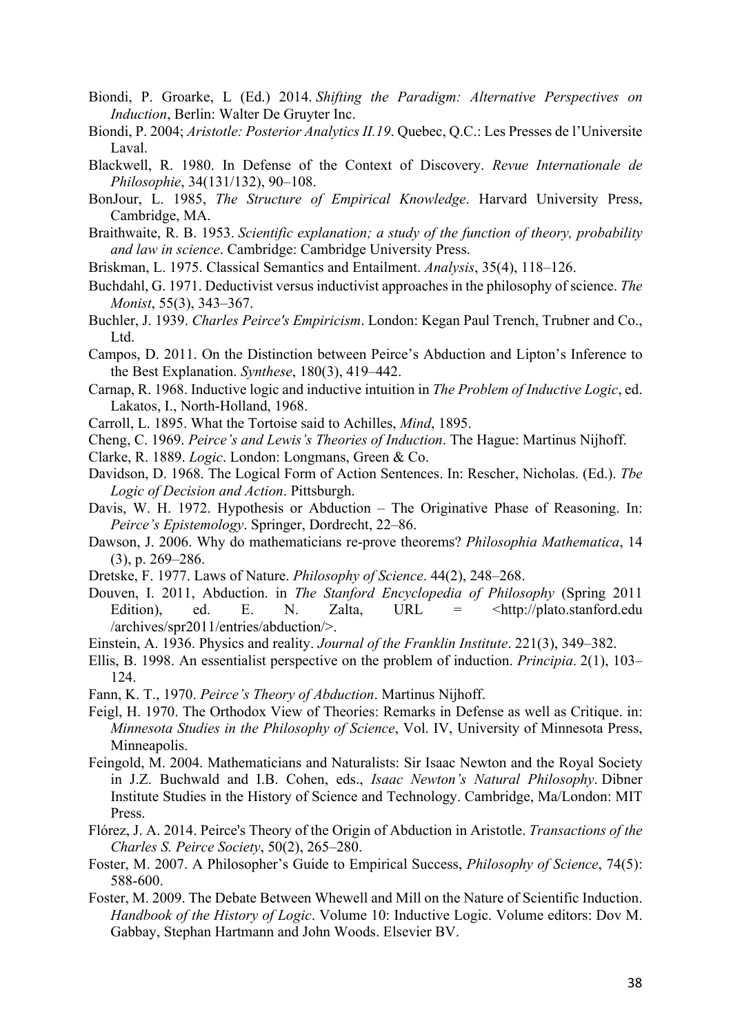Biondi, P. Groarke, L (Ed.) 2014. *Shifting the Paradigm: Alternative Perspectives on Induction*, Berlin: Walter De Gruyter Inc.

Biondi, P. 2004; *Aristotle: Posterior Analytics II.19*. Quebec, Q.C.: Les Presses de l'Universite Laval.

Blackwell, R. 1980. In Defense of the Context of Discovery. *Revue Internationale de Philosophie*, 34(131/132), 90–108.

BonJour, L. 1985, *The Structure of Empirical Knowledge*. Harvard University Press, Cambridge, MA.

Braithwaite, R. B. 1953. *Scientific explanation; a study of the function of theory, probability and law in science*. Cambridge: Cambridge University Press.

Briskman, L. 1975. Classical Semantics and Entailment. *Analysis*, 35(4), 118–126.

Buchdahl, G. 1971. Deductivist versus inductivist approaches in the philosophy of science. *The Monist*, 55(3), 343–367.

Buchler, J. 1939. *Charles Peirce's Empiricism*. London: Kegan Paul Trench, Trubner and Co., Ltd.

Campos, D. 2011. On the Distinction between Peirce's Abduction and Lipton's Inference to the Best Explanation. *Synthese*, 180(3), 419–442.

Carnap, R. 1968. Inductive logic and inductive intuition in *The Problem of Inductive Logic*, ed. Lakatos, I., North-Holland, 1968.

Carroll, L. 1895. What the Tortoise said to Achilles, *Mind*, 1895.

Cheng, C. 1969. *Peirce's and Lewis's Theories of Induction*. The Hague: Martinus Nijhoff.

Clarke, R. 1889. *Logic*. London: Longmans, Green & Co.

Davidson, D. 1968. The Logical Form of Action Sentences. In: Rescher, Nicholas. (Ed.). *Tbe Logic of Decision and Action*. Pittsburgh.

Davis, W. H. 1972. Hypothesis or Abduction – The Originative Phase of Reasoning. In: *Peirce's Epistemology*. Springer, Dordrecht, 22–86.

Dawson, J. 2006. Why do mathematicians re-prove theorems? *Philosophia Mathematica*, 14 (3), p. 269–286.

Dretske, F. 1977. Laws of Nature. *Philosophy of Science*. 44(2), 248–268.

Douven, I. 2011, Abduction. in *The Stanford Encyclopedia of Philosophy* (Spring 2011 Edition), ed. E. N. Zalta, URL = <http://plato.stanford.edu /archives/spr2011/entries/abduction/>.

Einstein, A. 1936. Physics and reality. *Journal of the Franklin Institute*. 221(3), 349–382.

Ellis, B. 1998. An essentialist perspective on the problem of induction. *Principia*. 2(1), 103–124.

Fann, K. T., 1970. *Peirce's Theory of Abduction*. Martinus Nijhoff.

Feigl, H. 1970. The Orthodox View of Theories: Remarks in Defense as well as Critique. in: *Minnesota Studies in the Philosophy of Science*, Vol. IV, University of Minnesota Press, Minneapolis.

Feingold, M. 2004. Mathematicians and Naturalists: Sir Isaac Newton and the Royal Society in J.Z. Buchwald and I.B. Cohen, eds., *Isaac Newton's Natural Philosophy*. Dibner Institute Studies in the History of Science and Technology. Cambridge, Ma/London: MIT Press.

Flórez, J. A. 2014. Peirce's Theory of the Origin of Abduction in Aristotle. *Transactions of the Charles S. Peirce Society*, 50(2), 265–280.

Foster, M. 2007. A Philosopher's Guide to Empirical Success, *Philosophy of Science*, 74(5): 588-600.

Foster, M. 2009. The Debate Between Whewell and Mill on the Nature of Scientific Induction. *Handbook of the History of Logic*. Volume 10: Inductive Logic. Volume editors: Dov M. Gabbay, Stephan Hartmann and John Woods. Elsevier BV.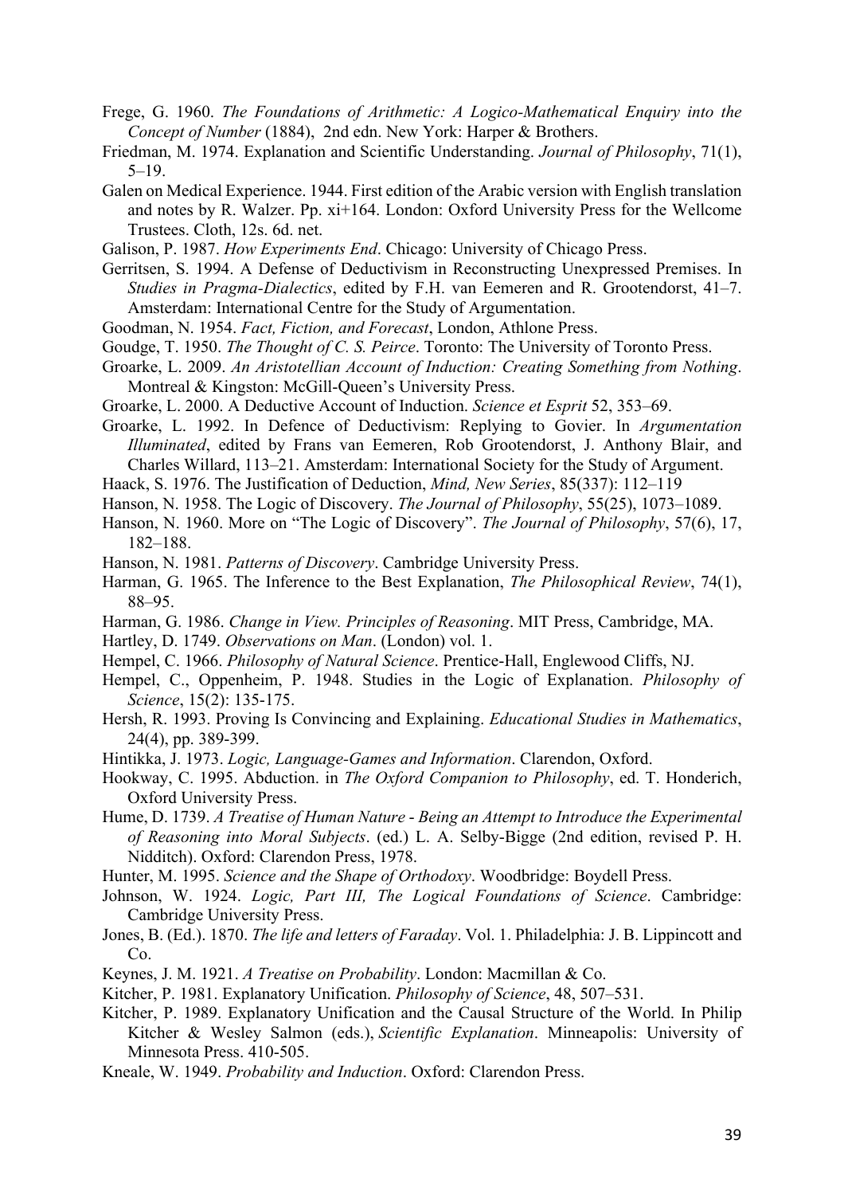Frege, G. 1960. *The Foundations of Arithmetic: A Logico-Mathematical Enquiry into the Concept of Number* (1884), 2nd edn. New York: Harper & Brothers.

Friedman, M. 1974. Explanation and Scientific Understanding. *Journal of Philosophy*, 71(1), 5–19.

Galen on Medical Experience. 1944. First edition of the Arabic version with English translation and notes by R. Walzer. Pp. xi+164. London: Oxford University Press for the Wellcome Trustees. Cloth, 12s. 6d. net.

Galison, P. 1987. *How Experiments End*. Chicago: University of Chicago Press.

Gerritsen, S. 1994. A Defense of Deductivism in Reconstructing Unexpressed Premises. In *Studies in Pragma-Dialectics*, edited by F.H. van Eemeren and R. Grootendorst, 41–7. Amsterdam: International Centre for the Study of Argumentation.

Goodman, N. 1954. *Fact, Fiction, and Forecast*, London, Athlone Press.

Goudge, T. 1950. *The Thought of C. S. Peirce*. Toronto: The University of Toronto Press.

Groarke, L. 2009. *An Aristotellian Account of Induction: Creating Something from Nothing*. Montreal & Kingston: McGill-Queen's University Press.

Groarke, L. 2000. A Deductive Account of Induction. *Science et Esprit* 52, 353–69.

Groarke, L. 1992. In Defence of Deductivism: Replying to Govier. In *Argumentation Illuminated*, edited by Frans van Eemeren, Rob Grootendorst, J. Anthony Blair, and Charles Willard, 113–21. Amsterdam: International Society for the Study of Argument.

Haack, S. 1976. The Justification of Deduction, *Mind, New Series*, 85(337): 112–119

Hanson, N. 1958. The Logic of Discovery. *The Journal of Philosophy*, 55(25), 1073–1089.

Hanson, N. 1960. More on "The Logic of Discovery". *The Journal of Philosophy*, 57(6), 17, 182–188.

Hanson, N. 1981. *Patterns of Discovery*. Cambridge University Press.

Harman, G. 1965. The Inference to the Best Explanation, *The Philosophical Review*, 74(1), 88–95.

Harman, G. 1986. *Change in View. Principles of Reasoning*. MIT Press, Cambridge, MA.

Hartley, D. 1749. *Observations on Man*. (London) vol. 1.

Hempel, C. 1966. *Philosophy of Natural Science*. Prentice-Hall, Englewood Cliffs, NJ.

Hempel, C., Oppenheim, P. 1948. Studies in the Logic of Explanation. *Philosophy of Science*, 15(2): 135-175.

Hersh, R. 1993. Proving Is Convincing and Explaining. *Educational Studies in Mathematics*, 24(4), pp. 389-399.

Hintikka, J. 1973. *Logic, Language-Games and Information*. Clarendon, Oxford.

Hookway, C. 1995. Abduction. in *The Oxford Companion to Philosophy*, ed. T. Honderich, Oxford University Press.

Hume, D. 1739. *A Treatise of Human Nature - Being an Attempt to Introduce the Experimental of Reasoning into Moral Subjects*. (ed.) L. A. Selby-Bigge (2nd edition, revised P. H. Nidditch). Oxford: Clarendon Press, 1978.

Hunter, M. 1995. *Science and the Shape of Orthodoxy*. Woodbridge: Boydell Press.

Johnson, W. 1924. *Logic, Part III, The Logical Foundations of Science*. Cambridge: Cambridge University Press.

Jones, B. (Ed.). 1870. *The life and letters of Faraday*. Vol. 1. Philadelphia: J. B. Lippincott and Co.

Keynes, J. M. 1921. *A Treatise on Probability*. London: Macmillan & Co.

Kitcher, P. 1981. Explanatory Unification. *Philosophy of Science*, 48, 507–531.

Kitcher, P. 1989. Explanatory Unification and the Causal Structure of the World. In Philip Kitcher & Wesley Salmon (eds.), *Scientific Explanation*. Minneapolis: University of Minnesota Press. 410-505.

Kneale, W. 1949. *Probability and Induction*. Oxford: Clarendon Press.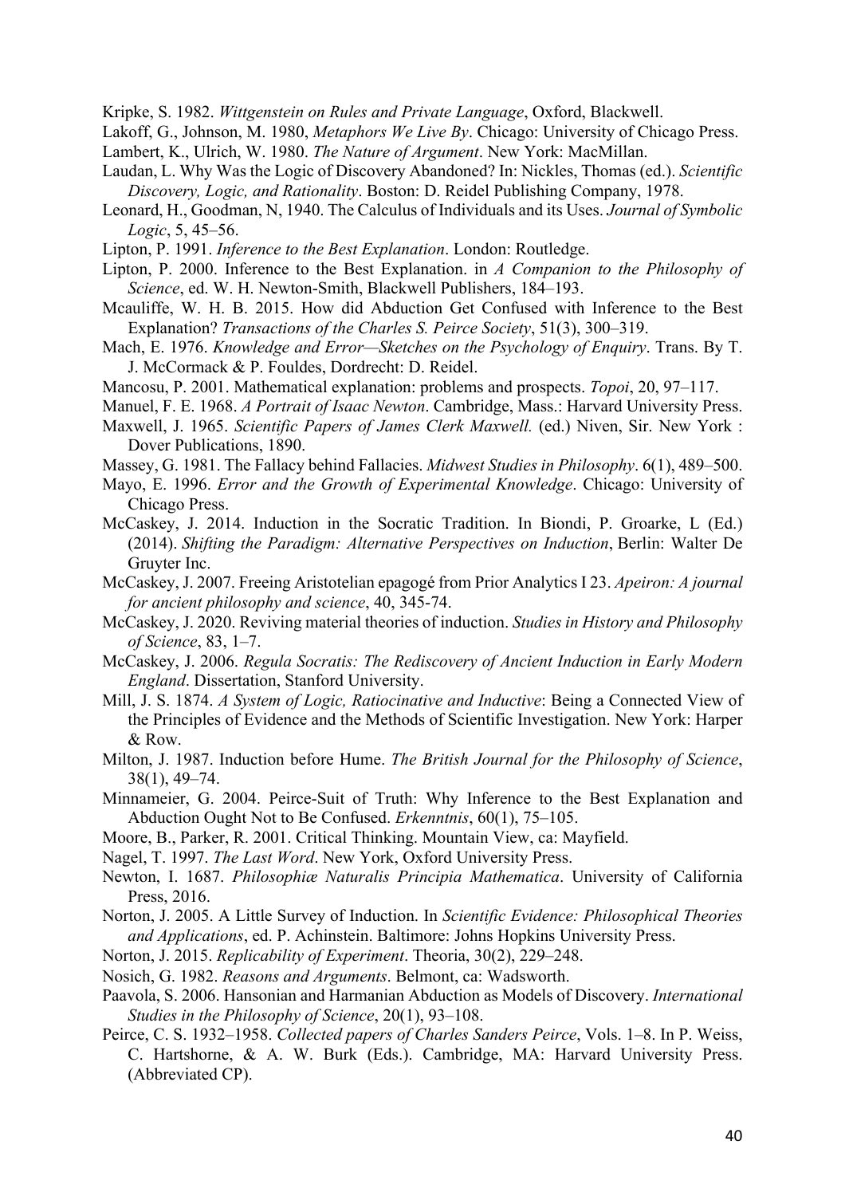Kripke, S. 1982. *Wittgenstein on Rules and Private Language*, Oxford, Blackwell.

Lakoff, G., Johnson, M. 1980, *Metaphors We Live By*. Chicago: University of Chicago Press.

Lambert, K., Ulrich, W. 1980. *The Nature of Argument*. New York: MacMillan.

Laudan, L. Why Was the Logic of Discovery Abandoned? In: Nickles, Thomas (ed.). *Scientific Discovery, Logic, and Rationality*. Boston: D. Reidel Publishing Company, 1978.

Leonard, H., Goodman, N, 1940. The Calculus of Individuals and its Uses. *Journal of Symbolic Logic*, 5, 45–56.

Lipton, P. 1991. *Inference to the Best Explanation*. London: Routledge.

Lipton, P. 2000. Inference to the Best Explanation. in *A Companion to the Philosophy of Science*, ed. W. H. Newton-Smith, Blackwell Publishers, 184–193.

Mcauliffe, W. H. B. 2015. How did Abduction Get Confused with Inference to the Best Explanation? *Transactions of the Charles S. Peirce Society*, 51(3), 300–319.

Mach, E. 1976. *Knowledge and Error—Sketches on the Psychology of Enquiry*. Trans. By T. J. McCormack & P. Fouldes, Dordrecht: D. Reidel.

Mancosu, P. 2001. Mathematical explanation: problems and prospects. *Topoi*, 20, 97–117.

Manuel, F. E. 1968. *A Portrait of Isaac Newton*. Cambridge, Mass.: Harvard University Press.

Maxwell, J. 1965. *Scientific Papers of James Clerk Maxwell.* (ed.) Niven, Sir. New York : Dover Publications, 1890.

Massey, G. 1981. The Fallacy behind Fallacies. *Midwest Studies in Philosophy*. 6(1), 489–500.

Mayo, E. 1996. *Error and the Growth of Experimental Knowledge*. Chicago: University of Chicago Press.

McCaskey, J. 2014. Induction in the Socratic Tradition. In Biondi, P. Groarke, L (Ed.) (2014). *Shifting the Paradigm: Alternative Perspectives on Induction*, Berlin: Walter De Gruyter Inc.

McCaskey, J. 2007. Freeing Aristotelian epagogé from Prior Analytics I 23. *Apeiron: A journal for ancient philosophy and science*, 40, 345-74.

McCaskey, J. 2020. Reviving material theories of induction. *Studies in History and Philosophy of Science*, 83, 1–7.

McCaskey, J. 2006. *Regula Socratis: The Rediscovery of Ancient Induction in Early Modern England*. Dissertation, Stanford University.

Mill, J. S. 1874. *A System of Logic, Ratiocinative and Inductive*: Being a Connected View of the Principles of Evidence and the Methods of Scientific Investigation. New York: Harper & Row.

Milton, J. 1987. Induction before Hume. *The British Journal for the Philosophy of Science*, 38(1), 49–74.

Minnameier, G. 2004. Peirce-Suit of Truth: Why Inference to the Best Explanation and Abduction Ought Not to Be Confused. *Erkenntnis*, 60(1), 75–105.

Moore, B., Parker, R. 2001. Critical Thinking. Mountain View, ca: Mayfield.

Nagel, T. 1997. *The Last Word*. New York, Oxford University Press.

Newton, I. 1687. *Philosophiæ Naturalis Principia Mathematica*. University of California Press, 2016.

Norton, J. 2005. A Little Survey of Induction. In *Scientific Evidence: Philosophical Theories and Applications*, ed. P. Achinstein. Baltimore: Johns Hopkins University Press.

Norton, J. 2015. *Replicability of Experiment*. Theoria, 30(2), 229–248.

Nosich, G. 1982. *Reasons and Arguments*. Belmont, ca: Wadsworth.

Paavola, S. 2006. Hansonian and Harmanian Abduction as Models of Discovery. *International Studies in the Philosophy of Science*, 20(1), 93–108.

Peirce, C. S. 1932–1958. *Collected papers of Charles Sanders Peirce*, Vols. 1–8. In P. Weiss, C. Hartshorne, & A. W. Burk (Eds.). Cambridge, MA: Harvard University Press. (Abbreviated CP).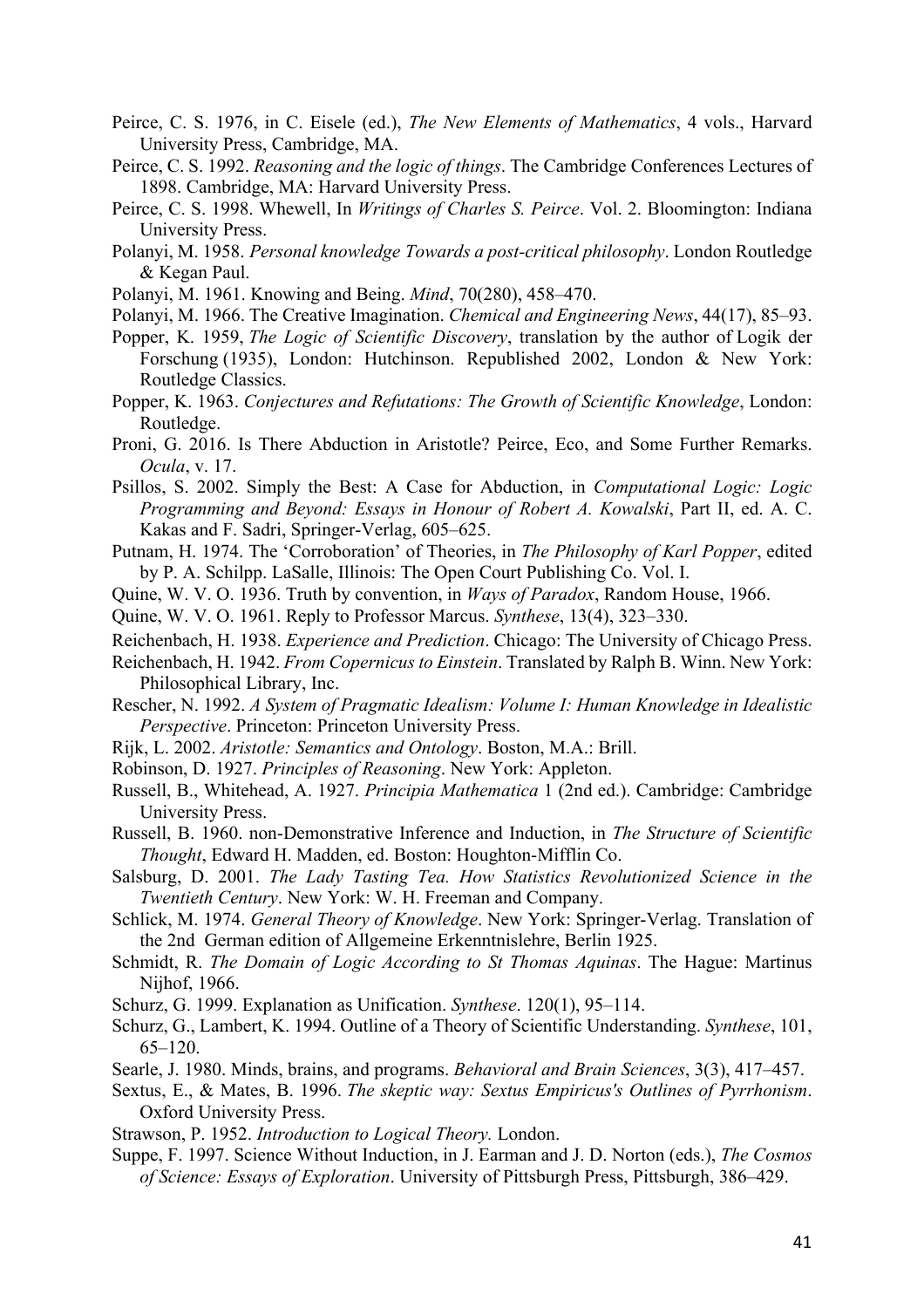Peirce, C. S. 1976, in C. Eisele (ed.), *The New Elements of Mathematics*, 4 vols., Harvard University Press, Cambridge, MA.

Peirce, C. S. 1992. *Reasoning and the logic of things*. The Cambridge Conferences Lectures of 1898. Cambridge, MA: Harvard University Press.

Peirce, C. S. 1998. Whewell, In *Writings of Charles S. Peirce*. Vol. 2. Bloomington: Indiana University Press.

Polanyi, M. 1958. *Personal knowledge Towards a post-critical philosophy*. London Routledge & Kegan Paul.

Polanyi, M. 1961. Knowing and Being. *Mind*, 70(280), 458–470.

Polanyi, M. 1966. The Creative Imagination. *Chemical and Engineering News*, 44(17), 85–93.

Popper, K. 1959, *The Logic of Scientific Discovery*, translation by the author of Logik der Forschung (1935), London: Hutchinson. Republished 2002, London & New York: Routledge Classics.

Popper, K. 1963. *Conjectures and Refutations: The Growth of Scientific Knowledge*, London: Routledge.

Proni, G. 2016. Is There Abduction in Aristotle? Peirce, Eco, and Some Further Remarks. *Ocula*, v. 17.

Psillos, S. 2002. Simply the Best: A Case for Abduction, in *Computational Logic: Logic Programming and Beyond: Essays in Honour of Robert A. Kowalski*, Part II, ed. A. C. Kakas and F. Sadri, Springer-Verlag, 605–625.

Putnam, H. 1974. The 'Corroboration' of Theories, in *The Philosophy of Karl Popper*, edited by P. A. Schilpp. LaSalle, Illinois: The Open Court Publishing Co. Vol. I.

Quine, W. V. O. 1936. Truth by convention, in *Ways of Paradox*, Random House, 1966.

Quine, W. V. O. 1961. Reply to Professor Marcus. *Synthese*, 13(4), 323–330.

Reichenbach, H. 1938. *Experience and Prediction*. Chicago: The University of Chicago Press.

Reichenbach, H. 1942. *From Copernicus to Einstein*. Translated by Ralph B. Winn. New York: Philosophical Library, Inc.

Rescher, N. 1992. *A System of Pragmatic Idealism: Volume I: Human Knowledge in Idealistic Perspective*. Princeton: Princeton University Press.

Rijk, L. 2002. *Aristotle: Semantics and Ontology*. Boston, M.A.: Brill.

Robinson, D. 1927. *Principles of Reasoning*. New York: Appleton.

Russell, B., Whitehead, A. 1927. *Principia Mathematica* 1 (2nd ed.). Cambridge: Cambridge University Press.

Russell, B. 1960. non-Demonstrative Inference and Induction, in *The Structure of Scientific Thought*, Edward H. Madden, ed. Boston: Houghton-Mifflin Co.

Salsburg, D. 2001. *The Lady Tasting Tea. How Statistics Revolutionized Science in the Twentieth Century*. New York: W. H. Freeman and Company.

Schlick, M. 1974. *General Theory of Knowledge*. New York: Springer-Verlag. Translation of the 2nd German edition of Allgemeine Erkenntnislehre, Berlin 1925.

Schmidt, R. *The Domain of Logic According to St Thomas Aquinas*. The Hague: Martinus Nijhof, 1966.

Schurz, G. 1999. Explanation as Unification. *Synthese*. 120(1), 95–114.

Schurz, G., Lambert, K. 1994. Outline of a Theory of Scientific Understanding. *Synthese*, 101, 65–120.

Searle, J. 1980. Minds, brains, and programs. *Behavioral and Brain Sciences*, 3(3), 417–457.

Sextus, E., & Mates, B. 1996. *The skeptic way: Sextus Empiricus's Outlines of Pyrrhonism*. Oxford University Press.

Strawson, P. 1952. *Introduction to Logical Theory.* London.

Suppe, F. 1997. Science Without Induction, in J. Earman and J. D. Norton (eds.), *The Cosmos of Science: Essays of Exploration*. University of Pittsburgh Press, Pittsburgh, 386–429.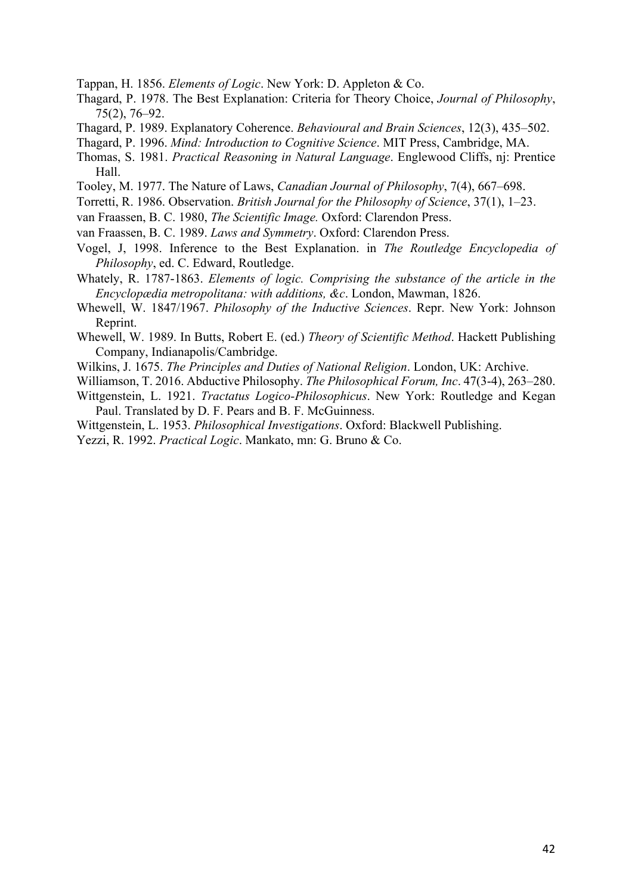Tappan, H. 1856. *Elements of Logic*. New York: D. Appleton & Co.

Thagard, P. 1978. The Best Explanation: Criteria for Theory Choice, *Journal of Philosophy*, 75(2), 76–92.

Thagard, P. 1989. Explanatory Coherence. *Behavioural and Brain Sciences*, 12(3), 435–502.

Thagard, P. 1996. *Mind: Introduction to Cognitive Science*. MIT Press, Cambridge, MA.

Thomas, S. 1981. *Practical Reasoning in Natural Language*. Englewood Cliffs, nj: Prentice Hall.

Tooley, M. 1977. The Nature of Laws, *Canadian Journal of Philosophy*, 7(4), 667–698.

Torretti, R. 1986. Observation. *British Journal for the Philosophy of Science*, 37(1), 1–23.

van Fraassen, B. C. 1980, *The Scientific Image.* Oxford: Clarendon Press.

van Fraassen, B. C. 1989. *Laws and Symmetry*. Oxford: Clarendon Press.

Vogel, J, 1998. Inference to the Best Explanation. in *The Routledge Encyclopedia of Philosophy*, ed. C. Edward, Routledge.

Whately, R. 1787-1863. *Elements of logic. Comprising the substance of the article in the Encyclopædia metropolitana: with additions, &c*. London, Mawman, 1826.

Whewell, W. 1847/1967. *Philosophy of the Inductive Sciences*. Repr. New York: Johnson Reprint.

Whewell, W. 1989. In Butts, Robert E. (ed.) *Theory of Scientific Method*. Hackett Publishing Company, Indianapolis/Cambridge.

Wilkins, J. 1675. *The Principles and Duties of National Religion*. London, UK: Archive.

Williamson, T. 2016. Abductive Philosophy. *The Philosophical Forum, Inc*. 47(3-4), 263–280.

Wittgenstein, L. 1921. *Tractatus Logico-Philosophicus*. New York: Routledge and Kegan Paul. Translated by D. F. Pears and B. F. McGuinness.

Wittgenstein, L. 1953. *Philosophical Investigations*. Oxford: Blackwell Publishing.

Yezzi, R. 1992. *Practical Logic*. Mankato, mn: G. Bruno & Co.